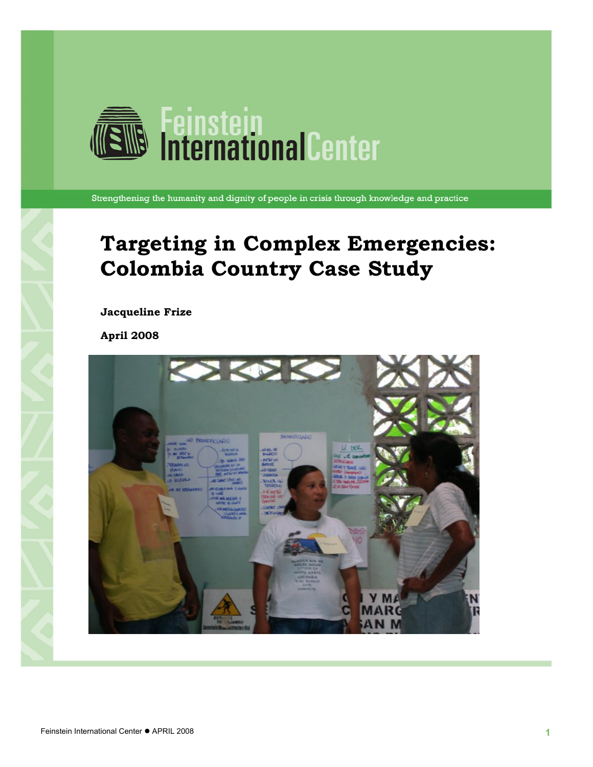Feinstein International Center

Strengthening the humanity and dignity of people in crisis through knowledge and practice

# Targeting in Complex Emergencies: Colombia Country Case Study

**Jacqueline Frize**

**April 2008**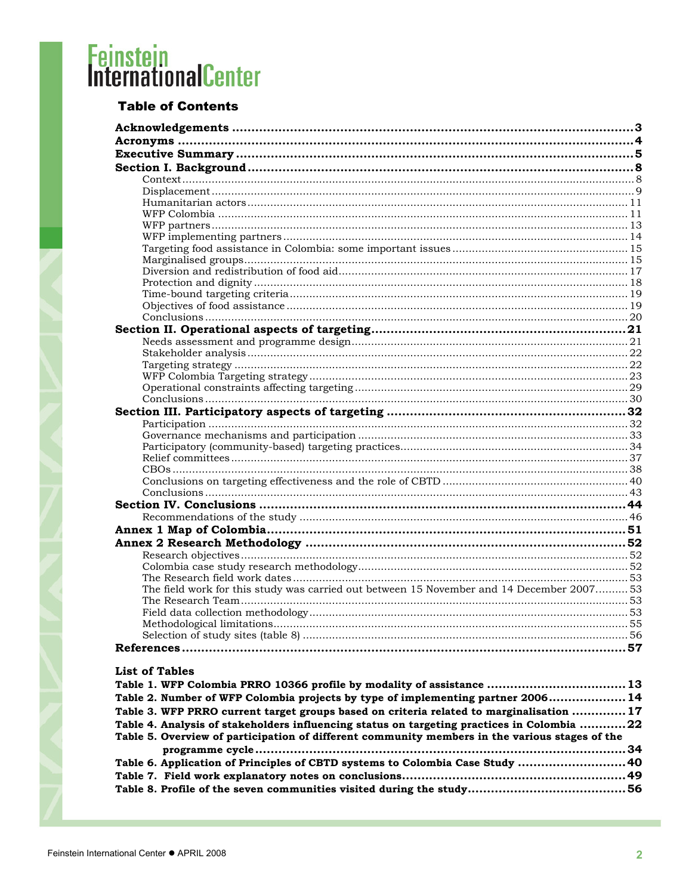Feinstein International Center

## Table of Contents

**Acknowledgements** ..... 3
**Acronyms** ..... 4
**Executive Summary** ..... 5
**Section I. Background** ..... 8
- Context ..... 8
- Displacement ..... 9
- Humanitarian actors ..... 11
- WFP Colombia ..... 11
- WFP partners ..... 13
- WFP implementing partners ..... 14
- Targeting food assistance in Colombia: some important issues ..... 15
- Marginalised groups ..... 15
- Diversion and redistribution of food aid ..... 17
- Protection and dignity ..... 18
- Time-bound targeting criteria ..... 19
- Objectives of food assistance ..... 19
- Conclusions ..... 20

**Section II. Operational aspects of targeting** ..... 21
- Needs assessment and programme design ..... 21
- Stakeholder analysis ..... 22
- Targeting strategy ..... 22
- WFP Colombia Targeting strategy ..... 23
- Operational constraints affecting targeting ..... 29
- Conclusions ..... 30

**Section III. Participatory aspects of targeting** ..... 32
- Participation ..... 32
- Governance mechanisms and participation ..... 33
- Participatory (community-based) targeting practices ..... 34
- Relief committees ..... 37
- CBOs ..... 38
- Conclusions on targeting effectiveness and the role of CBTD ..... 40
- Conclusions ..... 43

**Section IV. Conclusions** ..... 44
- Recommendations of the study ..... 46

**Annex 1 Map of Colombia** ..... 51
**Annex 2 Research Methodology** ..... 52
- Research objectives ..... 52
- Colombia case study research methodology ..... 52
- The Research field work dates ..... 53
- The field work for this study was carried out between 15 November and 14 December 2007 ..... 53
- The Research Team ..... 53
- Field data collection methodology ..... 53
- Methodological limitations ..... 55
- Selection of study sites (table 8) ..... 56

**References** ..... 57

### List of Tables

**Table 1. WFP Colombia PRRO 10366 profile by modality of assistance** ..... 13
**Table 2. Number of WFP Colombia projects by type of implementing partner 2006** ..... 14
**Table 3. WFP PRRO current target groups based on criteria related to marginalisation** ..... 17
**Table 4. Analysis of stakeholders influencing status on targeting practices in Colombia** ..... 22
**Table 5. Overview of participation of different community members in the various stages of the programme cycle** ..... 34
**Table 6. Application of Principles of CBTD systems to Colombia Case Study** ..... 40
**Table 7. Field work explanatory notes on conclusions** ..... 49
**Table 8. Profile of the seven communities visited during the study** ..... 56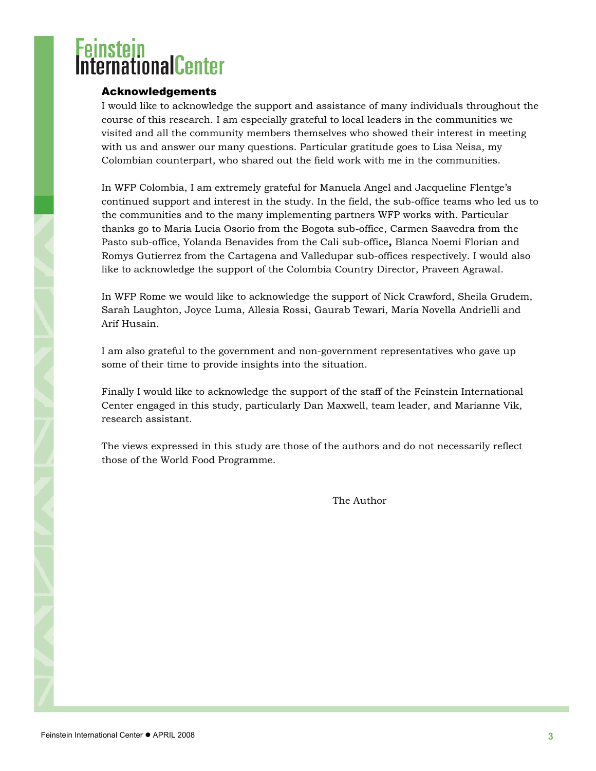## Acknowledgements

I would like to acknowledge the support and assistance of many individuals throughout the course of this research. I am especially grateful to local leaders in the communities we visited and all the community members themselves who showed their interest in meeting with us and answer our many questions. Particular gratitude goes to Lisa Neisa, my Colombian counterpart, who shared out the field work with me in the communities.

In WFP Colombia, I am extremely grateful for Manuela Angel and Jacqueline Flentge's continued support and interest in the study. In the field, the sub-office teams who led us to the communities and to the many implementing partners WFP works with. Particular thanks go to Maria Lucia Osorio from the Bogota sub-office, Carmen Saavedra from the Pasto sub-office, Yolanda Benavides from the Cali sub-office**,** Blanca Noemi Florian and Romys Gutierrez from the Cartagena and Valledupar sub-offices respectively. I would also like to acknowledge the support of the Colombia Country Director, Praveen Agrawal.

In WFP Rome we would like to acknowledge the support of Nick Crawford, Sheila Grudem, Sarah Laughton, Joyce Luma, Allesia Rossi, Gaurab Tewari, Maria Novella Andrielli and Arif Husain.

I am also grateful to the government and non-government representatives who gave up some of their time to provide insights into the situation.

Finally I would like to acknowledge the support of the staff of the Feinstein International Center engaged in this study, particularly Dan Maxwell, team leader, and Marianne Vik, research assistant.

The views expressed in this study are those of the authors and do not necessarily reflect those of the World Food Programme.

The Author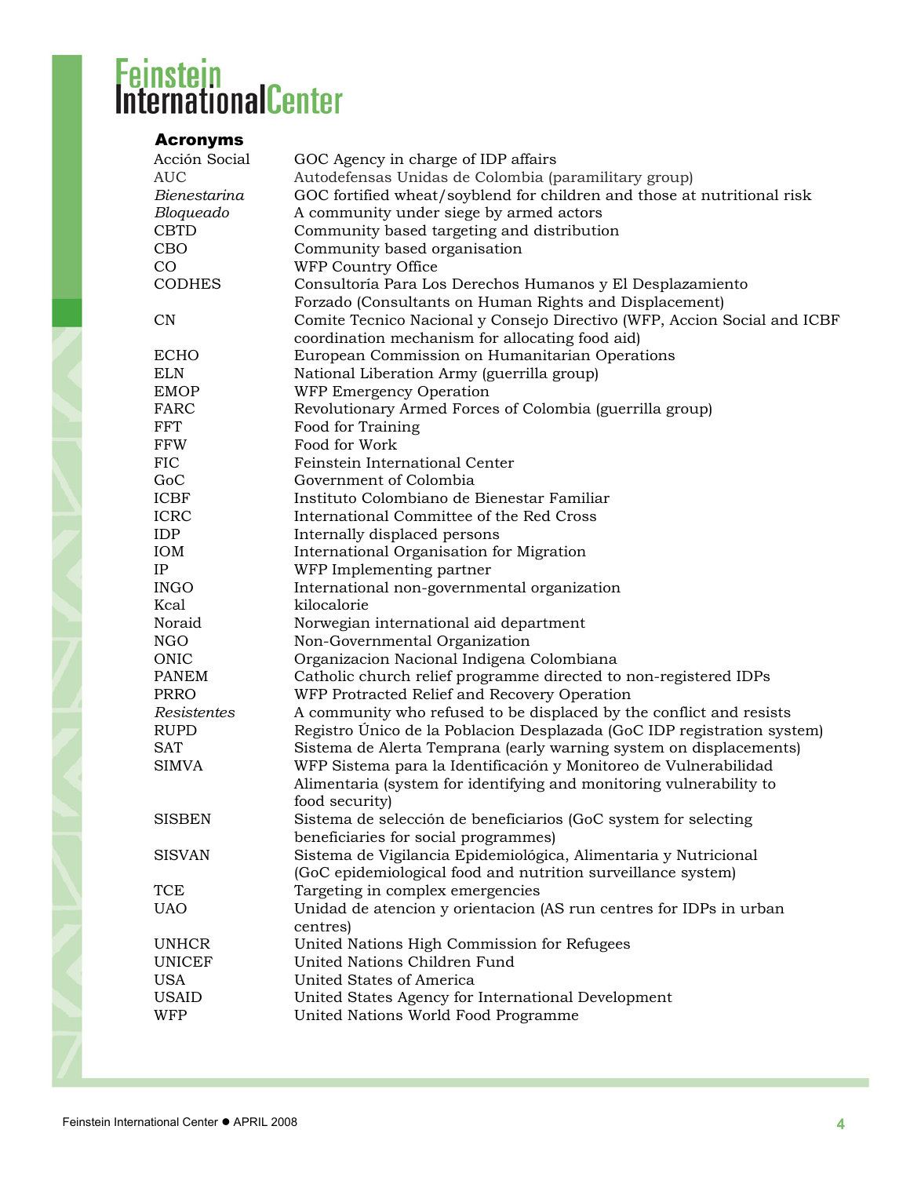## Acronyms

| | |
|---|---|
| Acción Social | GOC Agency in charge of IDP affairs |
| AUC | Autodefensas Unidas de Colombia (paramilitary group) |
| *Bienestarina* | GOC fortified wheat/soyblend for children and those at nutritional risk |
| *Bloqueado* | A community under siege by armed actors |
| CBTD | Community based targeting and distribution |
| CBO | Community based organisation |
| CO | WFP Country Office |
| CODHES | Consultoría Para Los Derechos Humanos y El Desplazamiento Forzado (Consultants on Human Rights and Displacement) |
| CN | Comite Tecnico Nacional y Consejo Directivo (WFP, Accion Social and ICBF coordination mechanism for allocating food aid) |
| ECHO | European Commission on Humanitarian Operations |
| ELN | National Liberation Army (guerrilla group) |
| EMOP | WFP Emergency Operation |
| FARC | Revolutionary Armed Forces of Colombia (guerrilla group) |
| FFT | Food for Training |
| FFW | Food for Work |
| FIC | Feinstein International Center |
| GoC | Government of Colombia |
| ICBF | Instituto Colombiano de Bienestar Familiar |
| ICRC | International Committee of the Red Cross |
| IDP | Internally displaced persons |
| IOM | International Organisation for Migration |
| IP | WFP Implementing partner |
| INGO | International non-governmental organization |
| Kcal | kilocalorie |
| Noraid | Norwegian international aid department |
| NGO | Non-Governmental Organization |
| ONIC | Organizacion Nacional Indigena Colombiana |
| PANEM | Catholic church relief programme directed to non-registered IDPs |
| PRRO | WFP Protracted Relief and Recovery Operation |
| *Resistentes* | A community who refused to be displaced by the conflict and resists |
| RUPD | Registro Único de la Poblacion Desplazada (GoC IDP registration system) |
| SAT | Sistema de Alerta Temprana (early warning system on displacements) |
| SIMVA | WFP Sistema para la Identificación y Monitoreo de Vulnerabilidad Alimentaria (system for identifying and monitoring vulnerability to food security) |
| SISBEN | Sistema de selección de beneficiarios (GoC system for selecting beneficiaries for social programmes) |
| SISVAN | Sistema de Vigilancia Epidemiológica, Alimentaria y Nutricional (GoC epidemiological food and nutrition surveillance system) |
| TCE | Targeting in complex emergencies |
| UAO | Unidad de atencion y orientacion (AS run centres for IDPs in urban centres) |
| UNHCR | United Nations High Commission for Refugees |
| UNICEF | United Nations Children Fund |
| USA | United States of America |
| USAID | United States Agency for International Development |
| WFP | United Nations World Food Programme |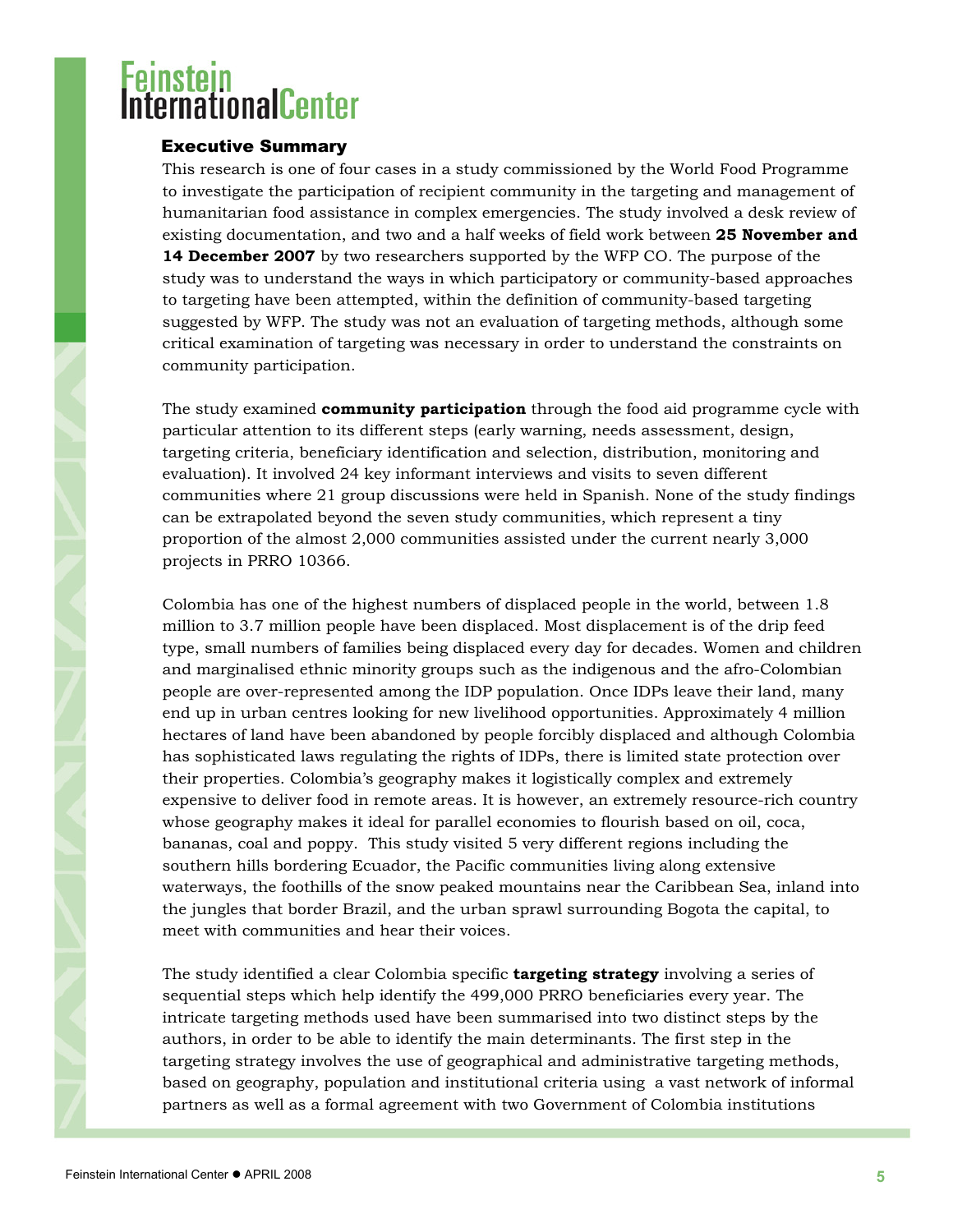## Executive Summary

This research is one of four cases in a study commissioned by the World Food Programme to investigate the participation of recipient community in the targeting and management of humanitarian food assistance in complex emergencies. The study involved a desk review of existing documentation, and two and a half weeks of field work between **25 November and 14 December 2007** by two researchers supported by the WFP CO. The purpose of the study was to understand the ways in which participatory or community-based approaches to targeting have been attempted, within the definition of community-based targeting suggested by WFP. The study was not an evaluation of targeting methods, although some critical examination of targeting was necessary in order to understand the constraints on community participation.

The study examined **community participation** through the food aid programme cycle with particular attention to its different steps (early warning, needs assessment, design, targeting criteria, beneficiary identification and selection, distribution, monitoring and evaluation). It involved 24 key informant interviews and visits to seven different communities where 21 group discussions were held in Spanish. None of the study findings can be extrapolated beyond the seven study communities, which represent a tiny proportion of the almost 2,000 communities assisted under the current nearly 3,000 projects in PRRO 10366.

Colombia has one of the highest numbers of displaced people in the world, between 1.8 million to 3.7 million people have been displaced. Most displacement is of the drip feed type, small numbers of families being displaced every day for decades. Women and children and marginalised ethnic minority groups such as the indigenous and the afro-Colombian people are over-represented among the IDP population. Once IDPs leave their land, many end up in urban centres looking for new livelihood opportunities. Approximately 4 million hectares of land have been abandoned by people forcibly displaced and although Colombia has sophisticated laws regulating the rights of IDPs, there is limited state protection over their properties. Colombia's geography makes it logistically complex and extremely expensive to deliver food in remote areas. It is however, an extremely resource-rich country whose geography makes it ideal for parallel economies to flourish based on oil, coca, bananas, coal and poppy. This study visited 5 very different regions including the southern hills bordering Ecuador, the Pacific communities living along extensive waterways, the foothills of the snow peaked mountains near the Caribbean Sea, inland into the jungles that border Brazil, and the urban sprawl surrounding Bogota the capital, to meet with communities and hear their voices.

The study identified a clear Colombia specific **targeting strategy** involving a series of sequential steps which help identify the 499,000 PRRO beneficiaries every year. The intricate targeting methods used have been summarised into two distinct steps by the authors, in order to be able to identify the main determinants. The first step in the targeting strategy involves the use of geographical and administrative targeting methods, based on geography, population and institutional criteria using a vast network of informal partners as well as a formal agreement with two Government of Colombia institutions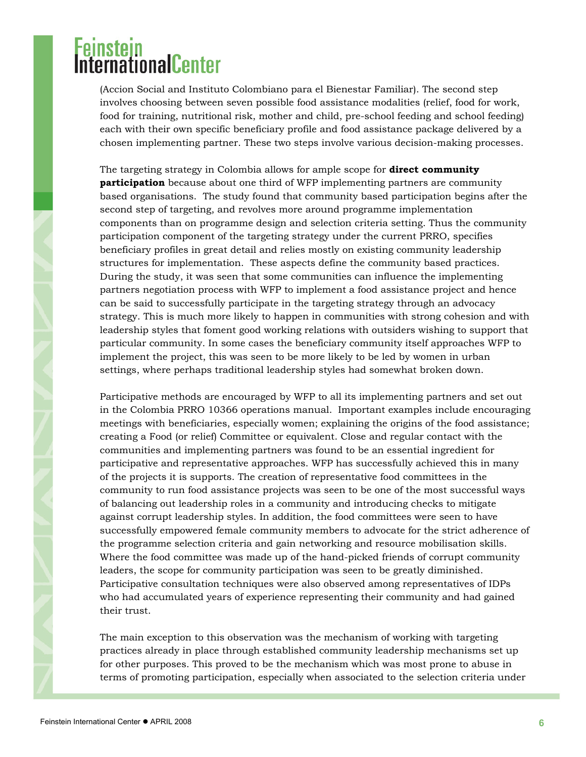(Accion Social and Instituto Colombiano para el Bienestar Familiar). The second step involves choosing between seven possible food assistance modalities (relief, food for work, food for training, nutritional risk, mother and child, pre-school feeding and school feeding) each with their own specific beneficiary profile and food assistance package delivered by a chosen implementing partner. These two steps involve various decision-making processes.

The targeting strategy in Colombia allows for ample scope for **direct community participation** because about one third of WFP implementing partners are community based organisations. The study found that community based participation begins after the second step of targeting, and revolves more around programme implementation components than on programme design and selection criteria setting. Thus the community participation component of the targeting strategy under the current PRRO, specifies beneficiary profiles in great detail and relies mostly on existing community leadership structures for implementation. These aspects define the community based practices. During the study, it was seen that some communities can influence the implementing partners negotiation process with WFP to implement a food assistance project and hence can be said to successfully participate in the targeting strategy through an advocacy strategy. This is much more likely to happen in communities with strong cohesion and with leadership styles that foment good working relations with outsiders wishing to support that particular community. In some cases the beneficiary community itself approaches WFP to implement the project, this was seen to be more likely to be led by women in urban settings, where perhaps traditional leadership styles had somewhat broken down.

Participative methods are encouraged by WFP to all its implementing partners and set out in the Colombia PRRO 10366 operations manual. Important examples include encouraging meetings with beneficiaries, especially women; explaining the origins of the food assistance; creating a Food (or relief) Committee or equivalent. Close and regular contact with the communities and implementing partners was found to be an essential ingredient for participative and representative approaches. WFP has successfully achieved this in many of the projects it is supports. The creation of representative food committees in the community to run food assistance projects was seen to be one of the most successful ways of balancing out leadership roles in a community and introducing checks to mitigate against corrupt leadership styles. In addition, the food committees were seen to have successfully empowered female community members to advocate for the strict adherence of the programme selection criteria and gain networking and resource mobilisation skills. Where the food committee was made up of the hand-picked friends of corrupt community leaders, the scope for community participation was seen to be greatly diminished. Participative consultation techniques were also observed among representatives of IDPs who had accumulated years of experience representing their community and had gained their trust.

The main exception to this observation was the mechanism of working with targeting practices already in place through established community leadership mechanisms set up for other purposes. This proved to be the mechanism which was most prone to abuse in terms of promoting participation, especially when associated to the selection criteria under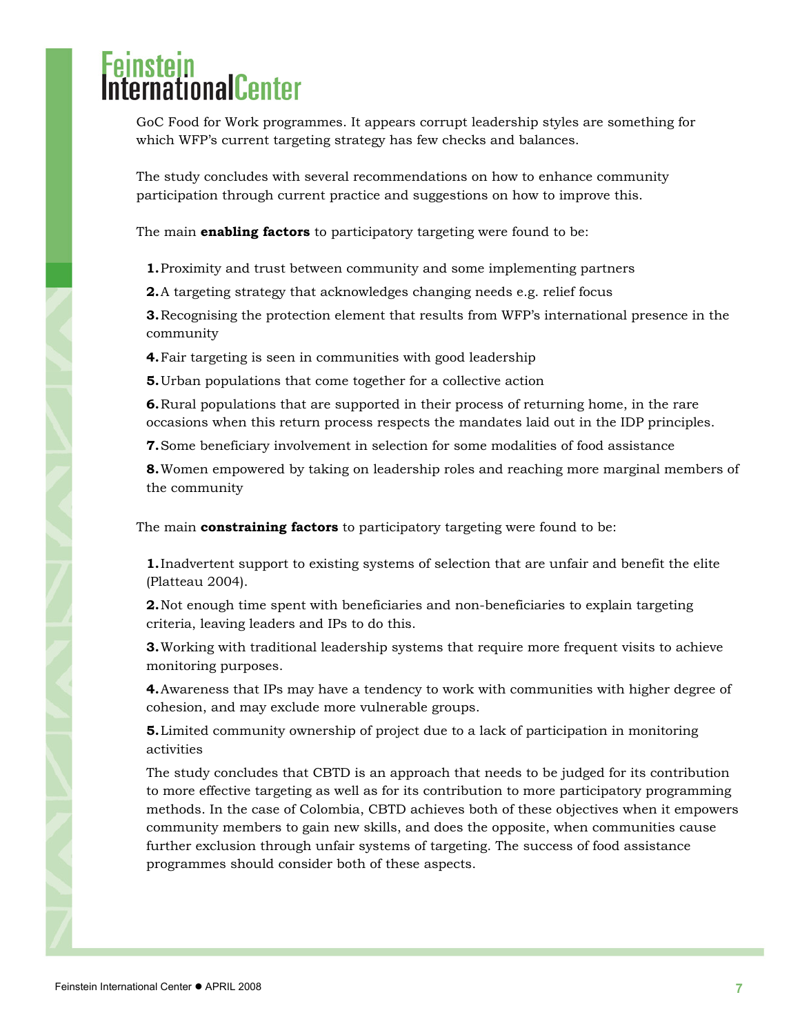GoC Food for Work programmes. It appears corrupt leadership styles are something for which WFP's current targeting strategy has few checks and balances.

The study concludes with several recommendations on how to enhance community participation through current practice and suggestions on how to improve this.

The main **enabling factors** to participatory targeting were found to be:

1. Proximity and trust between community and some implementing partners
2. A targeting strategy that acknowledges changing needs e.g. relief focus
3. Recognising the protection element that results from WFP's international presence in the community
4. Fair targeting is seen in communities with good leadership
5. Urban populations that come together for a collective action
6. Rural populations that are supported in their process of returning home, in the rare occasions when this return process respects the mandates laid out in the IDP principles.
7. Some beneficiary involvement in selection for some modalities of food assistance
8. Women empowered by taking on leadership roles and reaching more marginal members of the community

The main **constraining factors** to participatory targeting were found to be:

1. Inadvertent support to existing systems of selection that are unfair and benefit the elite (Platteau 2004).
2. Not enough time spent with beneficiaries and non-beneficiaries to explain targeting criteria, leaving leaders and IPs to do this.
3. Working with traditional leadership systems that require more frequent visits to achieve monitoring purposes.
4. Awareness that IPs may have a tendency to work with communities with higher degree of cohesion, and may exclude more vulnerable groups.
5. Limited community ownership of project due to a lack of participation in monitoring activities

The study concludes that CBTD is an approach that needs to be judged for its contribution to more effective targeting as well as for its contribution to more participatory programming methods. In the case of Colombia, CBTD achieves both of these objectives when it empowers community members to gain new skills, and does the opposite, when communities cause further exclusion through unfair systems of targeting. The success of food assistance programmes should consider both of these aspects.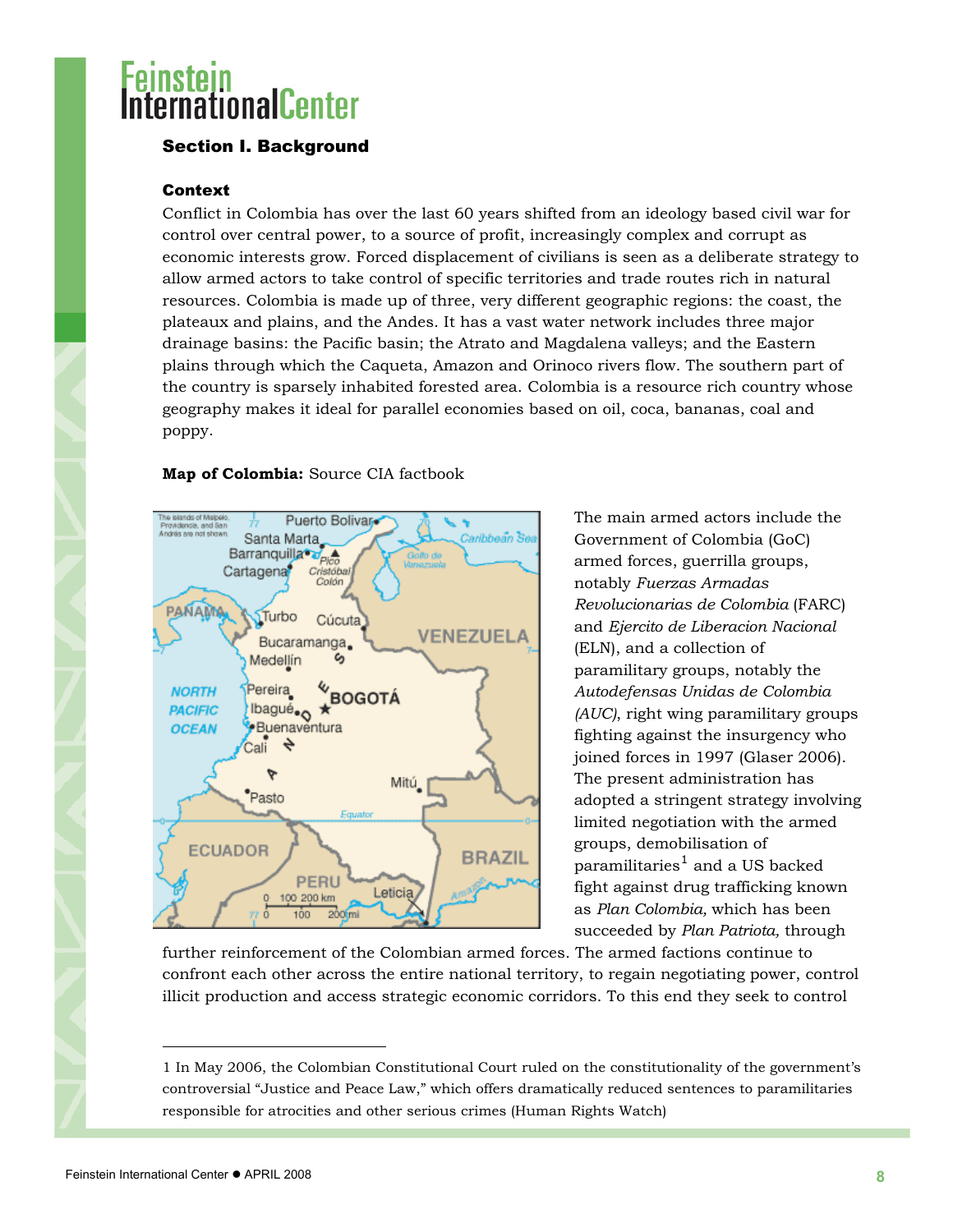## Section I. Background

### Context

Conflict in Colombia has over the last 60 years shifted from an ideology based civil war for control over central power, to a source of profit, increasingly complex and corrupt as economic interests grow. Forced displacement of civilians is seen as a deliberate strategy to allow armed actors to take control of specific territories and trade routes rich in natural resources. Colombia is made up of three, very different geographic regions: the coast, the plateaux and plains, and the Andes. It has a vast water network includes three major drainage basins: the Pacific basin; the Atrato and Magdalena valleys; and the Eastern plains through which the Caqueta, Amazon and Orinoco rivers flow. The southern part of the country is sparsely inhabited forested area. Colombia is a resource rich country whose geography makes it ideal for parallel economies based on oil, coca, bananas, coal and poppy.

**Map of Colombia:** Source CIA factbook

The main armed actors include the Government of Colombia (GoC) armed forces, guerrilla groups, notably *Fuerzas Armadas Revolucionarias de Colombia* (FARC) and *Ejercito de Liberacion Nacional* (ELN), and a collection of paramilitary groups, notably the *Autodefensas Unidas de Colombia (AUC)*, right wing paramilitary groups fighting against the insurgency who joined forces in 1997 (Glaser 2006). The present administration has adopted a stringent strategy involving limited negotiation with the armed groups, demobilisation of paramilitaries[1] and a US backed fight against drug trafficking known as *Plan Colombia,* which has been succeeded by *Plan Patriota,* through further reinforcement of the Colombian armed forces. The armed factions continue to confront each other across the entire national territory, to regain negotiating power, control illicit production and access strategic economic corridors. To this end they seek to control

1 In May 2006, the Colombian Constitutional Court ruled on the constitutionality of the government's controversial "Justice and Peace Law," which offers dramatically reduced sentences to paramilitaries responsible for atrocities and other serious crimes (Human Rights Watch)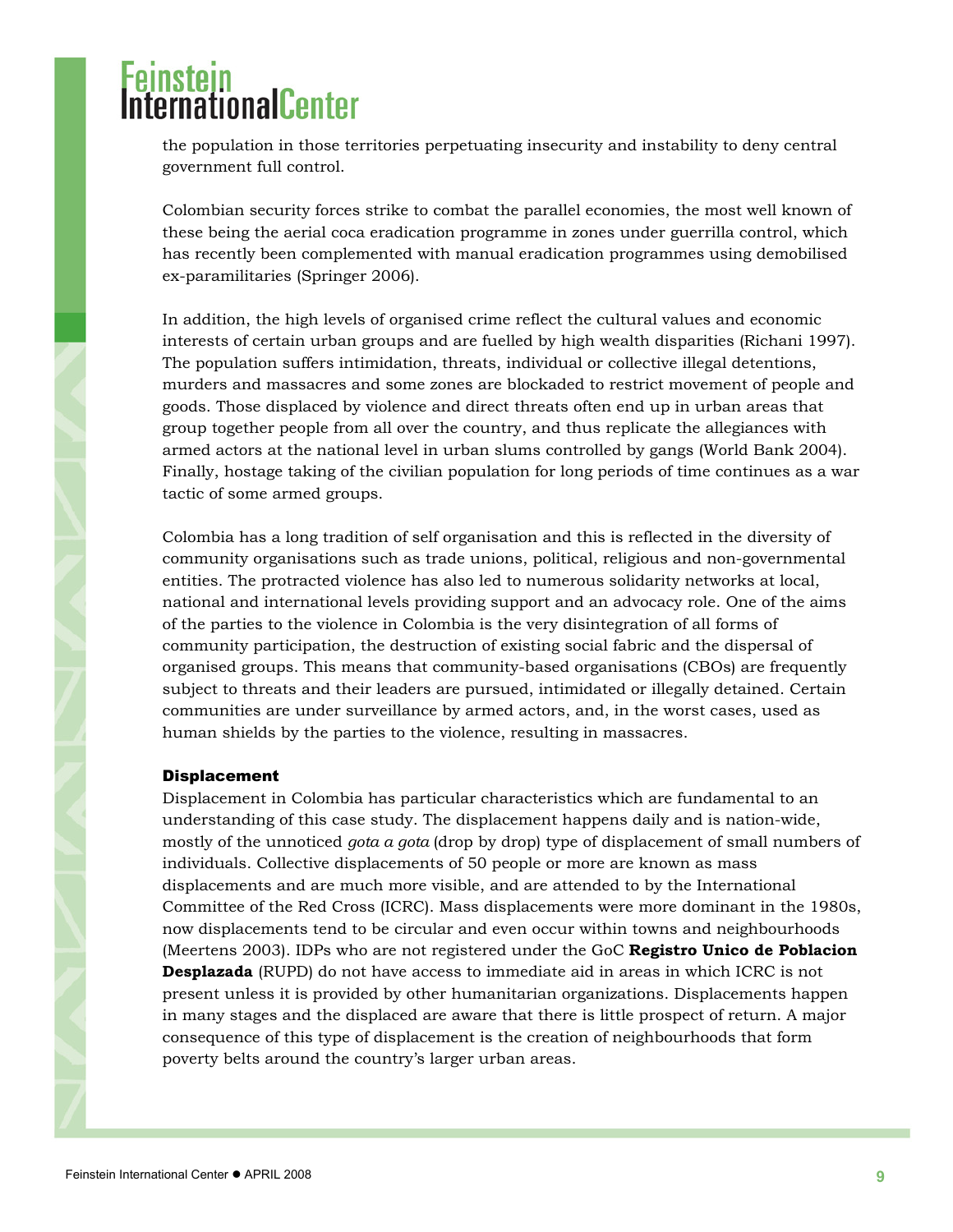the population in those territories perpetuating insecurity and instability to deny central government full control.

Colombian security forces strike to combat the parallel economies, the most well known of these being the aerial coca eradication programme in zones under guerrilla control, which has recently been complemented with manual eradication programmes using demobilised ex-paramilitaries (Springer 2006).

In addition, the high levels of organised crime reflect the cultural values and economic interests of certain urban groups and are fuelled by high wealth disparities (Richani 1997). The population suffers intimidation, threats, individual or collective illegal detentions, murders and massacres and some zones are blockaded to restrict movement of people and goods. Those displaced by violence and direct threats often end up in urban areas that group together people from all over the country, and thus replicate the allegiances with armed actors at the national level in urban slums controlled by gangs (World Bank 2004). Finally, hostage taking of the civilian population for long periods of time continues as a war tactic of some armed groups.

Colombia has a long tradition of self organisation and this is reflected in the diversity of community organisations such as trade unions, political, religious and non-governmental entities. The protracted violence has also led to numerous solidarity networks at local, national and international levels providing support and an advocacy role. One of the aims of the parties to the violence in Colombia is the very disintegration of all forms of community participation, the destruction of existing social fabric and the dispersal of organised groups. This means that community-based organisations (CBOs) are frequently subject to threats and their leaders are pursued, intimidated or illegally detained. Certain communities are under surveillance by armed actors, and, in the worst cases, used as human shields by the parties to the violence, resulting in massacres.

### Displacement

Displacement in Colombia has particular characteristics which are fundamental to an understanding of this case study. The displacement happens daily and is nation-wide, mostly of the unnoticed *gota a gota* (drop by drop) type of displacement of small numbers of individuals. Collective displacements of 50 people or more are known as mass displacements and are much more visible, and are attended to by the International Committee of the Red Cross (ICRC). Mass displacements were more dominant in the 1980s, now displacements tend to be circular and even occur within towns and neighbourhoods (Meertens 2003). IDPs who are not registered under the GoC **Registro Unico de Poblacion Desplazada** (RUPD) do not have access to immediate aid in areas in which ICRC is not present unless it is provided by other humanitarian organizations. Displacements happen in many stages and the displaced are aware that there is little prospect of return. A major consequence of this type of displacement is the creation of neighbourhoods that form poverty belts around the country's larger urban areas.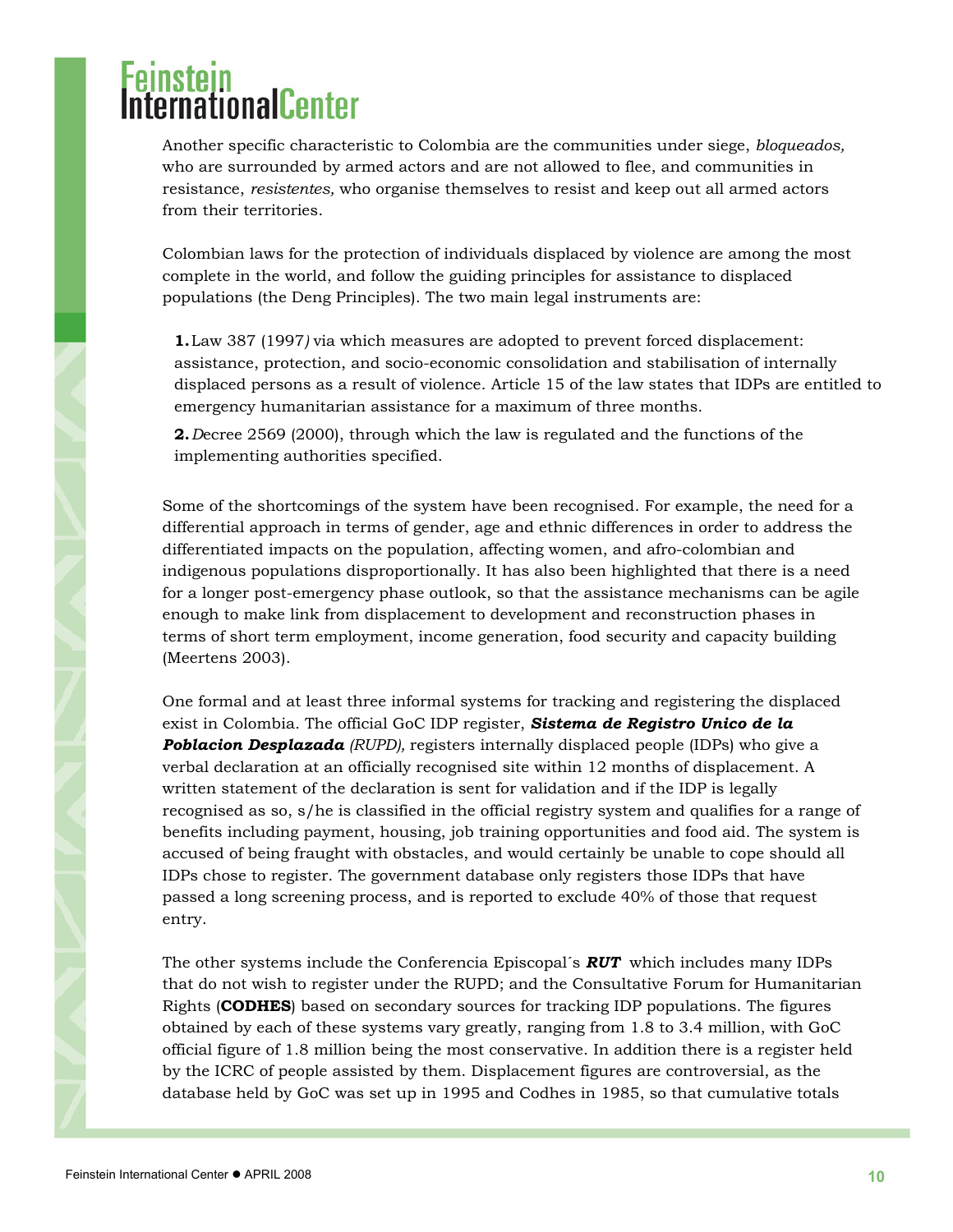Another specific characteristic to Colombia are the communities under siege, *bloqueados,* who are surrounded by armed actors and are not allowed to flee, and communities in resistance, *resistentes,* who organise themselves to resist and keep out all armed actors from their territories.

Colombian laws for the protection of individuals displaced by violence are among the most complete in the world, and follow the guiding principles for assistance to displaced populations (the Deng Principles). The two main legal instruments are:

1. Law 387 (1997) via which measures are adopted to prevent forced displacement: assistance, protection, and socio-economic consolidation and stabilisation of internally displaced persons as a result of violence. Article 15 of the law states that IDPs are entitled to emergency humanitarian assistance for a maximum of three months.
2. Decree 2569 (2000), through which the law is regulated and the functions of the implementing authorities specified.

Some of the shortcomings of the system have been recognised. For example, the need for a differential approach in terms of gender, age and ethnic differences in order to address the differentiated impacts on the population, affecting women, and afro-colombian and indigenous populations disproportionally. It has also been highlighted that there is a need for a longer post-emergency phase outlook, so that the assistance mechanisms can be agile enough to make link from displacement to development and reconstruction phases in terms of short term employment, income generation, food security and capacity building (Meertens 2003).

One formal and at least three informal systems for tracking and registering the displaced exist in Colombia. The official GoC IDP register, ***Sistema de Registro Unico de la Poblacion Desplazada*** *(RUPD),* registers internally displaced people (IDPs) who give a verbal declaration at an officially recognised site within 12 months of displacement. A written statement of the declaration is sent for validation and if the IDP is legally recognised as so, s/he is classified in the official registry system and qualifies for a range of benefits including payment, housing, job training opportunities and food aid. The system is accused of being fraught with obstacles, and would certainly be unable to cope should all IDPs chose to register. The government database only registers those IDPs that have passed a long screening process, and is reported to exclude 40% of those that request entry.

The other systems include the Conferencia Episcopal´s ***RUT*** which includes many IDPs that do not wish to register under the RUPD; and the Consultative Forum for Humanitarian Rights (**CODHES**) based on secondary sources for tracking IDP populations. The figures obtained by each of these systems vary greatly, ranging from 1.8 to 3.4 million, with GoC official figure of 1.8 million being the most conservative. In addition there is a register held by the ICRC of people assisted by them. Displacement figures are controversial, as the database held by GoC was set up in 1995 and Codhes in 1985, so that cumulative totals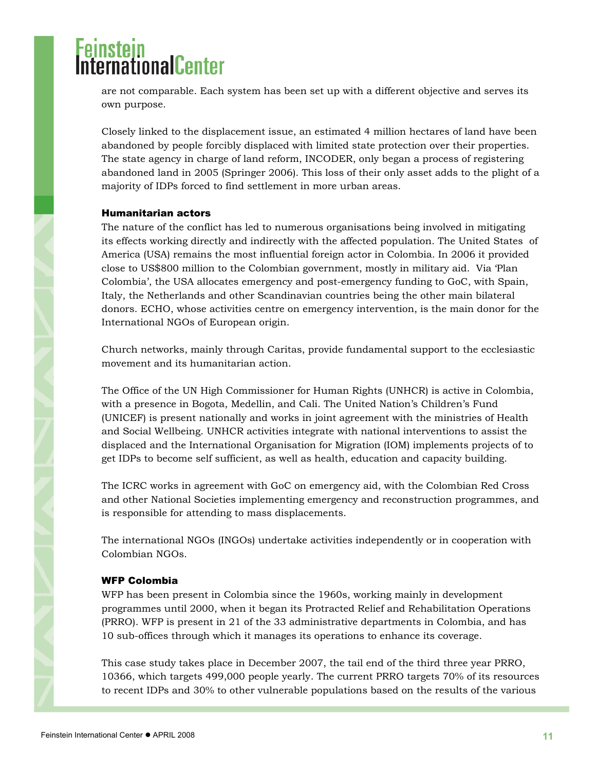are not comparable. Each system has been set up with a different objective and serves its own purpose.

Closely linked to the displacement issue, an estimated 4 million hectares of land have been abandoned by people forcibly displaced with limited state protection over their properties. The state agency in charge of land reform, INCODER, only began a process of registering abandoned land in 2005 (Springer 2006). This loss of their only asset adds to the plight of a majority of IDPs forced to find settlement in more urban areas.

#### Humanitarian actors

The nature of the conflict has led to numerous organisations being involved in mitigating its effects working directly and indirectly with the affected population. The United States of America (USA) remains the most influential foreign actor in Colombia. In 2006 it provided close to US$800 million to the Colombian government, mostly in military aid. Via 'Plan Colombia', the USA allocates emergency and post-emergency funding to GoC, with Spain, Italy, the Netherlands and other Scandinavian countries being the other main bilateral donors. ECHO, whose activities centre on emergency intervention, is the main donor for the International NGOs of European origin.

Church networks, mainly through Caritas, provide fundamental support to the ecclesiastic movement and its humanitarian action.

The Office of the UN High Commissioner for Human Rights (UNHCR) is active in Colombia, with a presence in Bogota, Medellin, and Cali. The United Nation's Children's Fund (UNICEF) is present nationally and works in joint agreement with the ministries of Health and Social Wellbeing. UNHCR activities integrate with national interventions to assist the displaced and the International Organisation for Migration (IOM) implements projects of to get IDPs to become self sufficient, as well as health, education and capacity building.

The ICRC works in agreement with GoC on emergency aid, with the Colombian Red Cross and other National Societies implementing emergency and reconstruction programmes, and is responsible for attending to mass displacements.

The international NGOs (INGOs) undertake activities independently or in cooperation with Colombian NGOs.

#### WFP Colombia

WFP has been present in Colombia since the 1960s, working mainly in development programmes until 2000, when it began its Protracted Relief and Rehabilitation Operations (PRRO). WFP is present in 21 of the 33 administrative departments in Colombia, and has 10 sub-offices through which it manages its operations to enhance its coverage.

This case study takes place in December 2007, the tail end of the third three year PRRO, 10366, which targets 499,000 people yearly. The current PRRO targets 70% of its resources to recent IDPs and 30% to other vulnerable populations based on the results of the various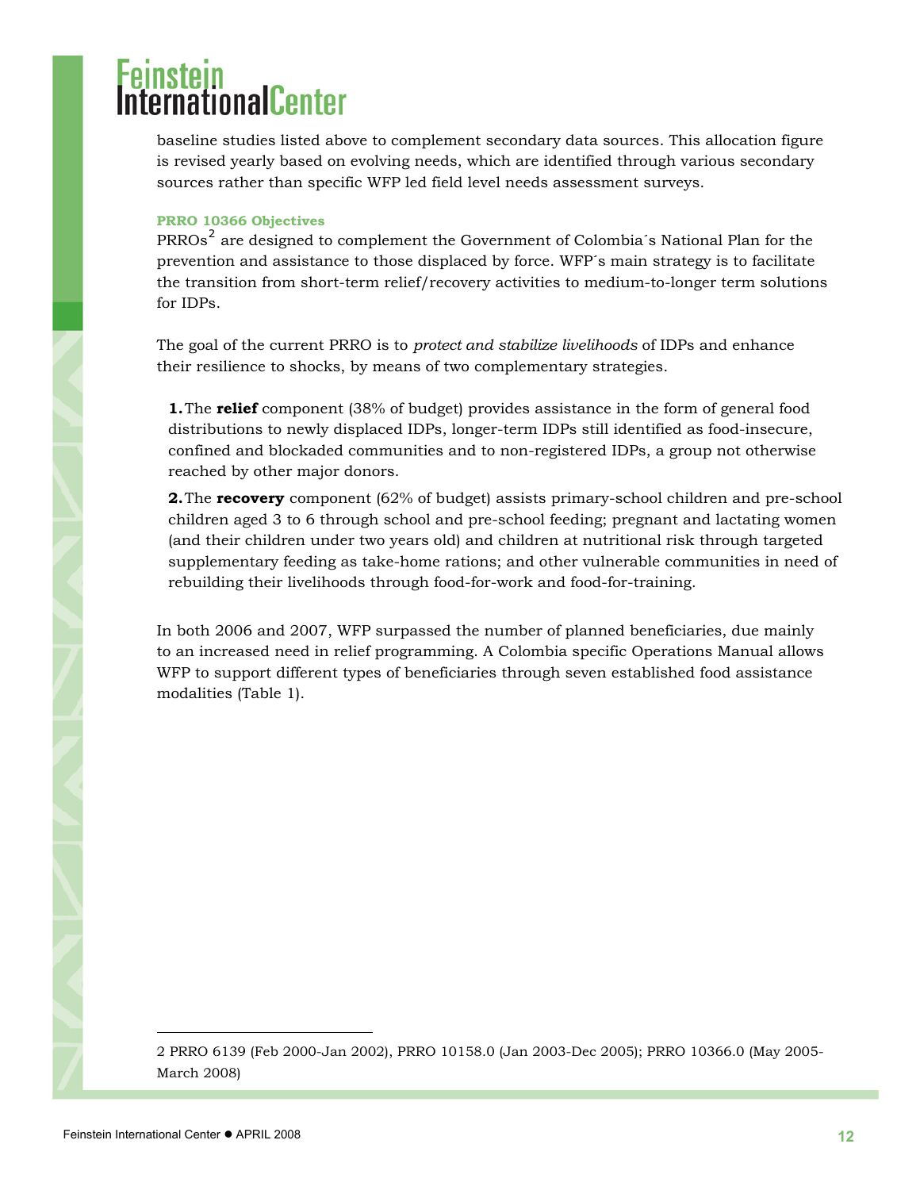baseline studies listed above to complement secondary data sources. This allocation figure is revised yearly based on evolving needs, which are identified through various secondary sources rather than specific WFP led field level needs assessment surveys.

### PRRO 10366 Objectives

PRROs[2] are designed to complement the Government of Colombia´s National Plan for the prevention and assistance to those displaced by force. WFP´s main strategy is to facilitate the transition from short-term relief/recovery activities to medium-to-longer term solutions for IDPs.

The goal of the current PRRO is to *protect and stabilize livelihoods* of IDPs and enhance their resilience to shocks, by means of two complementary strategies.

1. The **relief** component (38% of budget) provides assistance in the form of general food distributions to newly displaced IDPs, longer-term IDPs still identified as food-insecure, confined and blockaded communities and to non-registered IDPs, a group not otherwise reached by other major donors.
2. The **recovery** component (62% of budget) assists primary-school children and pre-school children aged 3 to 6 through school and pre-school feeding; pregnant and lactating women (and their children under two years old) and children at nutritional risk through targeted supplementary feeding as take-home rations; and other vulnerable communities in need of rebuilding their livelihoods through food-for-work and food-for-training.

In both 2006 and 2007, WFP surpassed the number of planned beneficiaries, due mainly to an increased need in relief programming. A Colombia specific Operations Manual allows WFP to support different types of beneficiaries through seven established food assistance modalities (Table 1).

---

2 PRRO 6139 (Feb 2000-Jan 2002), PRRO 10158.0 (Jan 2003-Dec 2005); PRRO 10366.0 (May 2005-March 2008)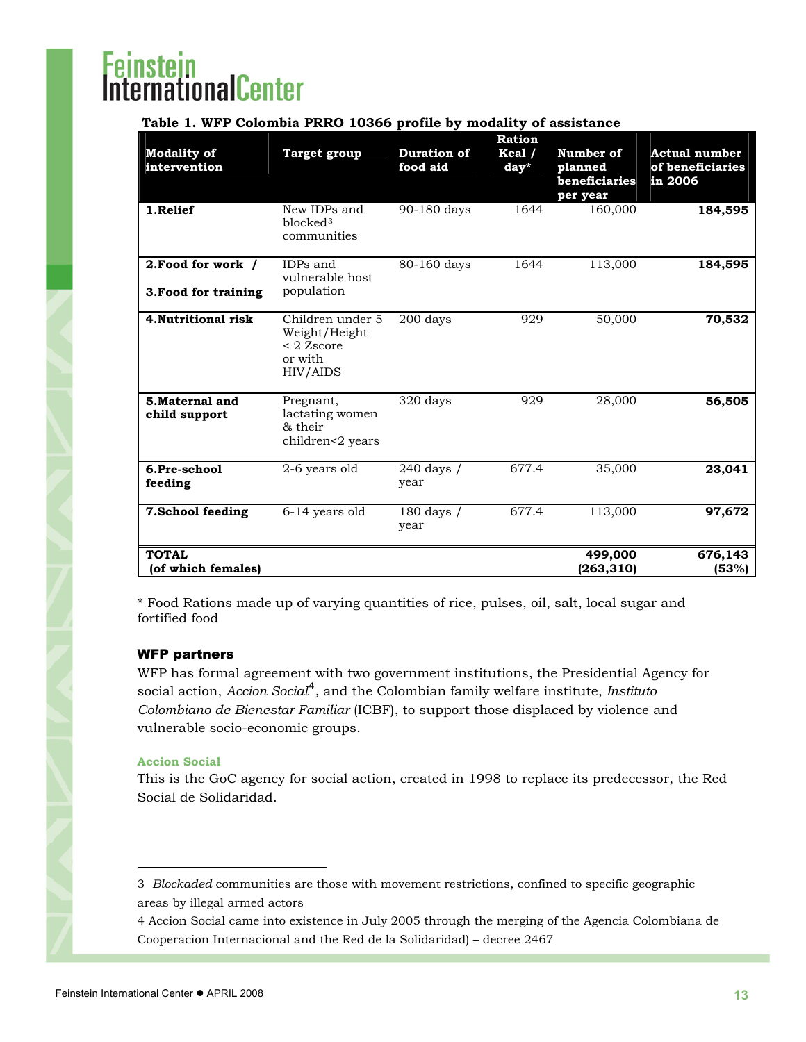**Table 1. WFP Colombia PRRO 10366 profile by modality of assistance**

| Modality of intervention | Target group | Duration of food aid | Ration Kcal / day* | Number of planned beneficiaries per year | Actual number of beneficiaries in 2006 |
|---|---|---|---|---|---|
| **1.Relief** | New IDPs and blocked[3] communities | 90-180 days | 1644 | 160,000 | **184,595** |
| **2.Food for work / 3.Food for training** | IDPs and vulnerable host population | 80-160 days | 1644 | 113,000 | **184,595** |
| **4.Nutritional risk** | Children under 5 Weight/Height < 2 Zscore or with HIV/AIDS | 200 days | 929 | 50,000 | **70,532** |
| **5.Maternal and child support** | Pregnant, lactating women & their children<2 years | 320 days | 929 | 28,000 | **56,505** |
| **6.Pre-school feeding** | 2-6 years old | 240 days / year | 677.4 | 35,000 | **23,041** |
| **7.School feeding** | 6-14 years old | 180 days / year | 677.4 | 113,000 | **97,672** |
| **TOTAL (of which females)** | | | | **499,000 (263,310)** | **676,143 (53%)** |

* Food Rations made up of varying quantities of rice, pulses, oil, salt, local sugar and fortified food

### WFP partners

WFP has formal agreement with two government institutions, the Presidential Agency for social action, *Accion Social*[4], and the Colombian family welfare institute, *Instituto Colombiano de Bienestar Familiar* (ICBF), to support those displaced by violence and vulnerable socio-economic groups.

#### Accion Social

This is the GoC agency for social action, created in 1998 to replace its predecessor, the Red Social de Solidaridad.

---

3 *Blockaded* communities are those with movement restrictions, confined to specific geographic areas by illegal armed actors

4 Accion Social came into existence in July 2005 through the merging of the Agencia Colombiana de Cooperacion Internacional and the Red de la Solidaridad) – decree 2467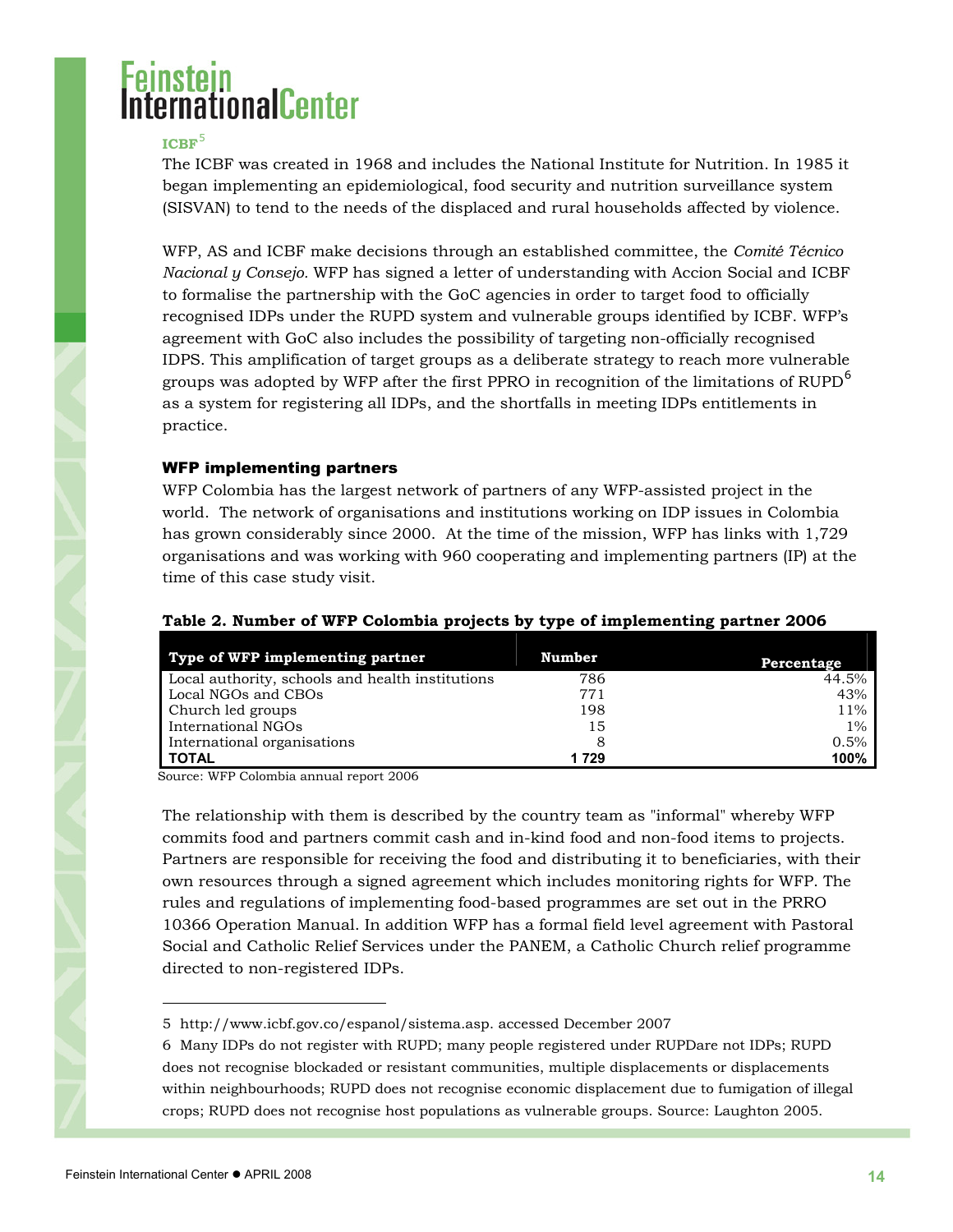### ICBF[5]

The ICBF was created in 1968 and includes the National Institute for Nutrition. In 1985 it began implementing an epidemiological, food security and nutrition surveillance system (SISVAN) to tend to the needs of the displaced and rural households affected by violence.

WFP, AS and ICBF make decisions through an established committee, the *Comité Técnico Nacional y Consejo.* WFP has signed a letter of understanding with Accion Social and ICBF to formalise the partnership with the GoC agencies in order to target food to officially recognised IDPs under the RUPD system and vulnerable groups identified by ICBF. WFP's agreement with GoC also includes the possibility of targeting non-officially recognised IDPS. This amplification of target groups as a deliberate strategy to reach more vulnerable groups was adopted by WFP after the first PPRO in recognition of the limitations of RUPD[6] as a system for registering all IDPs, and the shortfalls in meeting IDPs entitlements in practice.

### WFP implementing partners

WFP Colombia has the largest network of partners of any WFP-assisted project in the world. The network of organisations and institutions working on IDP issues in Colombia has grown considerably since 2000. At the time of the mission, WFP has links with 1,729 organisations and was working with 960 cooperating and implementing partners (IP) at the time of this case study visit.

**Table 2. Number of WFP Colombia projects by type of implementing partner 2006**

| Type of WFP implementing partner | Number | Percentage |
|---|---|---|
| Local authority, schools and health institutions | 786 | 44.5% |
| Local NGOs and CBOs | 771 | 43% |
| Church led groups | 198 | 11% |
| International NGOs | 15 | 1% |
| International organisations | 8 | 0.5% |
| **TOTAL** | **1 729** | **100%** |

Source: WFP Colombia annual report 2006

The relationship with them is described by the country team as "informal" whereby WFP commits food and partners commit cash and in-kind food and non-food items to projects. Partners are responsible for receiving the food and distributing it to beneficiaries, with their own resources through a signed agreement which includes monitoring rights for WFP. The rules and regulations of implementing food-based programmes are set out in the PRRO 10366 Operation Manual. In addition WFP has a formal field level agreement with Pastoral Social and Catholic Relief Services under the PANEM, a Catholic Church relief programme directed to non-registered IDPs.

---

5 http://www.icbf.gov.co/espanol/sistema.asp. accessed December 2007

6 Many IDPs do not register with RUPD; many people registered under RUPDare not IDPs; RUPD does not recognise blockaded or resistant communities, multiple displacements or displacements within neighbourhoods; RUPD does not recognise economic displacement due to fumigation of illegal crops; RUPD does not recognise host populations as vulnerable groups. Source: Laughton 2005.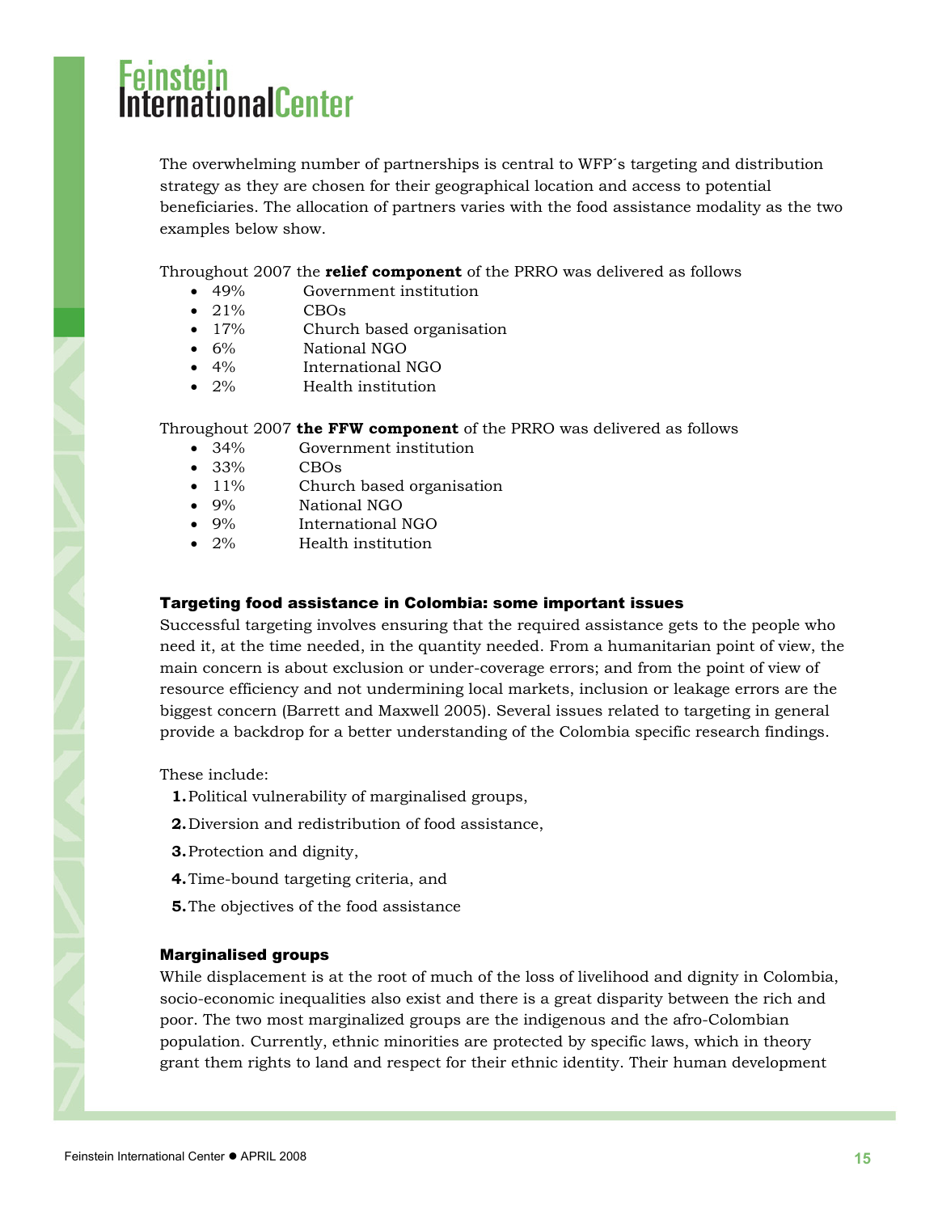The overwhelming number of partnerships is central to WFP´s targeting and distribution strategy as they are chosen for their geographical location and access to potential beneficiaries. The allocation of partners varies with the food assistance modality as the two examples below show.

Throughout 2007 the **relief component** of the PRRO was delivered as follows

- 49% Government institution
- 21% CBOs
- 17% Church based organisation
- 6% National NGO
- 4% International NGO
- 2% Health institution

Throughout 2007 **the FFW component** of the PRRO was delivered as follows

- 34% Government institution
- 33% CBOs
- 11% Church based organisation
- 9% National NGO
- 9% International NGO
- 2% Health institution

### Targeting food assistance in Colombia: some important issues

Successful targeting involves ensuring that the required assistance gets to the people who need it, at the time needed, in the quantity needed. From a humanitarian point of view, the main concern is about exclusion or under-coverage errors; and from the point of view of resource efficiency and not undermining local markets, inclusion or leakage errors are the biggest concern (Barrett and Maxwell 2005). Several issues related to targeting in general provide a backdrop for a better understanding of the Colombia specific research findings.

These include:

1. Political vulnerability of marginalised groups,
2. Diversion and redistribution of food assistance,
3. Protection and dignity,
4. Time-bound targeting criteria, and
5. The objectives of the food assistance

### Marginalised groups

While displacement is at the root of much of the loss of livelihood and dignity in Colombia, socio-economic inequalities also exist and there is a great disparity between the rich and poor. The two most marginalized groups are the indigenous and the afro-Colombian population. Currently, ethnic minorities are protected by specific laws, which in theory grant them rights to land and respect for their ethnic identity. Their human development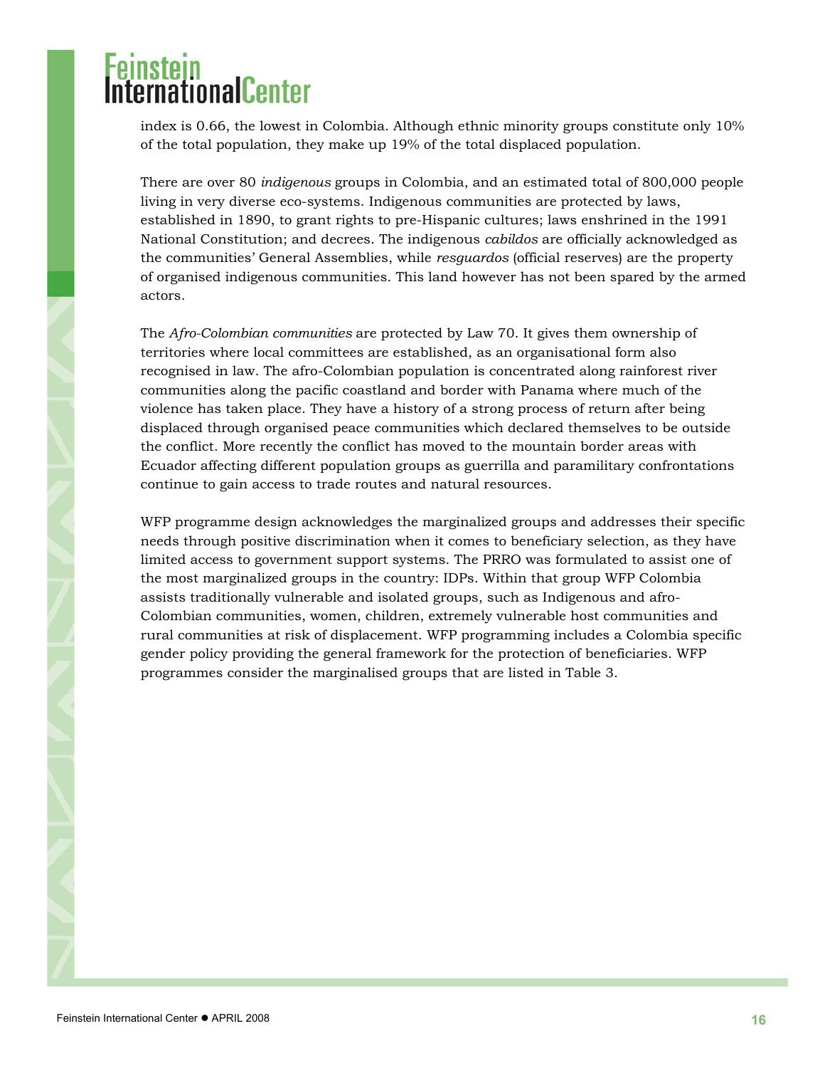index is 0.66, the lowest in Colombia. Although ethnic minority groups constitute only 10% of the total population, they make up 19% of the total displaced population.

There are over 80 *indigenous* groups in Colombia, and an estimated total of 800,000 people living in very diverse eco-systems. Indigenous communities are protected by laws, established in 1890, to grant rights to pre-Hispanic cultures; laws enshrined in the 1991 National Constitution; and decrees. The indigenous *cabildos* are officially acknowledged as the communities' General Assemblies, while *resguardos* (official reserves) are the property of organised indigenous communities. This land however has not been spared by the armed actors.

The *Afro-Colombian communities* are protected by Law 70. It gives them ownership of territories where local committees are established, as an organisational form also recognised in law. The afro-Colombian population is concentrated along rainforest river communities along the pacific coastland and border with Panama where much of the violence has taken place. They have a history of a strong process of return after being displaced through organised peace communities which declared themselves to be outside the conflict. More recently the conflict has moved to the mountain border areas with Ecuador affecting different population groups as guerrilla and paramilitary confrontations continue to gain access to trade routes and natural resources.

WFP programme design acknowledges the marginalized groups and addresses their specific needs through positive discrimination when it comes to beneficiary selection, as they have limited access to government support systems. The PRRO was formulated to assist one of the most marginalized groups in the country: IDPs. Within that group WFP Colombia assists traditionally vulnerable and isolated groups, such as Indigenous and afro-Colombian communities, women, children, extremely vulnerable host communities and rural communities at risk of displacement. WFP programming includes a Colombia specific gender policy providing the general framework for the protection of beneficiaries. WFP programmes consider the marginalised groups that are listed in Table 3.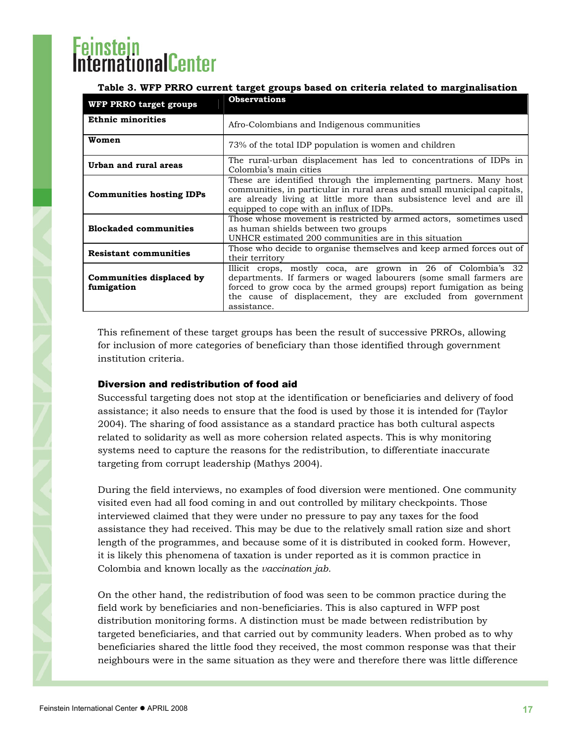**Table 3. WFP PRRO current target groups based on criteria related to marginalisation**

| WFP PRRO target groups | Observations |
|---|---|
| **Ethnic minorities** | Afro-Colombians and Indigenous communities |
| **Women** | 73% of the total IDP population is women and children |
| **Urban and rural areas** | The rural-urban displacement has led to concentrations of IDPs in Colombia's main cities |
| **Communities hosting IDPs** | These are identified through the implementing partners. Many host communities, in particular in rural areas and small municipal capitals, are already living at little more than subsistence level and are ill equipped to cope with an influx of IDPs. |
| **Blockaded communities** | Those whose movement is restricted by armed actors, sometimes used as human shields between two groups UNHCR estimated 200 communities are in this situation |
| **Resistant communities** | Those who decide to organise themselves and keep armed forces out of their territory |
| **Communities displaced by fumigation** | Illicit crops, mostly coca, are grown in 26 of Colombia's 32 departments. If farmers or waged labourers (some small farmers are forced to grow coca by the armed groups) report fumigation as being the cause of displacement, they are excluded from government assistance. |

This refinement of these target groups has been the result of successive PRROs, allowing for inclusion of more categories of beneficiary than those identified through government institution criteria.

### Diversion and redistribution of food aid

Successful targeting does not stop at the identification or beneficiaries and delivery of food assistance; it also needs to ensure that the food is used by those it is intended for (Taylor 2004). The sharing of food assistance as a standard practice has both cultural aspects related to solidarity as well as more cohesion related aspects. This is why monitoring systems need to capture the reasons for the redistribution, to differentiate inaccurate targeting from corrupt leadership (Mathys 2004).

During the field interviews, no examples of food diversion were mentioned. One community visited even had all food coming in and out controlled by military checkpoints. Those interviewed claimed that they were under no pressure to pay any taxes for the food assistance they had received. This may be due to the relatively small ration size and short length of the programmes, and because some of it is distributed in cooked form. However, it is likely this phenomena of taxation is under reported as it is common practice in Colombia and known locally as the *vaccination jab.*

On the other hand, the redistribution of food was seen to be common practice during the field work by beneficiaries and non-beneficiaries. This is also captured in WFP post distribution monitoring forms. A distinction must be made between redistribution by targeted beneficiaries, and that carried out by community leaders. When probed as to why beneficiaries shared the little food they received, the most common response was that their neighbours were in the same situation as they were and therefore there was little difference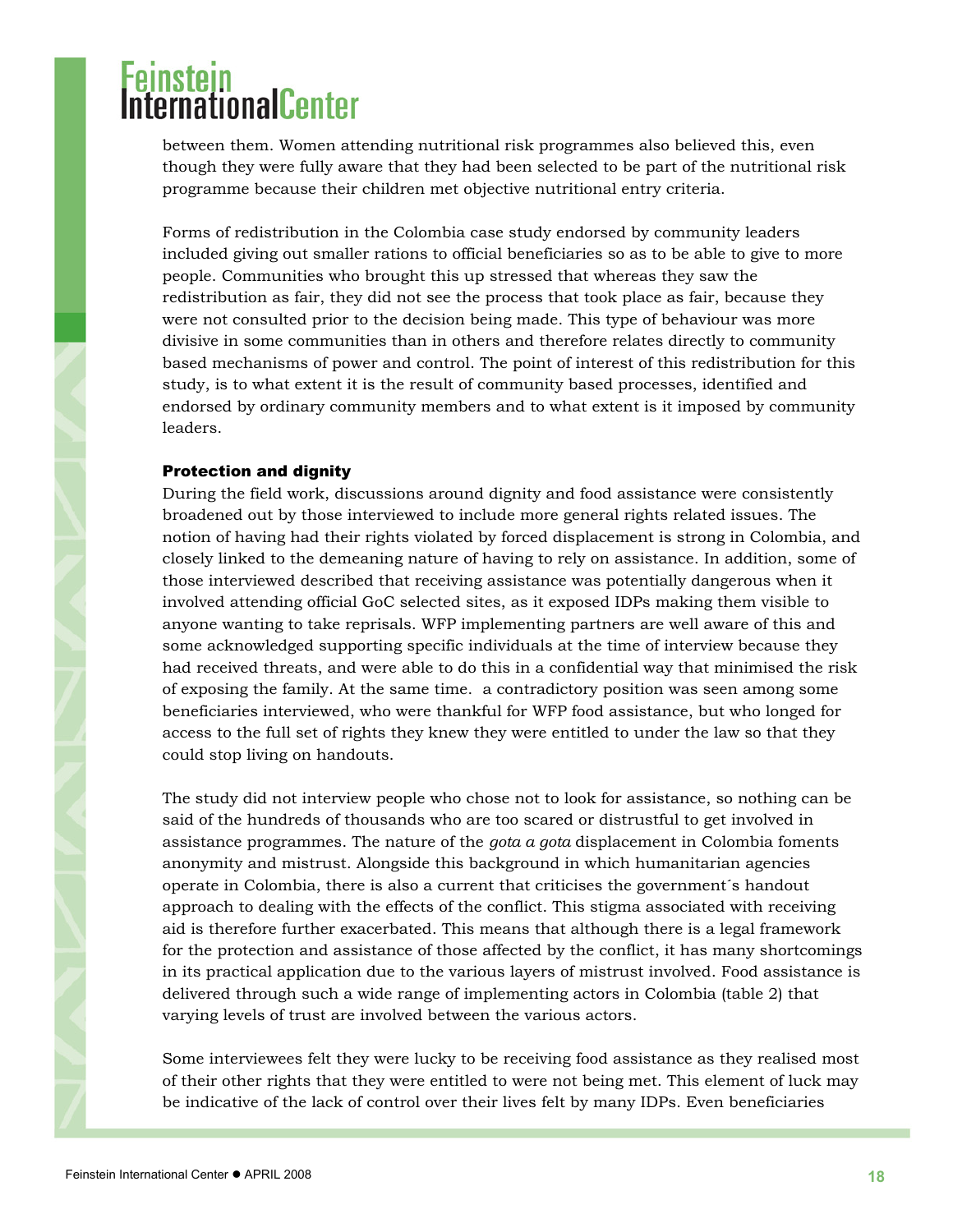between them. Women attending nutritional risk programmes also believed this, even though they were fully aware that they had been selected to be part of the nutritional risk programme because their children met objective nutritional entry criteria.

Forms of redistribution in the Colombia case study endorsed by community leaders included giving out smaller rations to official beneficiaries so as to be able to give to more people. Communities who brought this up stressed that whereas they saw the redistribution as fair, they did not see the process that took place as fair, because they were not consulted prior to the decision being made. This type of behaviour was more divisive in some communities than in others and therefore relates directly to community based mechanisms of power and control. The point of interest of this redistribution for this study, is to what extent it is the result of community based processes, identified and endorsed by ordinary community members and to what extent is it imposed by community leaders.

### Protection and dignity

During the field work, discussions around dignity and food assistance were consistently broadened out by those interviewed to include more general rights related issues. The notion of having had their rights violated by forced displacement is strong in Colombia, and closely linked to the demeaning nature of having to rely on assistance. In addition, some of those interviewed described that receiving assistance was potentially dangerous when it involved attending official GoC selected sites, as it exposed IDPs making them visible to anyone wanting to take reprisals. WFP implementing partners are well aware of this and some acknowledged supporting specific individuals at the time of interview because they had received threats, and were able to do this in a confidential way that minimised the risk of exposing the family. At the same time.  a contradictory position was seen among some beneficiaries interviewed, who were thankful for WFP food assistance, but who longed for access to the full set of rights they knew they were entitled to under the law so that they could stop living on handouts.

The study did not interview people who chose not to look for assistance, so nothing can be said of the hundreds of thousands who are too scared or distrustful to get involved in assistance programmes. The nature of the *gota a gota* displacement in Colombia foments anonymity and mistrust. Alongside this background in which humanitarian agencies operate in Colombia, there is also a current that criticises the government´s handout approach to dealing with the effects of the conflict. This stigma associated with receiving aid is therefore further exacerbated. This means that although there is a legal framework for the protection and assistance of those affected by the conflict, it has many shortcomings in its practical application due to the various layers of mistrust involved. Food assistance is delivered through such a wide range of implementing actors in Colombia (table 2) that varying levels of trust are involved between the various actors.

Some interviewees felt they were lucky to be receiving food assistance as they realised most of their other rights that they were entitled to were not being met. This element of luck may be indicative of the lack of control over their lives felt by many IDPs. Even beneficiaries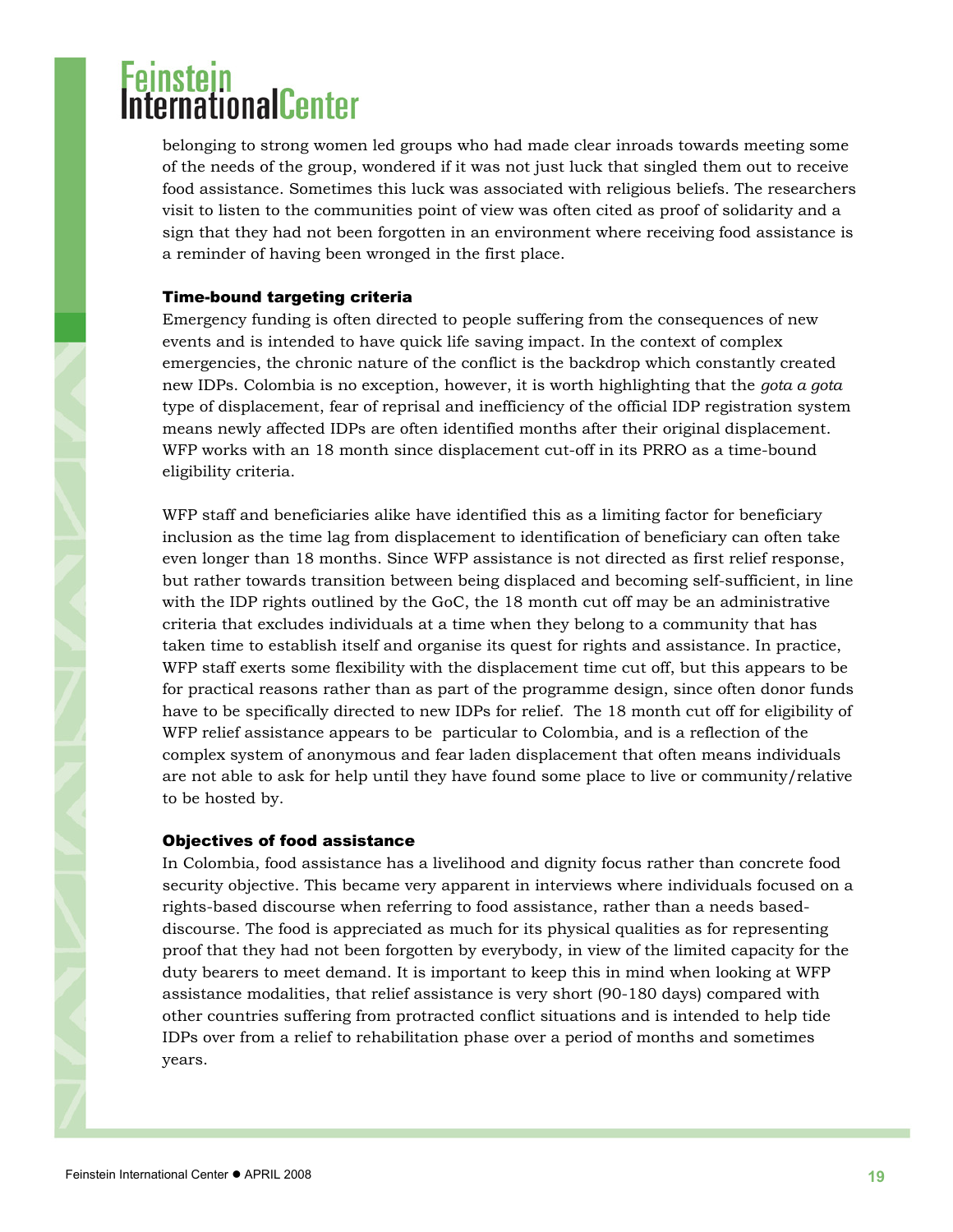belonging to strong women led groups who had made clear inroads towards meeting some of the needs of the group, wondered if it was not just luck that singled them out to receive food assistance. Sometimes this luck was associated with religious beliefs. The researchers visit to listen to the communities point of view was often cited as proof of solidarity and a sign that they had not been forgotten in an environment where receiving food assistance is a reminder of having been wronged in the first place.

### Time-bound targeting criteria

Emergency funding is often directed to people suffering from the consequences of new events and is intended to have quick life saving impact. In the context of complex emergencies, the chronic nature of the conflict is the backdrop which constantly created new IDPs. Colombia is no exception, however, it is worth highlighting that the *gota a gota* type of displacement, fear of reprisal and inefficiency of the official IDP registration system means newly affected IDPs are often identified months after their original displacement. WFP works with an 18 month since displacement cut-off in its PRRO as a time-bound eligibility criteria.

WFP staff and beneficiaries alike have identified this as a limiting factor for beneficiary inclusion as the time lag from displacement to identification of beneficiary can often take even longer than 18 months. Since WFP assistance is not directed as first relief response, but rather towards transition between being displaced and becoming self-sufficient, in line with the IDP rights outlined by the GoC, the 18 month cut off may be an administrative criteria that excludes individuals at a time when they belong to a community that has taken time to establish itself and organise its quest for rights and assistance. In practice, WFP staff exerts some flexibility with the displacement time cut off, but this appears to be for practical reasons rather than as part of the programme design, since often donor funds have to be specifically directed to new IDPs for relief. The 18 month cut off for eligibility of WFP relief assistance appears to be particular to Colombia, and is a reflection of the complex system of anonymous and fear laden displacement that often means individuals are not able to ask for help until they have found some place to live or community/relative to be hosted by.

### Objectives of food assistance

In Colombia, food assistance has a livelihood and dignity focus rather than concrete food security objective. This became very apparent in interviews where individuals focused on a rights-based discourse when referring to food assistance, rather than a needs based-discourse. The food is appreciated as much for its physical qualities as for representing proof that they had not been forgotten by everybody, in view of the limited capacity for the duty bearers to meet demand. It is important to keep this in mind when looking at WFP assistance modalities, that relief assistance is very short (90-180 days) compared with other countries suffering from protracted conflict situations and is intended to help tide IDPs over from a relief to rehabilitation phase over a period of months and sometimes years.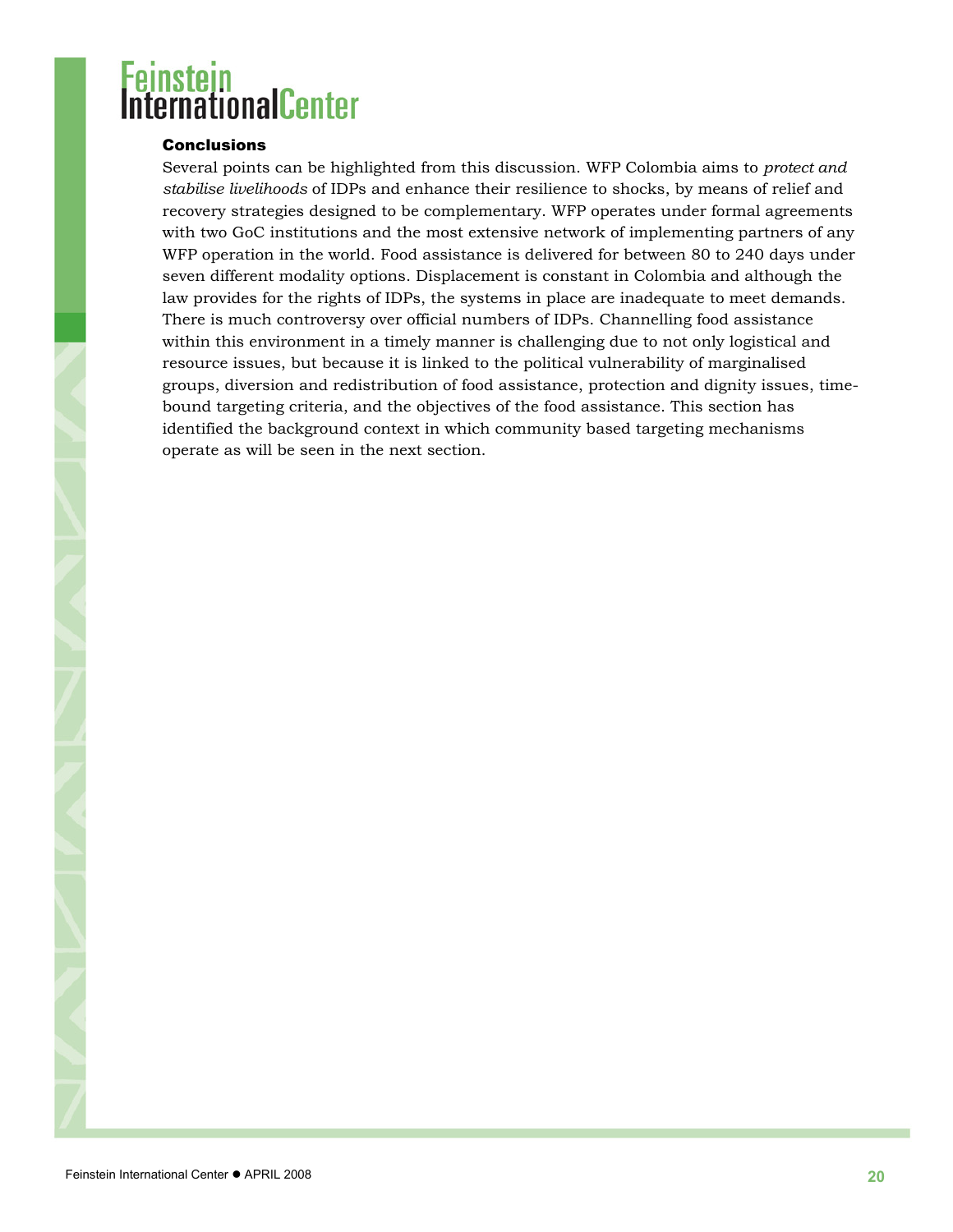### Conclusions

Several points can be highlighted from this discussion. WFP Colombia aims to *protect and stabilise livelihoods* of IDPs and enhance their resilience to shocks, by means of relief and recovery strategies designed to be complementary. WFP operates under formal agreements with two GoC institutions and the most extensive network of implementing partners of any WFP operation in the world. Food assistance is delivered for between 80 to 240 days under seven different modality options. Displacement is constant in Colombia and although the law provides for the rights of IDPs, the systems in place are inadequate to meet demands. There is much controversy over official numbers of IDPs. Channelling food assistance within this environment in a timely manner is challenging due to not only logistical and resource issues, but because it is linked to the political vulnerability of marginalised groups, diversion and redistribution of food assistance, protection and dignity issues, time-bound targeting criteria, and the objectives of the food assistance. This section has identified the background context in which community based targeting mechanisms operate as will be seen in the next section.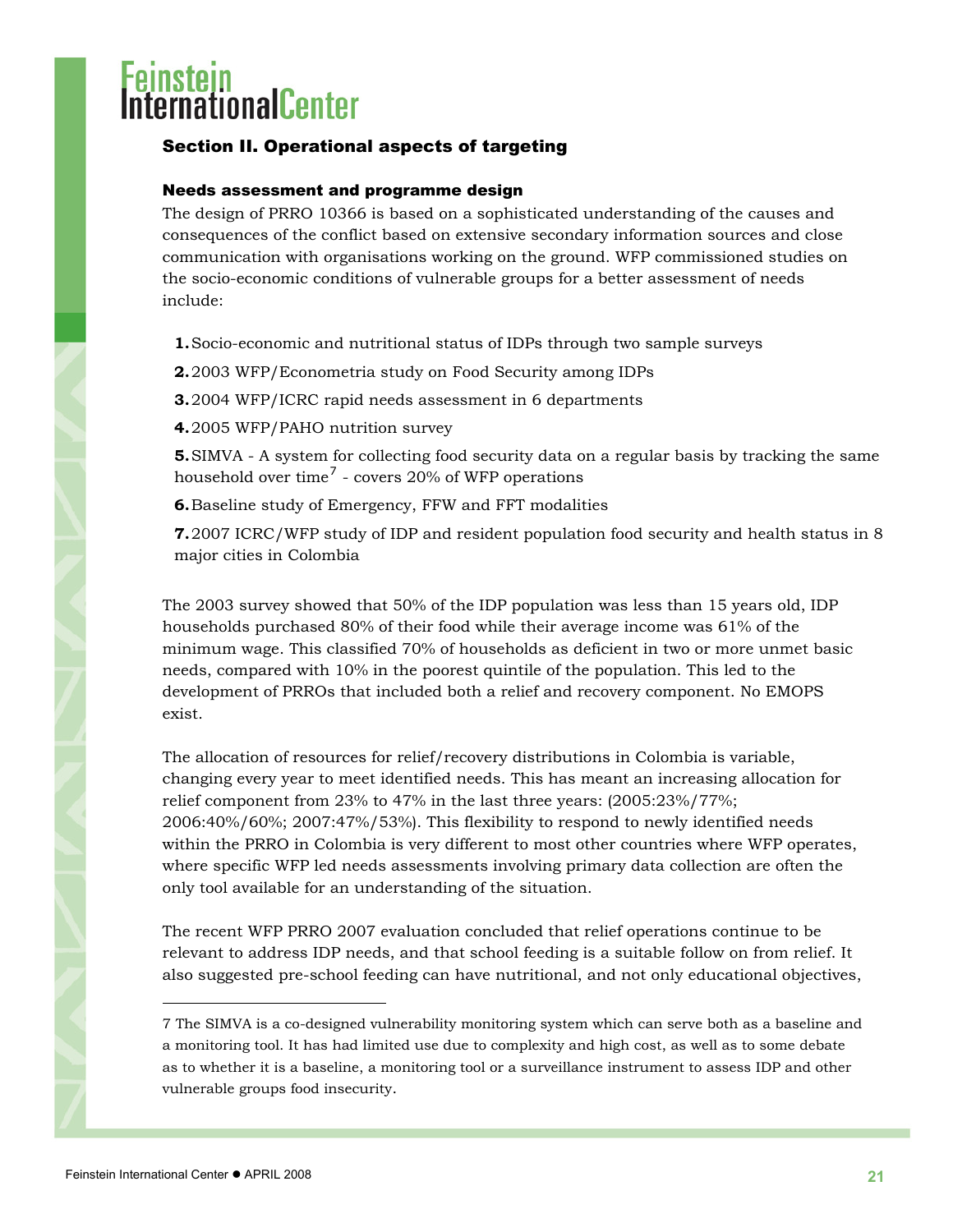## Section II. Operational aspects of targeting

### Needs assessment and programme design

The design of PRRO 10366 is based on a sophisticated understanding of the causes and consequences of the conflict based on extensive secondary information sources and close communication with organisations working on the ground. WFP commissioned studies on the socio-economic conditions of vulnerable groups for a better assessment of needs include:

1. Socio-economic and nutritional status of IDPs through two sample surveys
2. 2003 WFP/Econometria study on Food Security among IDPs
3. 2004 WFP/ICRC rapid needs assessment in 6 departments
4. 2005 WFP/PAHO nutrition survey
5. SIMVA - A system for collecting food security data on a regular basis by tracking the same household over time[7] - covers 20% of WFP operations
6. Baseline study of Emergency, FFW and FFT modalities
7. 2007 ICRC/WFP study of IDP and resident population food security and health status in 8 major cities in Colombia

The 2003 survey showed that 50% of the IDP population was less than 15 years old, IDP households purchased 80% of their food while their average income was 61% of the minimum wage. This classified 70% of households as deficient in two or more unmet basic needs, compared with 10% in the poorest quintile of the population. This led to the development of PRROs that included both a relief and recovery component. No EMOPS exist.

The allocation of resources for relief/recovery distributions in Colombia is variable, changing every year to meet identified needs. This has meant an increasing allocation for relief component from 23% to 47% in the last three years: (2005:23%/77%; 2006:40%/60%; 2007:47%/53%). This flexibility to respond to newly identified needs within the PRRO in Colombia is very different to most other countries where WFP operates, where specific WFP led needs assessments involving primary data collection are often the only tool available for an understanding of the situation.

The recent WFP PRRO 2007 evaluation concluded that relief operations continue to be relevant to address IDP needs, and that school feeding is a suitable follow on from relief. It also suggested pre-school feeding can have nutritional, and not only educational objectives,

---

7 The SIMVA is a co-designed vulnerability monitoring system which can serve both as a baseline and a monitoring tool. It has had limited use due to complexity and high cost, as well as to some debate as to whether it is a baseline, a monitoring tool or a surveillance instrument to assess IDP and other vulnerable groups food insecurity.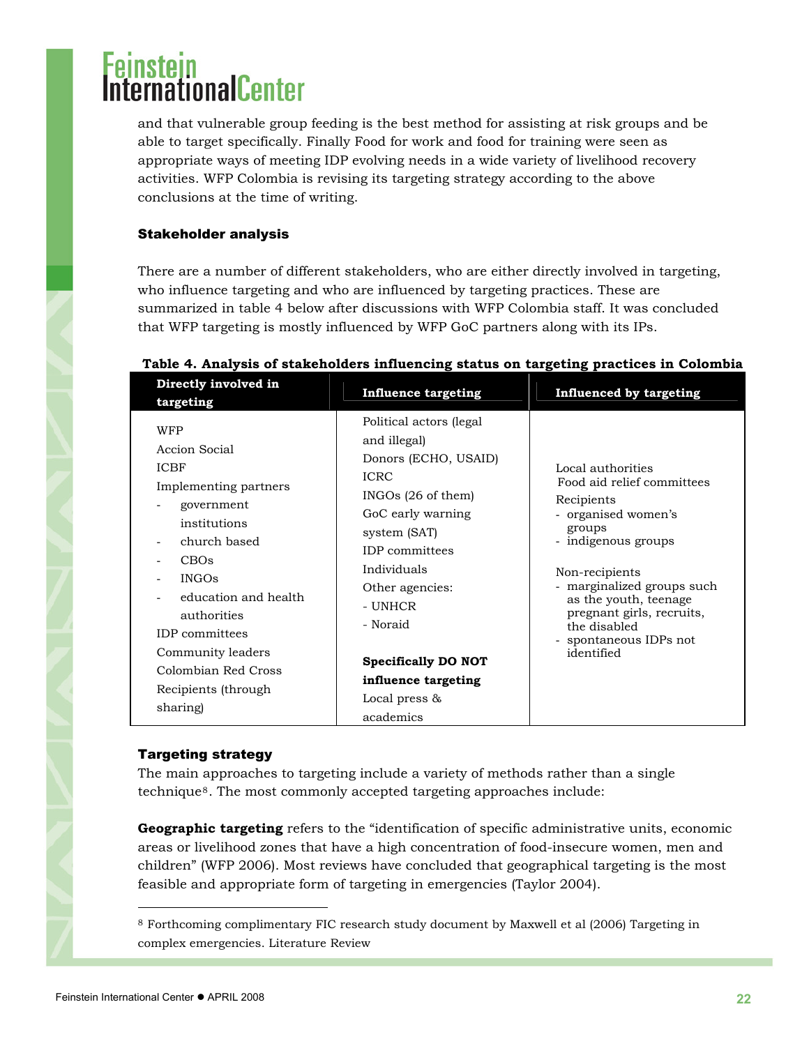and that vulnerable group feeding is the best method for assisting at risk groups and be able to target specifically. Finally Food for work and food for training were seen as appropriate ways of meeting IDP evolving needs in a wide variety of livelihood recovery activities. WFP Colombia is revising its targeting strategy according to the above conclusions at the time of writing.

### Stakeholder analysis

There are a number of different stakeholders, who are either directly involved in targeting, who influence targeting and who are influenced by targeting practices. These are summarized in table 4 below after discussions with WFP Colombia staff. It was concluded that WFP targeting is mostly influenced by WFP GoC partners along with its IPs.

**Table 4. Analysis of stakeholders influencing status on targeting practices in Colombia**

| Directly involved in targeting | Influence targeting | Influenced by targeting |
|---|---|---|
| WFP<br>Accion Social<br>ICBF<br>Implementing partners<br>- government institutions<br>- church based<br>- CBOs<br>- INGOs<br>- education and health authorities<br>IDP committees<br>Community leaders<br>Colombian Red Cross<br>Recipients (through sharing) | Political actors (legal and illegal)<br>Donors (ECHO, USAID)<br>ICRC<br>INGOs (26 of them)<br>GoC early warning system (SAT)<br>IDP committees<br>Individuals<br>Other agencies:<br>- UNHCR<br>- Noraid<br><br>**Specifically DO NOT influence targeting**<br>Local press & academics | Local authorities<br>Food aid relief committees<br>Recipients<br>- organised women's groups<br>- indigenous groups<br><br>Non-recipients<br>- marginalized groups such as the youth, teenage pregnant girls, recruits, the disabled<br>- spontaneous IDPs not identified |

### Targeting strategy

The main approaches to targeting include a variety of methods rather than a single technique[8]. The most commonly accepted targeting approaches include:

**Geographic targeting** refers to the "identification of specific administrative units, economic areas or livelihood zones that have a high concentration of food-insecure women, men and children" (WFP 2006). Most reviews have concluded that geographical targeting is the most feasible and appropriate form of targeting in emergencies (Taylor 2004).

---

[8] Forthcoming complimentary FIC research study document by Maxwell et al (2006) Targeting in complex emergencies. Literature Review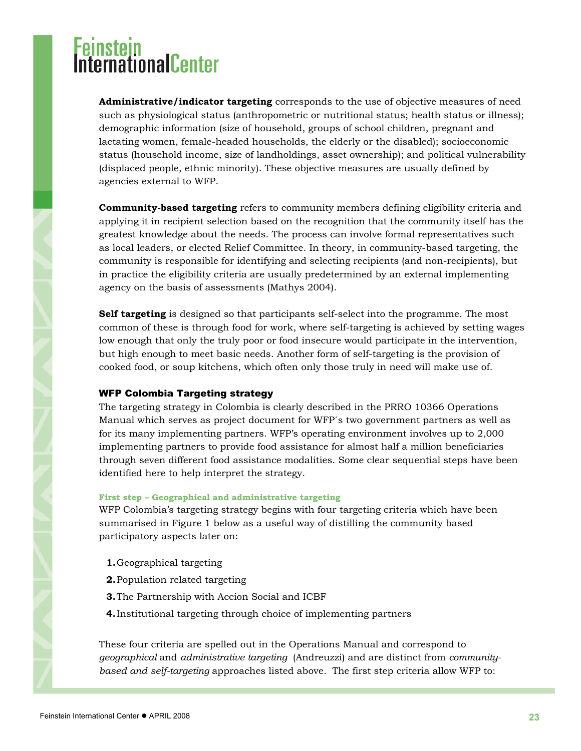**Administrative/indicator targeting** corresponds to the use of objective measures of need such as physiological status (anthropometric or nutritional status; health status or illness); demographic information (size of household, groups of school children, pregnant and lactating women, female-headed households, the elderly or the disabled); socioeconomic status (household income, size of landholdings, asset ownership); and political vulnerability (displaced people, ethnic minority). These objective measures are usually defined by agencies external to WFP.

**Community-based targeting** refers to community members defining eligibility criteria and applying it in recipient selection based on the recognition that the community itself has the greatest knowledge about the needs. The process can involve formal representatives such as local leaders, or elected Relief Committee. In theory, in community-based targeting, the community is responsible for identifying and selecting recipients (and non-recipients), but in practice the eligibility criteria are usually predetermined by an external implementing agency on the basis of assessments (Mathys 2004).

**Self targeting** is designed so that participants self-select into the programme. The most common of these is through food for work, where self-targeting is achieved by setting wages low enough that only the truly poor or food insecure would participate in the intervention, but high enough to meet basic needs. Another form of self-targeting is the provision of cooked food, or soup kitchens, which often only those truly in need will make use of.

### WFP Colombia Targeting strategy

The targeting strategy in Colombia is clearly described in the PRRO 10366 Operations Manual which serves as project document for WFP´s two government partners as well as for its many implementing partners. WFP's operating environment involves up to 2,000 implementing partners to provide food assistance for almost half a million beneficiaries through seven different food assistance modalities. Some clear sequential steps have been identified here to help interpret the strategy.

#### First step – Geographical and administrative targeting

WFP Colombia's targeting strategy begins with four targeting criteria which have been summarised in Figure 1 below as a useful way of distilling the community based participatory aspects later on:

1. Geographical targeting
2. Population related targeting
3. The Partnership with Accion Social and ICBF
4. Institutional targeting through choice of implementing partners

These four criteria are spelled out in the Operations Manual and correspond to *geographical* and *administrative targeting* (Andreuzzi) and are distinct from *community-based and self-targeting* approaches listed above. The first step criteria allow WFP to: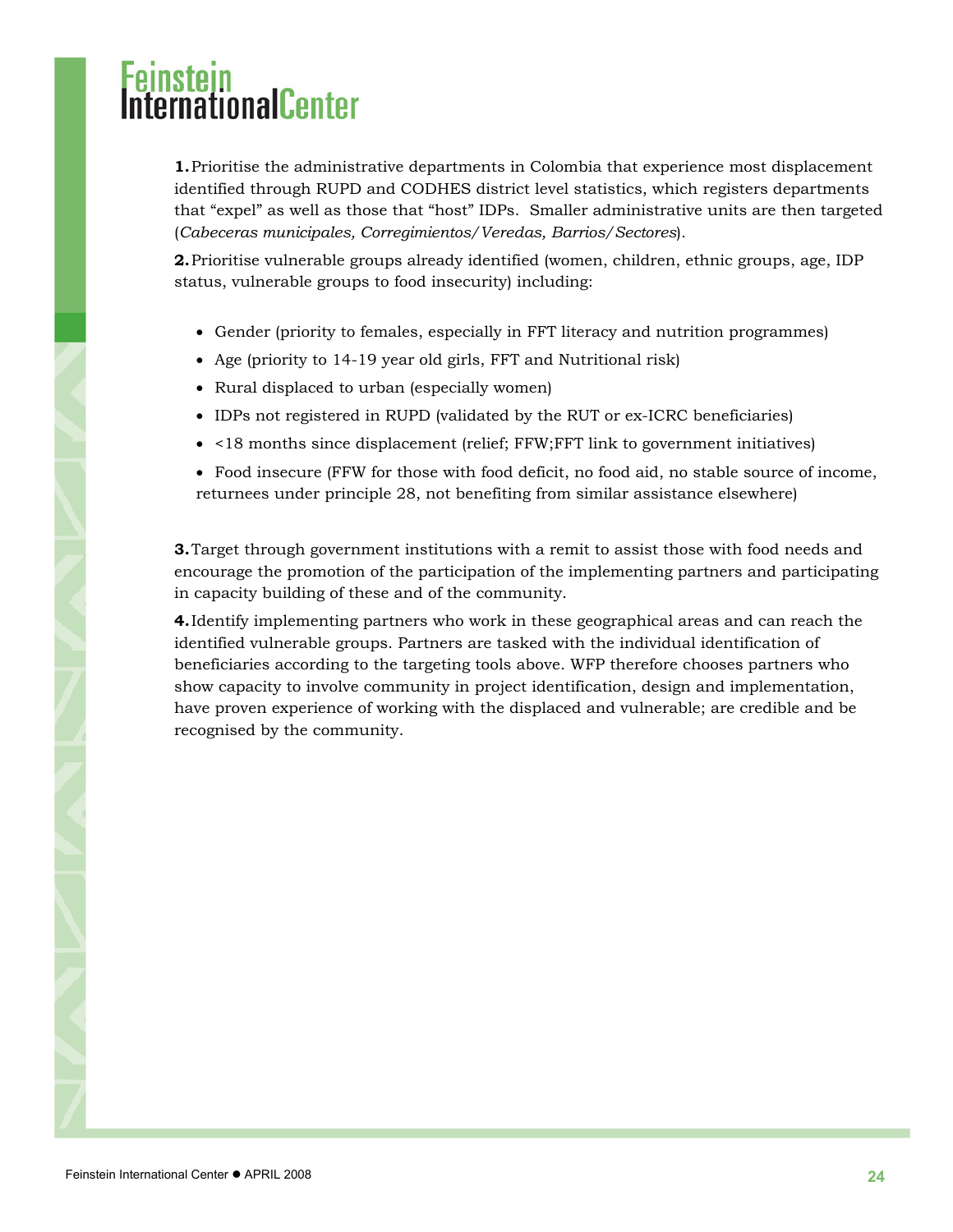**1.** Prioritise the administrative departments in Colombia that experience most displacement identified through RUPD and CODHES district level statistics, which registers departments that "expel" as well as those that "host" IDPs. Smaller administrative units are then targeted (*Cabeceras municipales, Corregimientos/Veredas, Barrios/Sectores*).

**2.** Prioritise vulnerable groups already identified (women, children, ethnic groups, age, IDP status, vulnerable groups to food insecurity) including:

- Gender (priority to females, especially in FFT literacy and nutrition programmes)
- Age (priority to 14-19 year old girls, FFT and Nutritional risk)
- Rural displaced to urban (especially women)
- IDPs not registered in RUPD (validated by the RUT or ex-ICRC beneficiaries)
- <18 months since displacement (relief; FFW;FFT link to government initiatives)
- Food insecure (FFW for those with food deficit, no food aid, no stable source of income, returnees under principle 28, not benefiting from similar assistance elsewhere)

**3.** Target through government institutions with a remit to assist those with food needs and encourage the promotion of the participation of the implementing partners and participating in capacity building of these and of the community.

**4.** Identify implementing partners who work in these geographical areas and can reach the identified vulnerable groups. Partners are tasked with the individual identification of beneficiaries according to the targeting tools above. WFP therefore chooses partners who show capacity to involve community in project identification, design and implementation, have proven experience of working with the displaced and vulnerable; are credible and be recognised by the community.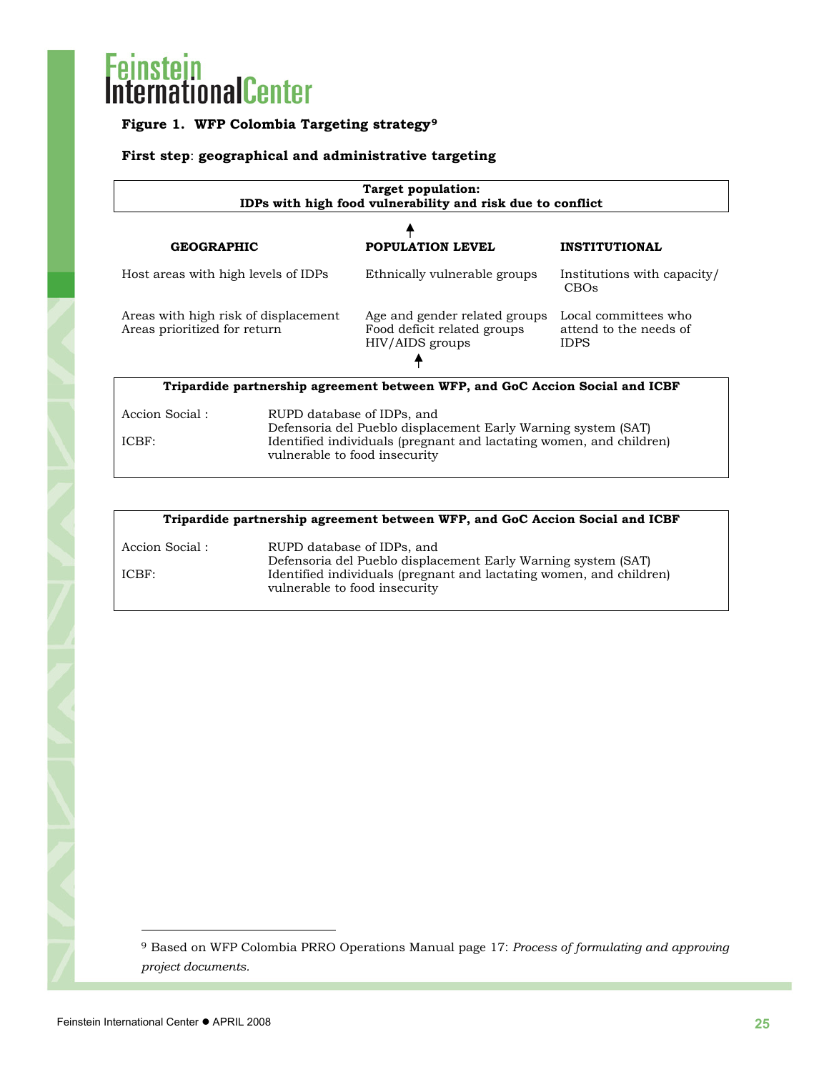**Figure 1. WFP Colombia Targeting strategy**[9]

**First step**: **geographical and administrative targeting**

**Target population:**
**IDPs with high food vulnerability and risk due to conflict**

↑

| **GEOGRAPHIC** | **POPULATION LEVEL** | **INSTITUTIONAL** |
|---|---|---|
| Host areas with high levels of IDPs | Ethnically vulnerable groups | Institutions with capacity/ CBOs |
| Areas with high risk of displacement<br>Areas prioritized for return | Age and gender related groups<br>Food deficit related groups<br>HIV/AIDS groups | Local committees who attend to the needs of IDPS |

↑

**Tripardide partnership agreement between WFP, and GoC Accion Social and ICBF**

| | |
|---|---|
| Accion Social : | RUPD database of IDPs, and<br>Defensoria del Pueblo displacement Early Warning system (SAT) |
| ICBF: | Identified individuals (pregnant and lactating women, and children) vulnerable to food insecurity |

**Tripardide partnership agreement between WFP, and GoC Accion Social and ICBF**

| | |
|---|---|
| Accion Social : | RUPD database of IDPs, and<br>Defensoria del Pueblo displacement Early Warning system (SAT) |
| ICBF: | Identified individuals (pregnant and lactating women, and children) vulnerable to food insecurity |

---

[9] Based on WFP Colombia PRRO Operations Manual page 17: *Process of formulating and approving project documents.*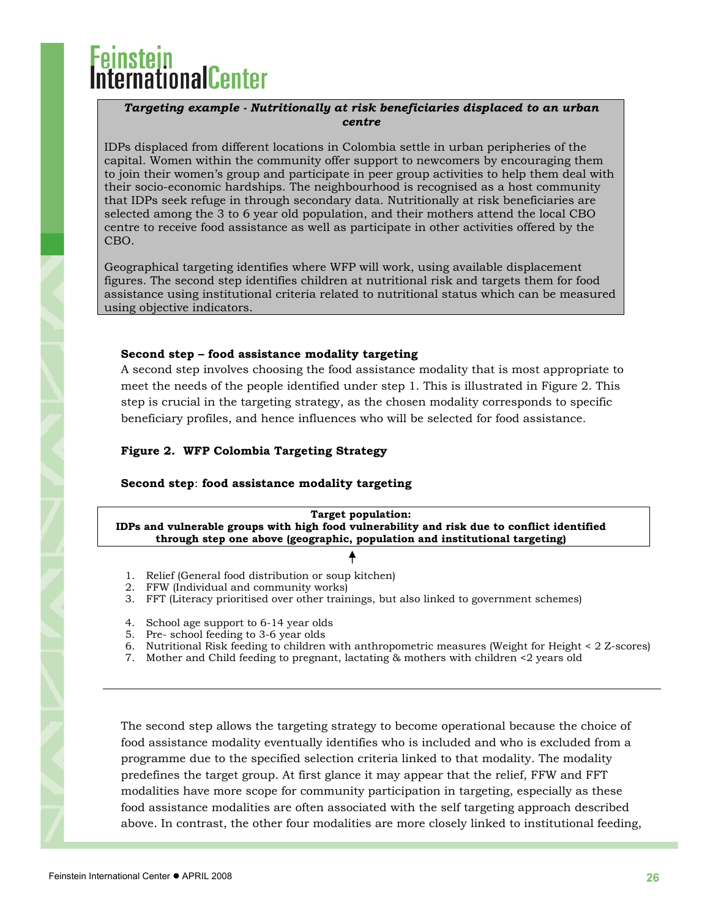**_Targeting example - Nutritionally at risk beneficiaries displaced to an urban centre_**

IDPs displaced from different locations in Colombia settle in urban peripheries of the capital. Women within the community offer support to newcomers by encouraging them to join their women's group and participate in peer group activities to help them deal with their socio-economic hardships. The neighbourhood is recognised as a host community that IDPs seek refuge in through secondary data. Nutritionally at risk beneficiaries are selected among the 3 to 6 year old population, and their mothers attend the local CBO centre to receive food assistance as well as participate in other activities offered by the CBO.

Geographical targeting identifies where WFP will work, using available displacement figures. The second step identifies children at nutritional risk and targets them for food assistance using institutional criteria related to nutritional status which can be measured using objective indicators.

**Second step – food assistance modality targeting**

A second step involves choosing the food assistance modality that is most appropriate to meet the needs of the people identified under step 1. This is illustrated in Figure 2. This step is crucial in the targeting strategy, as the chosen modality corresponds to specific beneficiary profiles, and hence influences who will be selected for food assistance.

**Figure 2. WFP Colombia Targeting Strategy**

**Second step**: **food assistance modality targeting**

**Target population:**
**IDPs and vulnerable groups with high food vulnerability and risk due to conflict identified through step one above (geographic, population and institutional targeting)**

1. Relief (General food distribution or soup kitchen)
2. FFW (Individual and community works)
3. FFT (Literacy prioritised over other trainings, but also linked to government schemes)
4. School age support to 6-14 year olds
5. Pre- school feeding to 3-6 year olds
6. Nutritional Risk feeding to children with anthropometric measures (Weight for Height < 2 Z-scores)
7. Mother and Child feeding to pregnant, lactating & mothers with children <2 years old

The second step allows the targeting strategy to become operational because the choice of food assistance modality eventually identifies who is included and who is excluded from a programme due to the specified selection criteria linked to that modality. The modality predefines the target group. At first glance it may appear that the relief, FFW and FFT modalities have more scope for community participation in targeting, especially as these food assistance modalities are often associated with the self targeting approach described above. In contrast, the other four modalities are more closely linked to institutional feeding,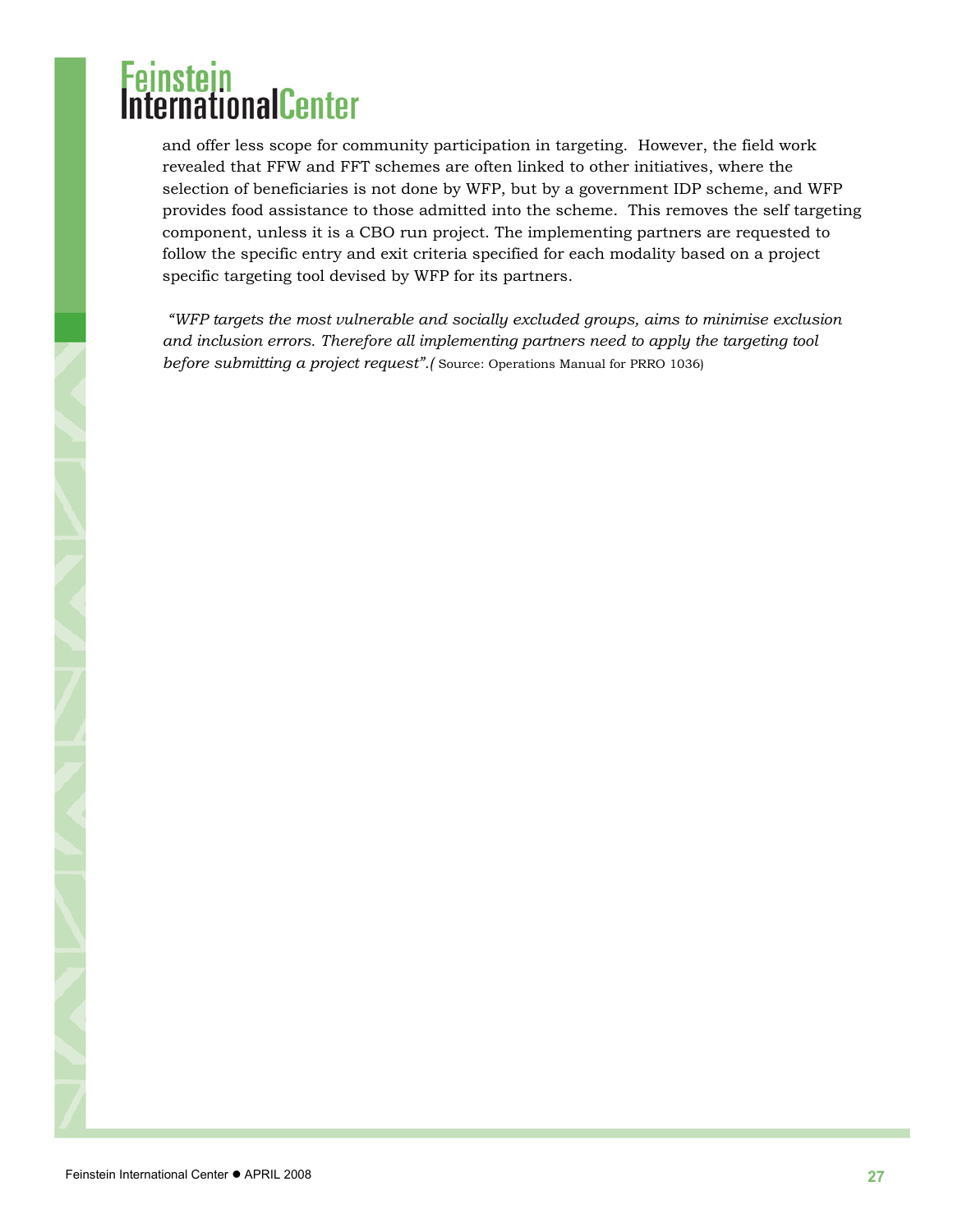and offer less scope for community participation in targeting. However, the field work revealed that FFW and FFT schemes are often linked to other initiatives, where the selection of beneficiaries is not done by WFP, but by a government IDP scheme, and WFP provides food assistance to those admitted into the scheme. This removes the self targeting component, unless it is a CBO run project. The implementing partners are requested to follow the specific entry and exit criteria specified for each modality based on a project specific targeting tool devised by WFP for its partners.

*"WFP targets the most vulnerable and socially excluded groups, aims to minimise exclusion and inclusion errors. Therefore all implementing partners need to apply the targeting tool before submitting a project request".(* Source: Operations Manual for PRRO 1036)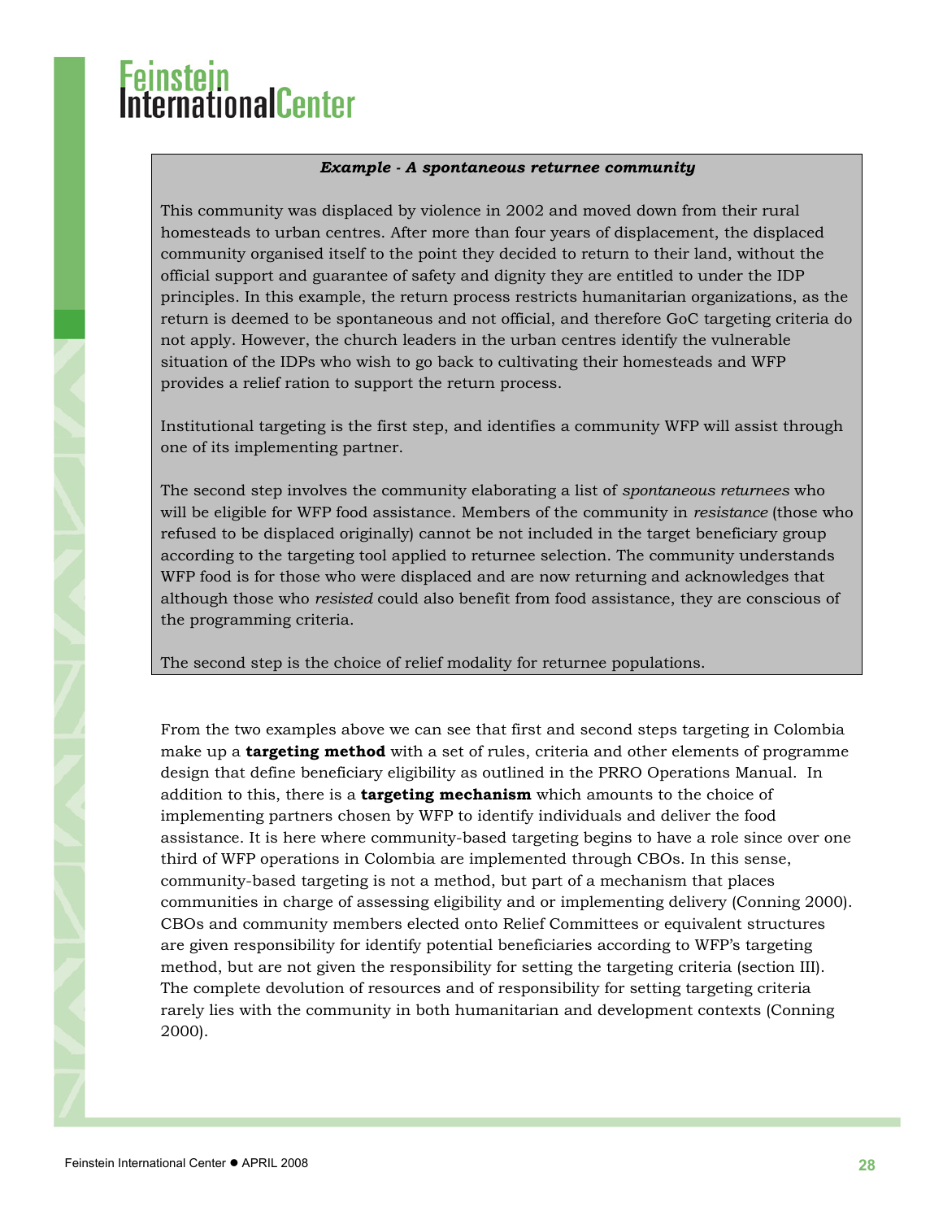***Example - A spontaneous returnee community***

This community was displaced by violence in 2002 and moved down from their rural homesteads to urban centres. After more than four years of displacement, the displaced community organised itself to the point they decided to return to their land, without the official support and guarantee of safety and dignity they are entitled to under the IDP principles. In this example, the return process restricts humanitarian organizations, as the return is deemed to be spontaneous and not official, and therefore GoC targeting criteria do not apply. However, the church leaders in the urban centres identify the vulnerable situation of the IDPs who wish to go back to cultivating their homesteads and WFP provides a relief ration to support the return process.

Institutional targeting is the first step, and identifies a community WFP will assist through one of its implementing partner.

The second step involves the community elaborating a list of *spontaneous returnees* who will be eligible for WFP food assistance. Members of the community in *resistance* (those who refused to be displaced originally) cannot be not included in the target beneficiary group according to the targeting tool applied to returnee selection. The community understands WFP food is for those who were displaced and are now returning and acknowledges that although those who *resisted* could also benefit from food assistance, they are conscious of the programming criteria.

The second step is the choice of relief modality for returnee populations.

From the two examples above we can see that first and second steps targeting in Colombia make up a **targeting method** with a set of rules, criteria and other elements of programme design that define beneficiary eligibility as outlined in the PRRO Operations Manual. In addition to this, there is a **targeting mechanism** which amounts to the choice of implementing partners chosen by WFP to identify individuals and deliver the food assistance. It is here where community-based targeting begins to have a role since over one third of WFP operations in Colombia are implemented through CBOs. In this sense, community-based targeting is not a method, but part of a mechanism that places communities in charge of assessing eligibility and or implementing delivery (Conning 2000). CBOs and community members elected onto Relief Committees or equivalent structures are given responsibility for identify potential beneficiaries according to WFP's targeting method, but are not given the responsibility for setting the targeting criteria (section III). The complete devolution of resources and of responsibility for setting targeting criteria rarely lies with the community in both humanitarian and development contexts (Conning 2000).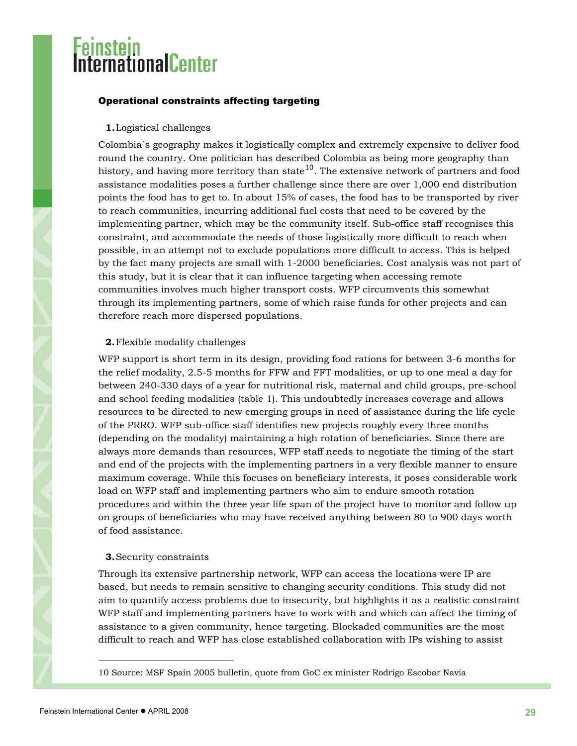### Operational constraints affecting targeting

**1.** Logistical challenges

Colombia´s geography makes it logistically complex and extremely expensive to deliver food round the country. One politician has described Colombia as being more geography than history, and having more territory than state[10]. The extensive network of partners and food assistance modalities poses a further challenge since there are over 1,000 end distribution points the food has to get to. In about 15% of cases, the food has to be transported by river to reach communities, incurring additional fuel costs that need to be covered by the implementing partner, which may be the community itself. Sub-office staff recognises this constraint, and accommodate the needs of those logistically more difficult to reach when possible, in an attempt not to exclude populations more difficult to access. This is helped by the fact many projects are small with 1-2000 beneficiaries. Cost analysis was not part of this study, but it is clear that it can influence targeting when accessing remote communities involves much higher transport costs. WFP circumvents this somewhat through its implementing partners, some of which raise funds for other projects and can therefore reach more dispersed populations.

**2.** Flexible modality challenges

WFP support is short term in its design, providing food rations for between 3-6 months for the relief modality, 2.5-5 months for FFW and FFT modalities, or up to one meal a day for between 240-330 days of a year for nutritional risk, maternal and child groups, pre-school and school feeding modalities (table 1). This undoubtedly increases coverage and allows resources to be directed to new emerging groups in need of assistance during the life cycle of the PRRO. WFP sub-office staff identifies new projects roughly every three months (depending on the modality) maintaining a high rotation of beneficiaries. Since there are always more demands than resources, WFP staff needs to negotiate the timing of the start and end of the projects with the implementing partners in a very flexible manner to ensure maximum coverage. While this focuses on beneficiary interests, it poses considerable work load on WFP staff and implementing partners who aim to endure smooth rotation procedures and within the three year life span of the project have to monitor and follow up on groups of beneficiaries who may have received anything between 80 to 900 days worth of food assistance.

**3.** Security constraints

Through its extensive partnership network, WFP can access the locations were IP are based, but needs to remain sensitive to changing security conditions. This study did not aim to quantify access problems due to insecurity, but highlights it as a realistic constraint WFP staff and implementing partners have to work with and which can affect the timing of assistance to a given community, hence targeting. Blockaded communities are the most difficult to reach and WFP has close established collaboration with IPs wishing to assist

---

10 Source: MSF Spain 2005 bulletin, quote from GoC ex minister Rodrigo Escobar Navia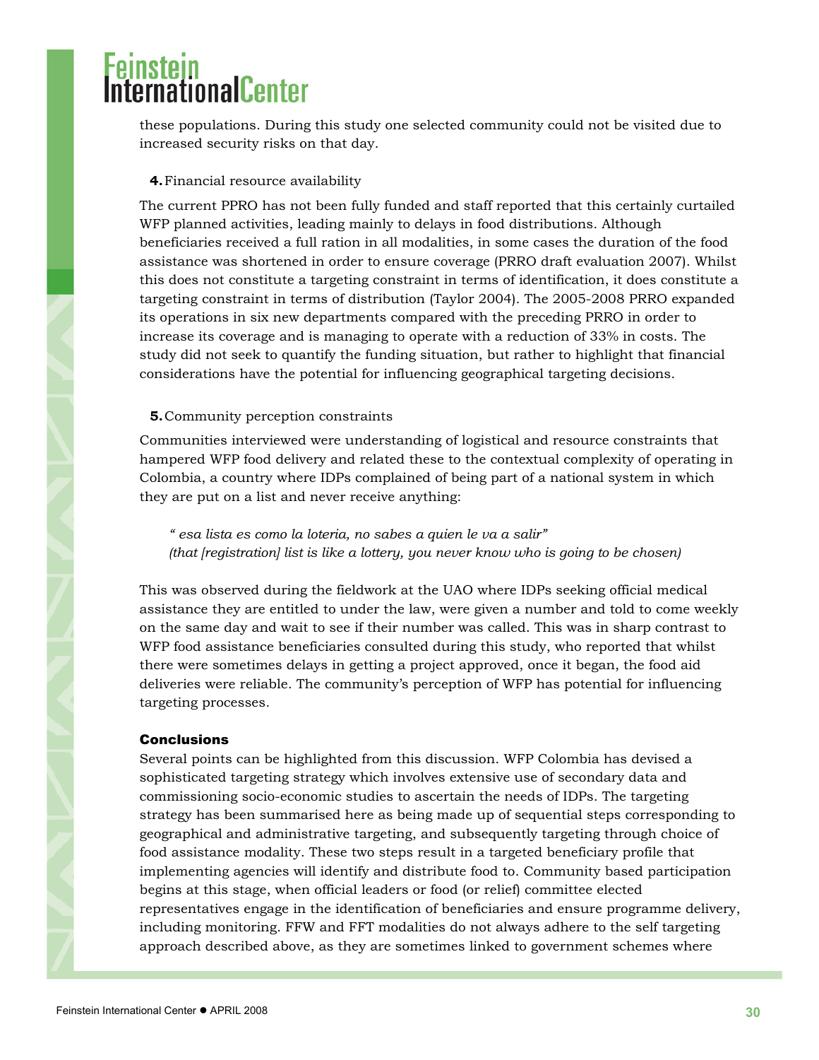these populations. During this study one selected community could not be visited due to increased security risks on that day.

**4.** Financial resource availability

The current PPRO has not been fully funded and staff reported that this certainly curtailed WFP planned activities, leading mainly to delays in food distributions. Although beneficiaries received a full ration in all modalities, in some cases the duration of the food assistance was shortened in order to ensure coverage (PRRO draft evaluation 2007). Whilst this does not constitute a targeting constraint in terms of identification, it does constitute a targeting constraint in terms of distribution (Taylor 2004). The 2005-2008 PRRO expanded its operations in six new departments compared with the preceding PRRO in order to increase its coverage and is managing to operate with a reduction of 33% in costs. The study did not seek to quantify the funding situation, but rather to highlight that financial considerations have the potential for influencing geographical targeting decisions.

**5.** Community perception constraints

Communities interviewed were understanding of logistical and resource constraints that hampered WFP food delivery and related these to the contextual complexity of operating in Colombia, a country where IDPs complained of being part of a national system in which they are put on a list and never receive anything:

> *" esa lista es como la loteria, no sabes a quien le va a salir"*
> *(that [registration] list is like a lottery, you never know who is going to be chosen)*

This was observed during the fieldwork at the UAO where IDPs seeking official medical assistance they are entitled to under the law, were given a number and told to come weekly on the same day and wait to see if their number was called. This was in sharp contrast to WFP food assistance beneficiaries consulted during this study, who reported that whilst there were sometimes delays in getting a project approved, once it began, the food aid deliveries were reliable. The community's perception of WFP has potential for influencing targeting processes.

## Conclusions

Several points can be highlighted from this discussion. WFP Colombia has devised a sophisticated targeting strategy which involves extensive use of secondary data and commissioning socio-economic studies to ascertain the needs of IDPs. The targeting strategy has been summarised here as being made up of sequential steps corresponding to geographical and administrative targeting, and subsequently targeting through choice of food assistance modality. These two steps result in a targeted beneficiary profile that implementing agencies will identify and distribute food to. Community based participation begins at this stage, when official leaders or food (or relief) committee elected representatives engage in the identification of beneficiaries and ensure programme delivery, including monitoring. FFW and FFT modalities do not always adhere to the self targeting approach described above, as they are sometimes linked to government schemes where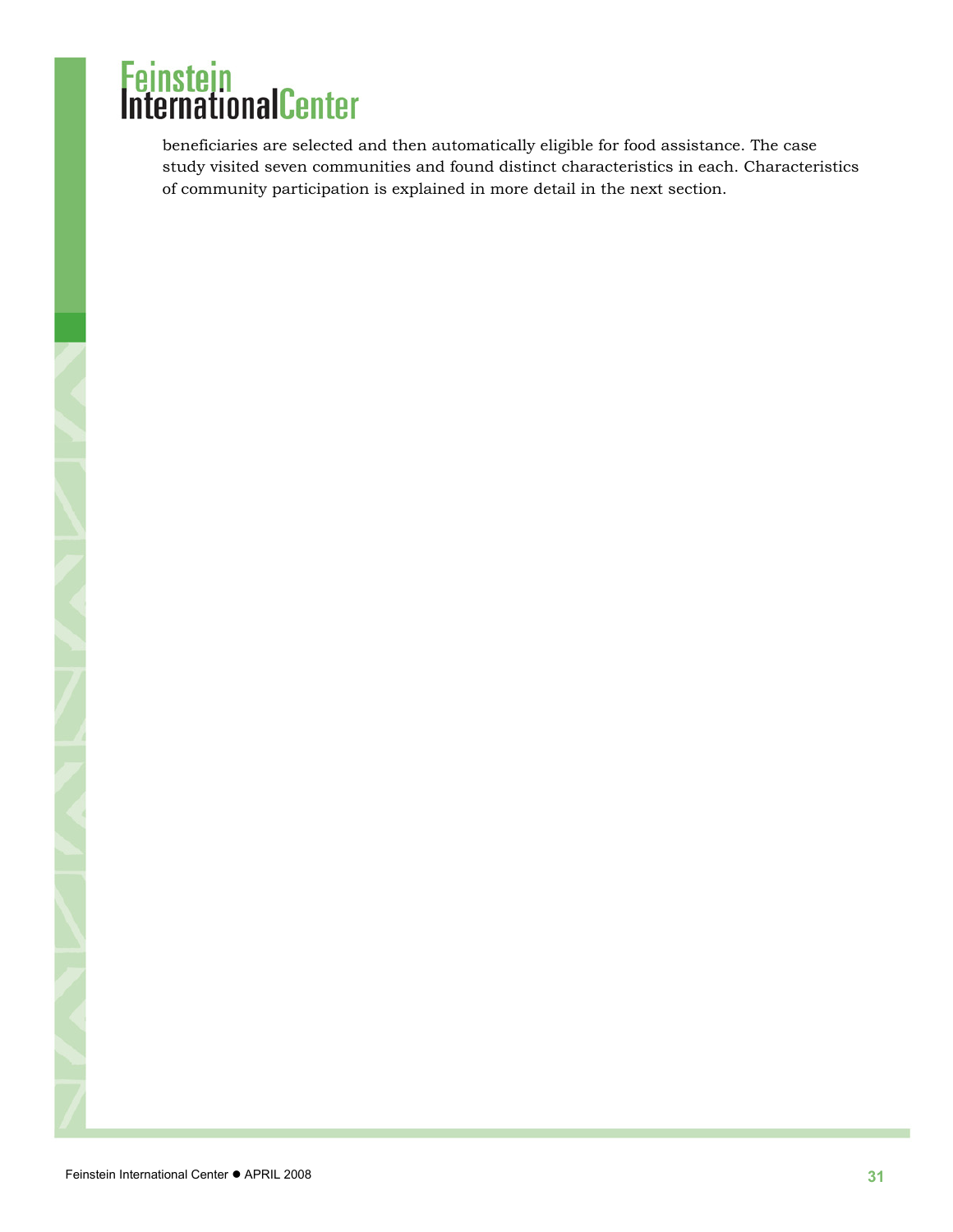beneficiaries are selected and then automatically eligible for food assistance. The case study visited seven communities and found distinct characteristics in each. Characteristics of community participation is explained in more detail in the next section.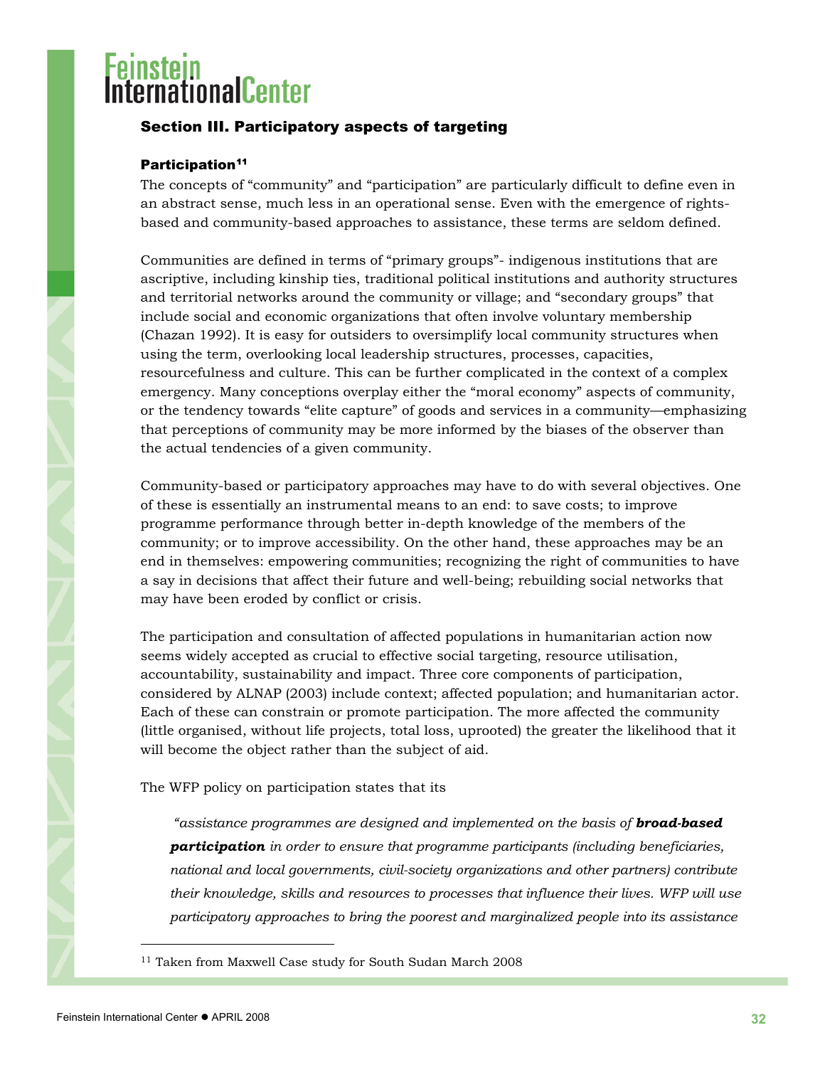## Section III. Participatory aspects of targeting

### Participation[11]

The concepts of "community" and "participation" are particularly difficult to define even in an abstract sense, much less in an operational sense. Even with the emergence of rights-based and community-based approaches to assistance, these terms are seldom defined.

Communities are defined in terms of "primary groups"- indigenous institutions that are ascriptive, including kinship ties, traditional political institutions and authority structures and territorial networks around the community or village; and "secondary groups" that include social and economic organizations that often involve voluntary membership (Chazan 1992). It is easy for outsiders to oversimplify local community structures when using the term, overlooking local leadership structures, processes, capacities, resourcefulness and culture. This can be further complicated in the context of a complex emergency. Many conceptions overplay either the "moral economy" aspects of community, or the tendency towards "elite capture" of goods and services in a community—emphasizing that perceptions of community may be more informed by the biases of the observer than the actual tendencies of a given community.

Community-based or participatory approaches may have to do with several objectives. One of these is essentially an instrumental means to an end: to save costs; to improve programme performance through better in-depth knowledge of the members of the community; or to improve accessibility. On the other hand, these approaches may be an end in themselves: empowering communities; recognizing the right of communities to have a say in decisions that affect their future and well-being; rebuilding social networks that may have been eroded by conflict or crisis.

The participation and consultation of affected populations in humanitarian action now seems widely accepted as crucial to effective social targeting, resource utilisation, accountability, sustainability and impact. Three core components of participation, considered by ALNAP (2003) include context; affected population; and humanitarian actor. Each of these can constrain or promote participation. The more affected the community (little organised, without life projects, total loss, uprooted) the greater the likelihood that it will become the object rather than the subject of aid.

The WFP policy on participation states that its

> *"assistance programmes are designed and implemented on the basis of **broad-based participation** in order to ensure that programme participants (including beneficiaries, national and local governments, civil-society organizations and other partners) contribute their knowledge, skills and resources to processes that influence their lives. WFP will use participatory approaches to bring the poorest and marginalized people into its assistance*

[11] Taken from Maxwell Case study for South Sudan March 2008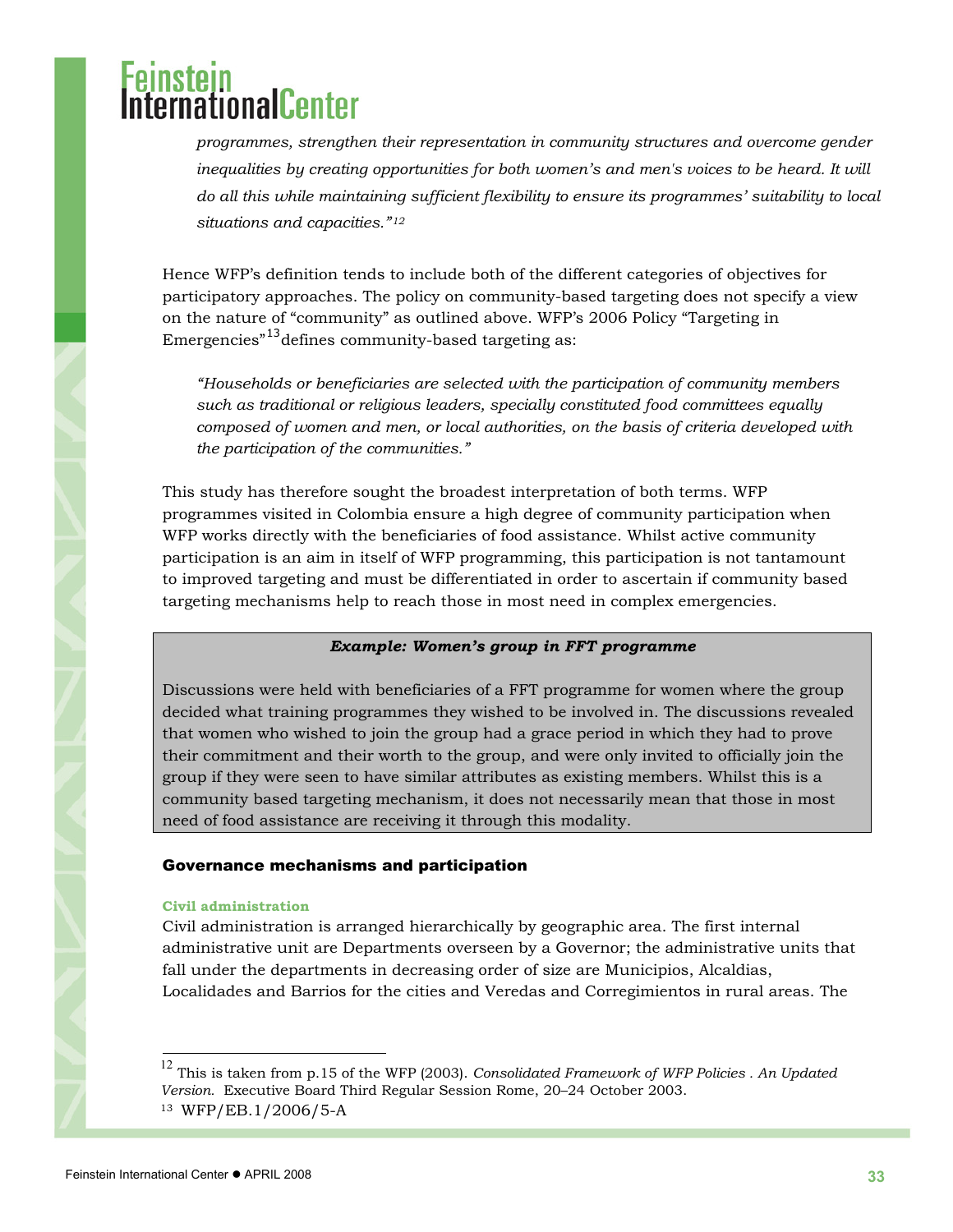*programmes, strengthen their representation in community structures and overcome gender inequalities by creating opportunities for both women's and men's voices to be heard. It will do all this while maintaining sufficient flexibility to ensure its programmes' suitability to local situations and capacities."*[12]

Hence WFP's definition tends to include both of the different categories of objectives for participatory approaches. The policy on community-based targeting does not specify a view on the nature of "community" as outlined above. WFP's 2006 Policy "Targeting in Emergencies"[13] defines community-based targeting as:

> *"Households or beneficiaries are selected with the participation of community members such as traditional or religious leaders, specially constituted food committees equally composed of women and men, or local authorities, on the basis of criteria developed with the participation of the communities."*

This study has therefore sought the broadest interpretation of both terms. WFP programmes visited in Colombia ensure a high degree of community participation when WFP works directly with the beneficiaries of food assistance. Whilst active community participation is an aim in itself of WFP programming, this participation is not tantamount to improved targeting and must be differentiated in order to ascertain if community based targeting mechanisms help to reach those in most need in complex emergencies.

> ***Example: Women's group in FFT programme***
>
> Discussions were held with beneficiaries of a FFT programme for women where the group decided what training programmes they wished to be involved in. The discussions revealed that women who wished to join the group had a grace period in which they had to prove their commitment and their worth to the group, and were only invited to officially join the group if they were seen to have similar attributes as existing members. Whilst this is a community based targeting mechanism, it does not necessarily mean that those in most need of food assistance are receiving it through this modality.

## Governance mechanisms and participation

### Civil administration

Civil administration is arranged hierarchically by geographic area. The first internal administrative unit are Departments overseen by a Governor; the administrative units that fall under the departments in decreasing order of size are Municipios, Alcaldias, Localidades and Barrios for the cities and Veredas and Corregimientos in rural areas. The

---

[12] This is taken from p.15 of the WFP (2003). *Consolidated Framework of WFP Policies . An Updated Version.* Executive Board Third Regular Session Rome, 20–24 October 2003.

[13] WFP/EB.1/2006/5-A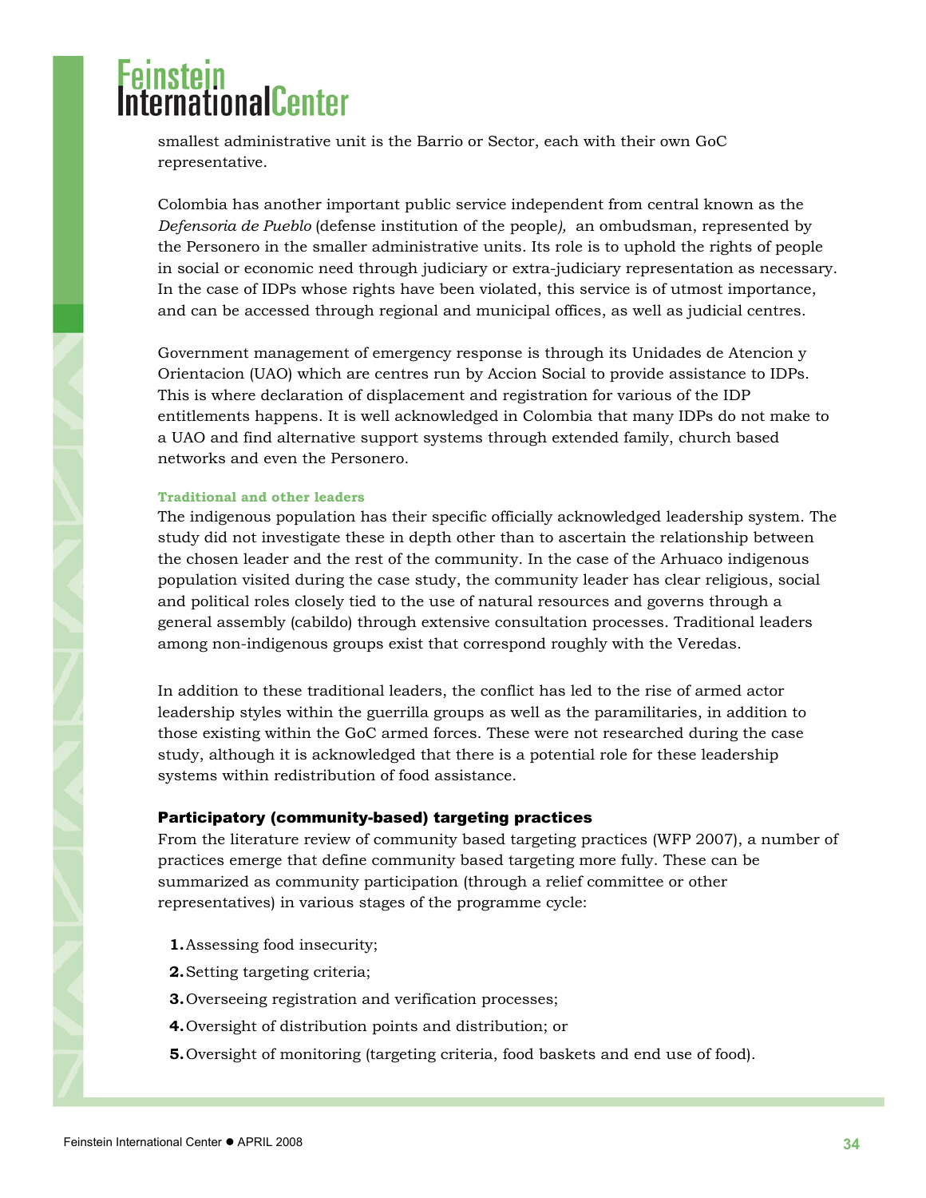smallest administrative unit is the Barrio or Sector, each with their own GoC representative.

Colombia has another important public service independent from central known as the *Defensoria de Pueblo* (defense institution of the people*),* an ombudsman, represented by the Personero in the smaller administrative units. Its role is to uphold the rights of people in social or economic need through judiciary or extra-judiciary representation as necessary. In the case of IDPs whose rights have been violated, this service is of utmost importance, and can be accessed through regional and municipal offices, as well as judicial centres.

Government management of emergency response is through its Unidades de Atencion y Orientacion (UAO) which are centres run by Accion Social to provide assistance to IDPs. This is where declaration of displacement and registration for various of the IDP entitlements happens. It is well acknowledged in Colombia that many IDPs do not make to a UAO and find alternative support systems through extended family, church based networks and even the Personero.

#### Traditional and other leaders

The indigenous population has their specific officially acknowledged leadership system. The study did not investigate these in depth other than to ascertain the relationship between the chosen leader and the rest of the community. In the case of the Arhuaco indigenous population visited during the case study, the community leader has clear religious, social and political roles closely tied to the use of natural resources and governs through a general assembly (cabildo) through extensive consultation processes. Traditional leaders among non-indigenous groups exist that correspond roughly with the Veredas.

In addition to these traditional leaders, the conflict has led to the rise of armed actor leadership styles within the guerrilla groups as well as the paramilitaries, in addition to those existing within the GoC armed forces. These were not researched during the case study, although it is acknowledged that there is a potential role for these leadership systems within redistribution of food assistance.

### Participatory (community-based) targeting practices

From the literature review of community based targeting practices (WFP 2007), a number of practices emerge that define community based targeting more fully. These can be summarized as community participation (through a relief committee or other representatives) in various stages of the programme cycle:

1. Assessing food insecurity;
2. Setting targeting criteria;
3. Overseeing registration and verification processes;
4. Oversight of distribution points and distribution; or
5. Oversight of monitoring (targeting criteria, food baskets and end use of food).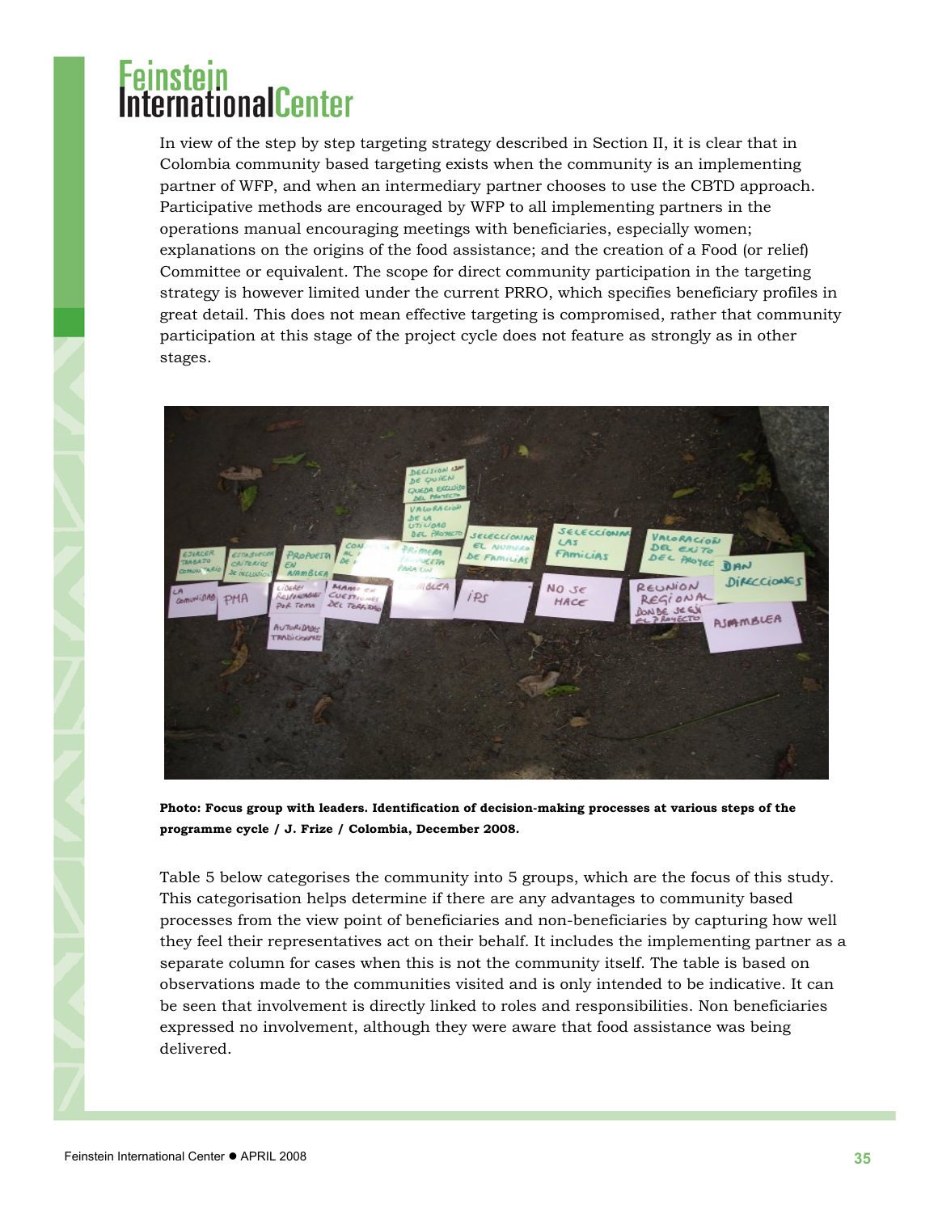In view of the step by step targeting strategy described in Section II, it is clear that in Colombia community based targeting exists when the community is an implementing partner of WFP, and when an intermediary partner chooses to use the CBTD approach. Participative methods are encouraged by WFP to all implementing partners in the operations manual encouraging meetings with beneficiaries, especially women; explanations on the origins of the food assistance; and the creation of a Food (or relief) Committee or equivalent. The scope for direct community participation in the targeting strategy is however limited under the current PRRO, which specifies beneficiary profiles in great detail. This does not mean effective targeting is compromised, rather that community participation at this stage of the project cycle does not feature as strongly as in other stages.

**Photo: Focus group with leaders. Identification of decision-making processes at various steps of the programme cycle / J. Frize / Colombia, December 2008.**

Table 5 below categorises the community into 5 groups, which are the focus of this study. This categorisation helps determine if there are any advantages to community based processes from the view point of beneficiaries and non-beneficiaries by capturing how well they feel their representatives act on their behalf. It includes the implementing partner as a separate column for cases when this is not the community itself. The table is based on observations made to the communities visited and is only intended to be indicative. It can be seen that involvement is directly linked to roles and responsibilities. Non beneficiaries expressed no involvement, although they were aware that food assistance was being delivered.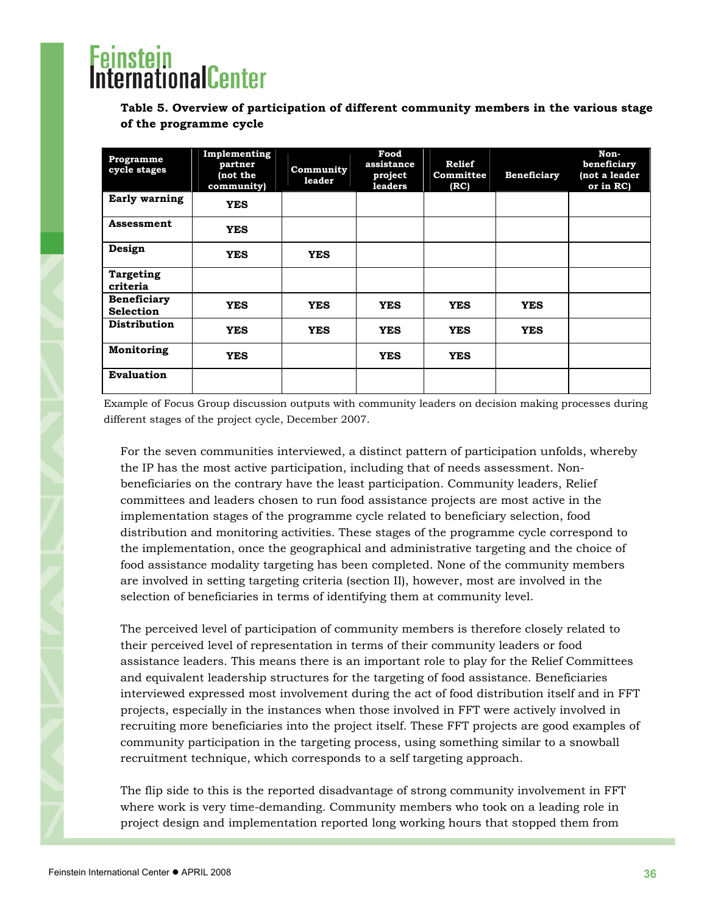**Table 5. Overview of participation of different community members in the various stage of the programme cycle**

| Programme cycle stages | Implementing partner (not the community) | Community leader | Food assistance project leaders | Relief Committee (RC) | Beneficiary | Non-beneficiary (not a leader or in RC) |
|---|---|---|---|---|---|---|
| **Early warning** | **YES** | | | | | |
| **Assessment** | **YES** | | | | | |
| **Design** | **YES** | **YES** | | | | |
| **Targeting criteria** | | | | | | |
| **Beneficiary Selection** | **YES** | **YES** | **YES** | **YES** | **YES** | |
| **Distribution** | **YES** | **YES** | **YES** | **YES** | **YES** | |
| **Monitoring** | **YES** | | **YES** | **YES** | | |
| **Evaluation** | | | | | | |

Example of Focus Group discussion outputs with community leaders on decision making processes during different stages of the project cycle, December 2007.

For the seven communities interviewed, a distinct pattern of participation unfolds, whereby the IP has the most active participation, including that of needs assessment. Non-beneficiaries on the contrary have the least participation. Community leaders, Relief committees and leaders chosen to run food assistance projects are most active in the implementation stages of the programme cycle related to beneficiary selection, food distribution and monitoring activities. These stages of the programme cycle correspond to the implementation, once the geographical and administrative targeting and the choice of food assistance modality targeting has been completed. None of the community members are involved in setting targeting criteria (section II), however, most are involved in the selection of beneficiaries in terms of identifying them at community level.

The perceived level of participation of community members is therefore closely related to their perceived level of representation in terms of their community leaders or food assistance leaders. This means there is an important role to play for the Relief Committees and equivalent leadership structures for the targeting of food assistance. Beneficiaries interviewed expressed most involvement during the act of food distribution itself and in FFT projects, especially in the instances when those involved in FFT were actively involved in recruiting more beneficiaries into the project itself. These FFT projects are good examples of community participation in the targeting process, using something similar to a snowball recruitment technique, which corresponds to a self targeting approach.

The flip side to this is the reported disadvantage of strong community involvement in FFT where work is very time-demanding. Community members who took on a leading role in project design and implementation reported long working hours that stopped them from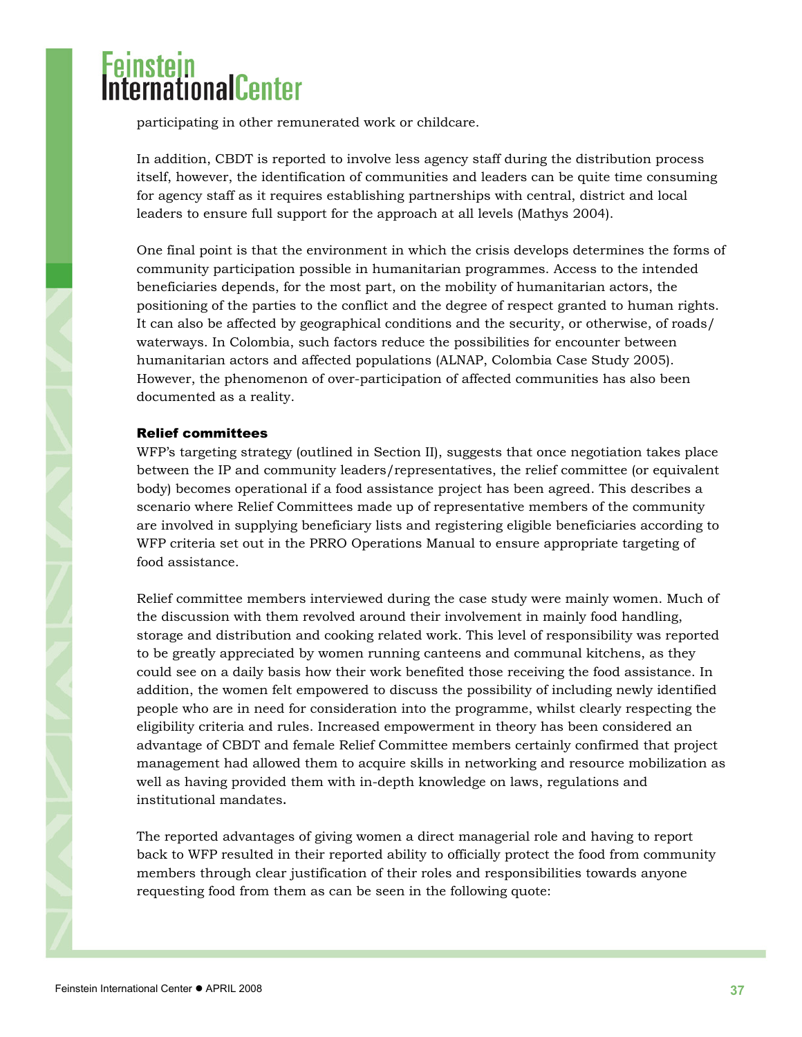participating in other remunerated work or childcare.

In addition, CBDT is reported to involve less agency staff during the distribution process itself, however, the identification of communities and leaders can be quite time consuming for agency staff as it requires establishing partnerships with central, district and local leaders to ensure full support for the approach at all levels (Mathys 2004).

One final point is that the environment in which the crisis develops determines the forms of community participation possible in humanitarian programmes. Access to the intended beneficiaries depends, for the most part, on the mobility of humanitarian actors, the positioning of the parties to the conflict and the degree of respect granted to human rights. It can also be affected by geographical conditions and the security, or otherwise, of roads/waterways. In Colombia, such factors reduce the possibilities for encounter between humanitarian actors and affected populations (ALNAP, Colombia Case Study 2005). However, the phenomenon of over-participation of affected communities has also been documented as a reality.

### Relief committees

WFP's targeting strategy (outlined in Section II), suggests that once negotiation takes place between the IP and community leaders/representatives, the relief committee (or equivalent body) becomes operational if a food assistance project has been agreed. This describes a scenario where Relief Committees made up of representative members of the community are involved in supplying beneficiary lists and registering eligible beneficiaries according to WFP criteria set out in the PRRO Operations Manual to ensure appropriate targeting of food assistance.

Relief committee members interviewed during the case study were mainly women. Much of the discussion with them revolved around their involvement in mainly food handling, storage and distribution and cooking related work. This level of responsibility was reported to be greatly appreciated by women running canteens and communal kitchens, as they could see on a daily basis how their work benefited those receiving the food assistance. In addition, the women felt empowered to discuss the possibility of including newly identified people who are in need for consideration into the programme, whilst clearly respecting the eligibility criteria and rules. Increased empowerment in theory has been considered an advantage of CBDT and female Relief Committee members certainly confirmed that project management had allowed them to acquire skills in networking and resource mobilization as well as having provided them with in-depth knowledge on laws, regulations and institutional mandates.

The reported advantages of giving women a direct managerial role and having to report back to WFP resulted in their reported ability to officially protect the food from community members through clear justification of their roles and responsibilities towards anyone requesting food from them as can be seen in the following quote: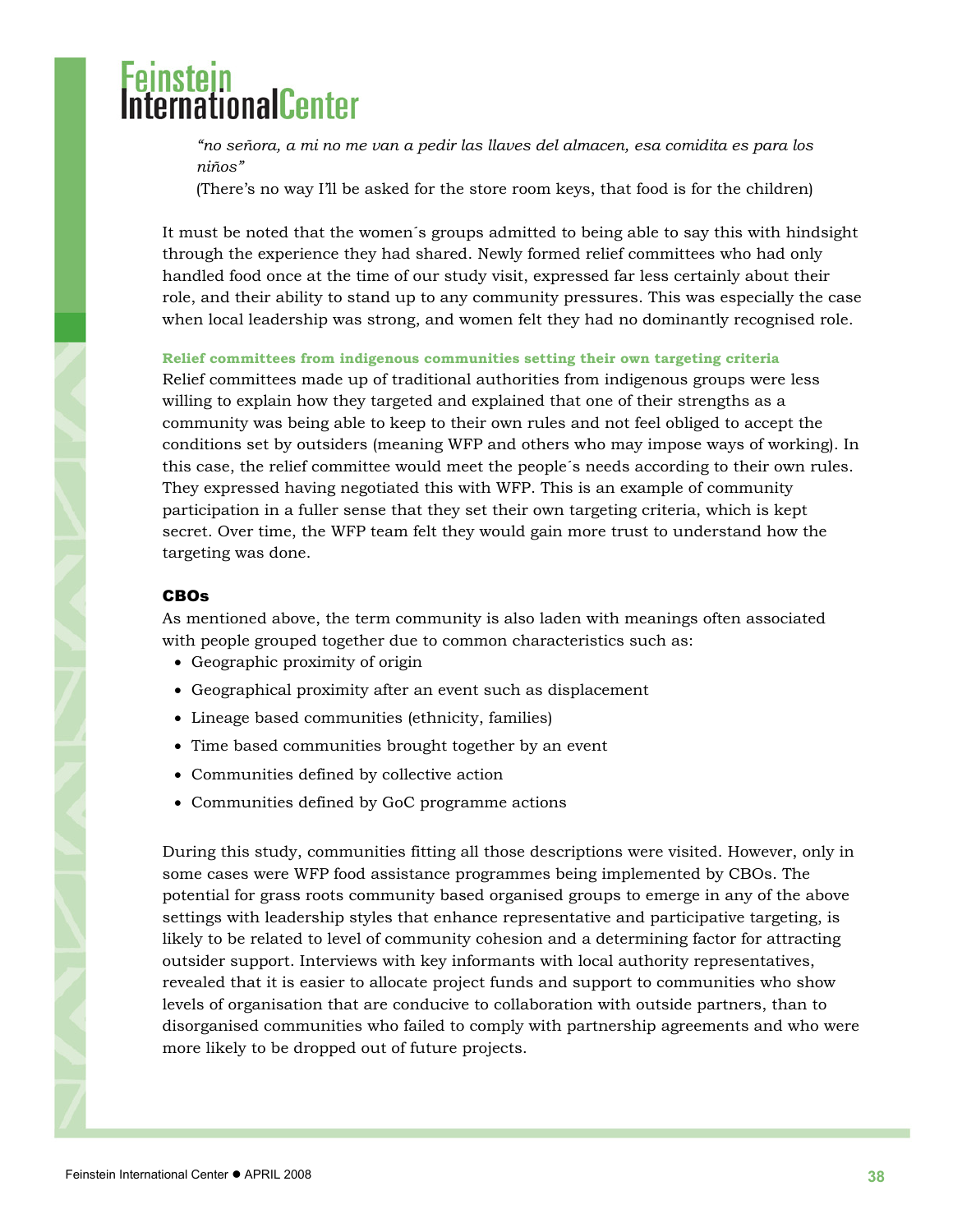*"no señora, a mi no me van a pedir las llaves del almacen, esa comidita es para los niños"*

(There's no way I'll be asked for the store room keys, that food is for the children)

It must be noted that the women´s groups admitted to being able to say this with hindsight through the experience they had shared. Newly formed relief committees who had only handled food once at the time of our study visit, expressed far less certainly about their role, and their ability to stand up to any community pressures. This was especially the case when local leadership was strong, and women felt they had no dominantly recognised role.

**Relief committees from indigenous communities setting their own targeting criteria**

Relief committees made up of traditional authorities from indigenous groups were less willing to explain how they targeted and explained that one of their strengths as a community was being able to keep to their own rules and not feel obliged to accept the conditions set by outsiders (meaning WFP and others who may impose ways of working). In this case, the relief committee would meet the people´s needs according to their own rules. They expressed having negotiated this with WFP. This is an example of community participation in a fuller sense that they set their own targeting criteria, which is kept secret. Over time, the WFP team felt they would gain more trust to understand how the targeting was done.

### CBOs

As mentioned above, the term community is also laden with meanings often associated with people grouped together due to common characteristics such as:

- Geographic proximity of origin
- Geographical proximity after an event such as displacement
- Lineage based communities (ethnicity, families)
- Time based communities brought together by an event
- Communities defined by collective action
- Communities defined by GoC programme actions

During this study, communities fitting all those descriptions were visited. However, only in some cases were WFP food assistance programmes being implemented by CBOs. The potential for grass roots community based organised groups to emerge in any of the above settings with leadership styles that enhance representative and participative targeting, is likely to be related to level of community cohesion and a determining factor for attracting outsider support. Interviews with key informants with local authority representatives, revealed that it is easier to allocate project funds and support to communities who show levels of organisation that are conducive to collaboration with outside partners, than to disorganised communities who failed to comply with partnership agreements and who were more likely to be dropped out of future projects.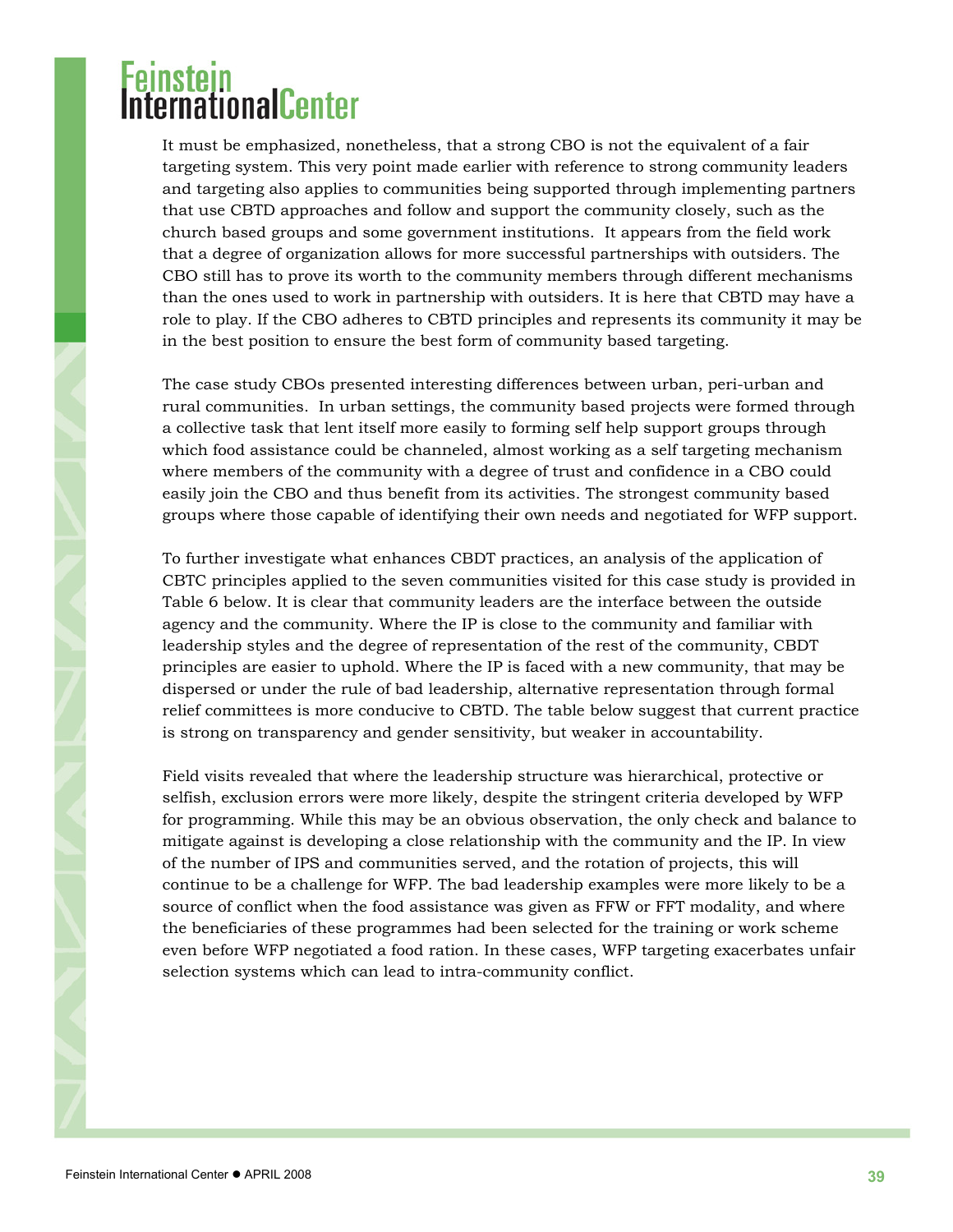It must be emphasized, nonetheless, that a strong CBO is not the equivalent of a fair targeting system. This very point made earlier with reference to strong community leaders and targeting also applies to communities being supported through implementing partners that use CBTD approaches and follow and support the community closely, such as the church based groups and some government institutions. It appears from the field work that a degree of organization allows for more successful partnerships with outsiders. The CBO still has to prove its worth to the community members through different mechanisms than the ones used to work in partnership with outsiders. It is here that CBTD may have a role to play. If the CBO adheres to CBTD principles and represents its community it may be in the best position to ensure the best form of community based targeting.

The case study CBOs presented interesting differences between urban, peri-urban and rural communities. In urban settings, the community based projects were formed through a collective task that lent itself more easily to forming self help support groups through which food assistance could be channeled, almost working as a self targeting mechanism where members of the community with a degree of trust and confidence in a CBO could easily join the CBO and thus benefit from its activities. The strongest community based groups where those capable of identifying their own needs and negotiated for WFP support.

To further investigate what enhances CBDT practices, an analysis of the application of CBTC principles applied to the seven communities visited for this case study is provided in Table 6 below. It is clear that community leaders are the interface between the outside agency and the community. Where the IP is close to the community and familiar with leadership styles and the degree of representation of the rest of the community, CBDT principles are easier to uphold. Where the IP is faced with a new community, that may be dispersed or under the rule of bad leadership, alternative representation through formal relief committees is more conducive to CBTD. The table below suggest that current practice is strong on transparency and gender sensitivity, but weaker in accountability.

Field visits revealed that where the leadership structure was hierarchical, protective or selfish, exclusion errors were more likely, despite the stringent criteria developed by WFP for programming. While this may be an obvious observation, the only check and balance to mitigate against is developing a close relationship with the community and the IP. In view of the number of IPS and communities served, and the rotation of projects, this will continue to be a challenge for WFP. The bad leadership examples were more likely to be a source of conflict when the food assistance was given as FFW or FFT modality, and where the beneficiaries of these programmes had been selected for the training or work scheme even before WFP negotiated a food ration. In these cases, WFP targeting exacerbates unfair selection systems which can lead to intra-community conflict.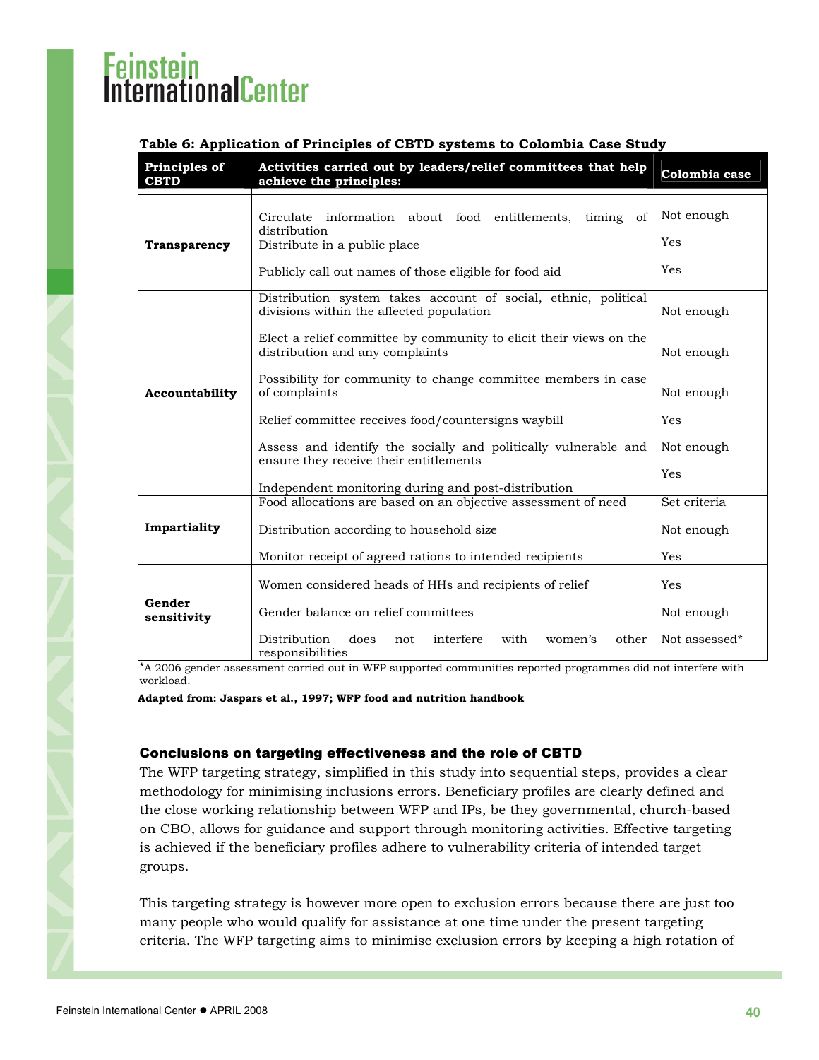**Table 6: Application of Principles of CBTD systems to Colombia Case Study**

| Principles of CBTD | Activities carried out by leaders/relief committees that help achieve the principles: | Colombia case |
|---|---|---|
| **Transparency** | Circulate information about food entitlements, timing of distribution | Not enough |
| | Distribute in a public place | Yes |
| | Publicly call out names of those eligible for food aid | Yes |
| **Accountability** | Distribution system takes account of social, ethnic, political divisions within the affected population | Not enough |
| | Elect a relief committee by community to elicit their views on the distribution and any complaints | Not enough |
| | Possibility for community to change committee members in case of complaints | Not enough |
| | Relief committee receives food/countersigns waybill | Yes |
| | Assess and identify the socially and politically vulnerable and ensure they receive their entitlements | Not enough |
| | Independent monitoring during and post-distribution | Yes |
| **Impartiality** | Food allocations are based on an objective assessment of need | Set criteria |
| | Distribution according to household size | Not enough |
| | Monitor receipt of agreed rations to intended recipients | Yes |
| **Gender sensitivity** | Women considered heads of HHs and recipients of relief | Yes |
| | Gender balance on relief committees | Not enough |
| | Distribution does not interfere with women's other responsibilities | Not assessed* |

*A 2006 gender assessment carried out in WFP supported communities reported programmes did not interfere with workload.

**Adapted from: Jaspars et al., 1997; WFP food and nutrition handbook**

### Conclusions on targeting effectiveness and the role of CBTD

The WFP targeting strategy, simplified in this study into sequential steps, provides a clear methodology for minimising inclusions errors. Beneficiary profiles are clearly defined and the close working relationship between WFP and IPs, be they governmental, church-based on CBO, allows for guidance and support through monitoring activities. Effective targeting is achieved if the beneficiary profiles adhere to vulnerability criteria of intended target groups.

This targeting strategy is however more open to exclusion errors because there are just too many people who would qualify for assistance at one time under the present targeting criteria. The WFP targeting aims to minimise exclusion errors by keeping a high rotation of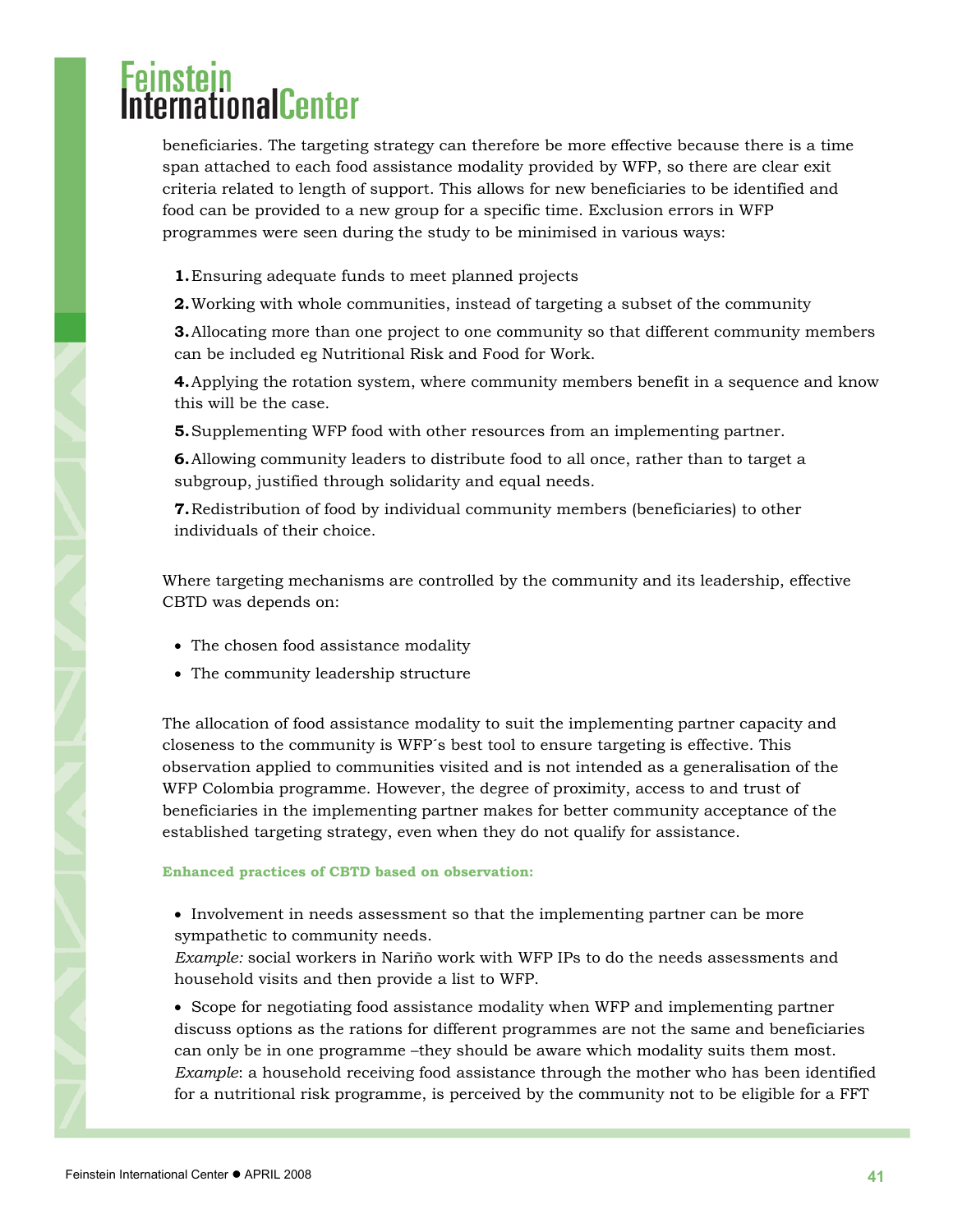beneficiaries. The targeting strategy can therefore be more effective because there is a time span attached to each food assistance modality provided by WFP, so there are clear exit criteria related to length of support. This allows for new beneficiaries to be identified and food can be provided to a new group for a specific time. Exclusion errors in WFP programmes were seen during the study to be minimised in various ways:

1. Ensuring adequate funds to meet planned projects
2. Working with whole communities, instead of targeting a subset of the community
3. Allocating more than one project to one community so that different community members can be included eg Nutritional Risk and Food for Work.
4. Applying the rotation system, where community members benefit in a sequence and know this will be the case.
5. Supplementing WFP food with other resources from an implementing partner.
6. Allowing community leaders to distribute food to all once, rather than to target a subgroup, justified through solidarity and equal needs.
7. Redistribution of food by individual community members (beneficiaries) to other individuals of their choice.

Where targeting mechanisms are controlled by the community and its leadership, effective CBTD was depends on:

- The chosen food assistance modality
- The community leadership structure

The allocation of food assistance modality to suit the implementing partner capacity and closeness to the community is WFP´s best tool to ensure targeting is effective. This observation applied to communities visited and is not intended as a generalisation of the WFP Colombia programme. However, the degree of proximity, access to and trust of beneficiaries in the implementing partner makes for better community acceptance of the established targeting strategy, even when they do not qualify for assistance.

**Enhanced practices of CBTD based on observation:**

- Involvement in needs assessment so that the implementing partner can be more sympathetic to community needs.
  *Example:* social workers in Nariño work with WFP IPs to do the needs assessments and household visits and then provide a list to WFP.
- Scope for negotiating food assistance modality when WFP and implementing partner discuss options as the rations for different programmes are not the same and beneficiaries can only be in one programme –they should be aware which modality suits them most.
  *Example*: a household receiving food assistance through the mother who has been identified for a nutritional risk programme, is perceived by the community not to be eligible for a FFT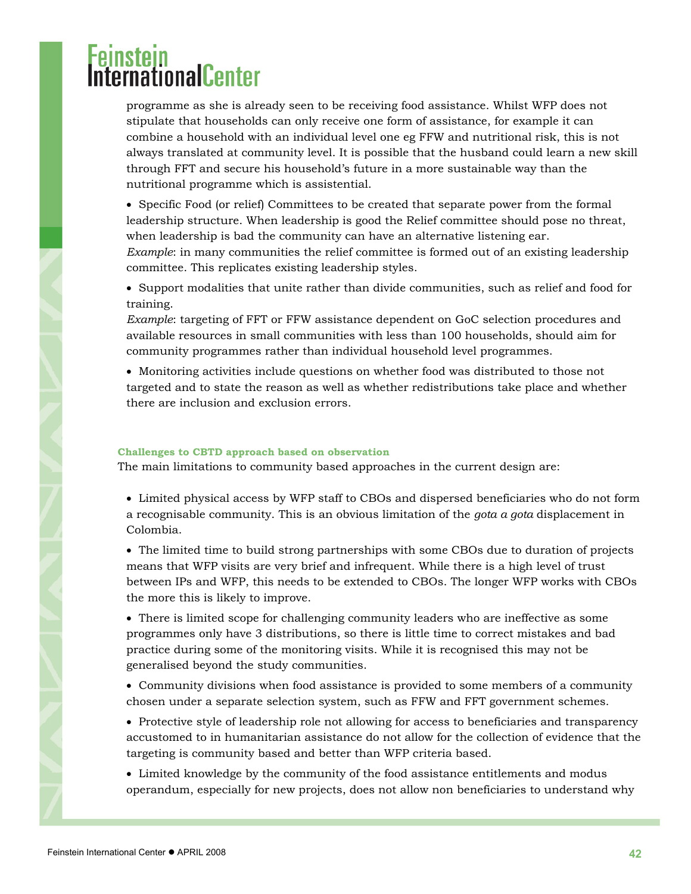programme as she is already seen to be receiving food assistance. Whilst WFP does not stipulate that households can only receive one form of assistance, for example it can combine a household with an individual level one eg FFW and nutritional risk, this is not always translated at community level. It is possible that the husband could learn a new skill through FFT and secure his household's future in a more sustainable way than the nutritional programme which is assistential.

- Specific Food (or relief) Committees to be created that separate power from the formal leadership structure. When leadership is good the Relief committee should pose no threat, when leadership is bad the community can have an alternative listening ear.
*Example*: in many communities the relief committee is formed out of an existing leadership committee. This replicates existing leadership styles.

- Support modalities that unite rather than divide communities, such as relief and food for training.
*Example*: targeting of FFT or FFW assistance dependent on GoC selection procedures and available resources in small communities with less than 100 households, should aim for community programmes rather than individual household level programmes.

- Monitoring activities include questions on whether food was distributed to those not targeted and to state the reason as well as whether redistributions take place and whether there are inclusion and exclusion errors.

#### Challenges to CBTD approach based on observation

The main limitations to community based approaches in the current design are:

- Limited physical access by WFP staff to CBOs and dispersed beneficiaries who do not form a recognisable community. This is an obvious limitation of the *gota a gota* displacement in Colombia.

- The limited time to build strong partnerships with some CBOs due to duration of projects means that WFP visits are very brief and infrequent. While there is a high level of trust between IPs and WFP, this needs to be extended to CBOs. The longer WFP works with CBOs the more this is likely to improve.

- There is limited scope for challenging community leaders who are ineffective as some programmes only have 3 distributions, so there is little time to correct mistakes and bad practice during some of the monitoring visits. While it is recognised this may not be generalised beyond the study communities.

- Community divisions when food assistance is provided to some members of a community chosen under a separate selection system, such as FFW and FFT government schemes.

- Protective style of leadership role not allowing for access to beneficiaries and transparency accustomed to in humanitarian assistance do not allow for the collection of evidence that the targeting is community based and better than WFP criteria based.

- Limited knowledge by the community of the food assistance entitlements and modus operandum, especially for new projects, does not allow non beneficiaries to understand why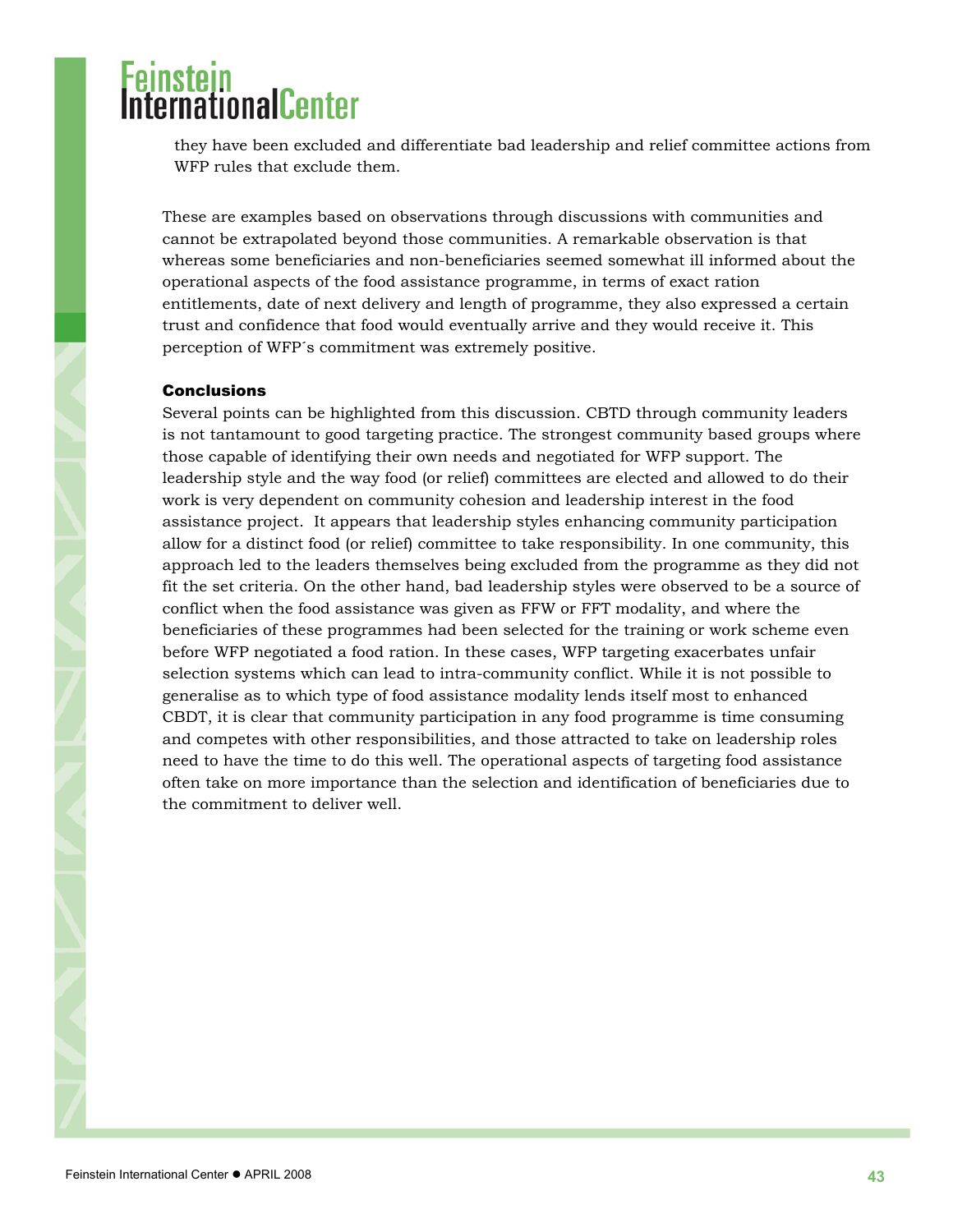they have been excluded and differentiate bad leadership and relief committee actions from WFP rules that exclude them.

These are examples based on observations through discussions with communities and cannot be extrapolated beyond those communities. A remarkable observation is that whereas some beneficiaries and non-beneficiaries seemed somewhat ill informed about the operational aspects of the food assistance programme, in terms of exact ration entitlements, date of next delivery and length of programme, they also expressed a certain trust and confidence that food would eventually arrive and they would receive it. This perception of WFP´s commitment was extremely positive.

### Conclusions

Several points can be highlighted from this discussion. CBTD through community leaders is not tantamount to good targeting practice. The strongest community based groups where those capable of identifying their own needs and negotiated for WFP support. The leadership style and the way food (or relief) committees are elected and allowed to do their work is very dependent on community cohesion and leadership interest in the food assistance project. It appears that leadership styles enhancing community participation allow for a distinct food (or relief) committee to take responsibility. In one community, this approach led to the leaders themselves being excluded from the programme as they did not fit the set criteria. On the other hand, bad leadership styles were observed to be a source of conflict when the food assistance was given as FFW or FFT modality, and where the beneficiaries of these programmes had been selected for the training or work scheme even before WFP negotiated a food ration. In these cases, WFP targeting exacerbates unfair selection systems which can lead to intra-community conflict. While it is not possible to generalise as to which type of food assistance modality lends itself most to enhanced CBDT, it is clear that community participation in any food programme is time consuming and competes with other responsibilities, and those attracted to take on leadership roles need to have the time to do this well. The operational aspects of targeting food assistance often take on more importance than the selection and identification of beneficiaries due to the commitment to deliver well.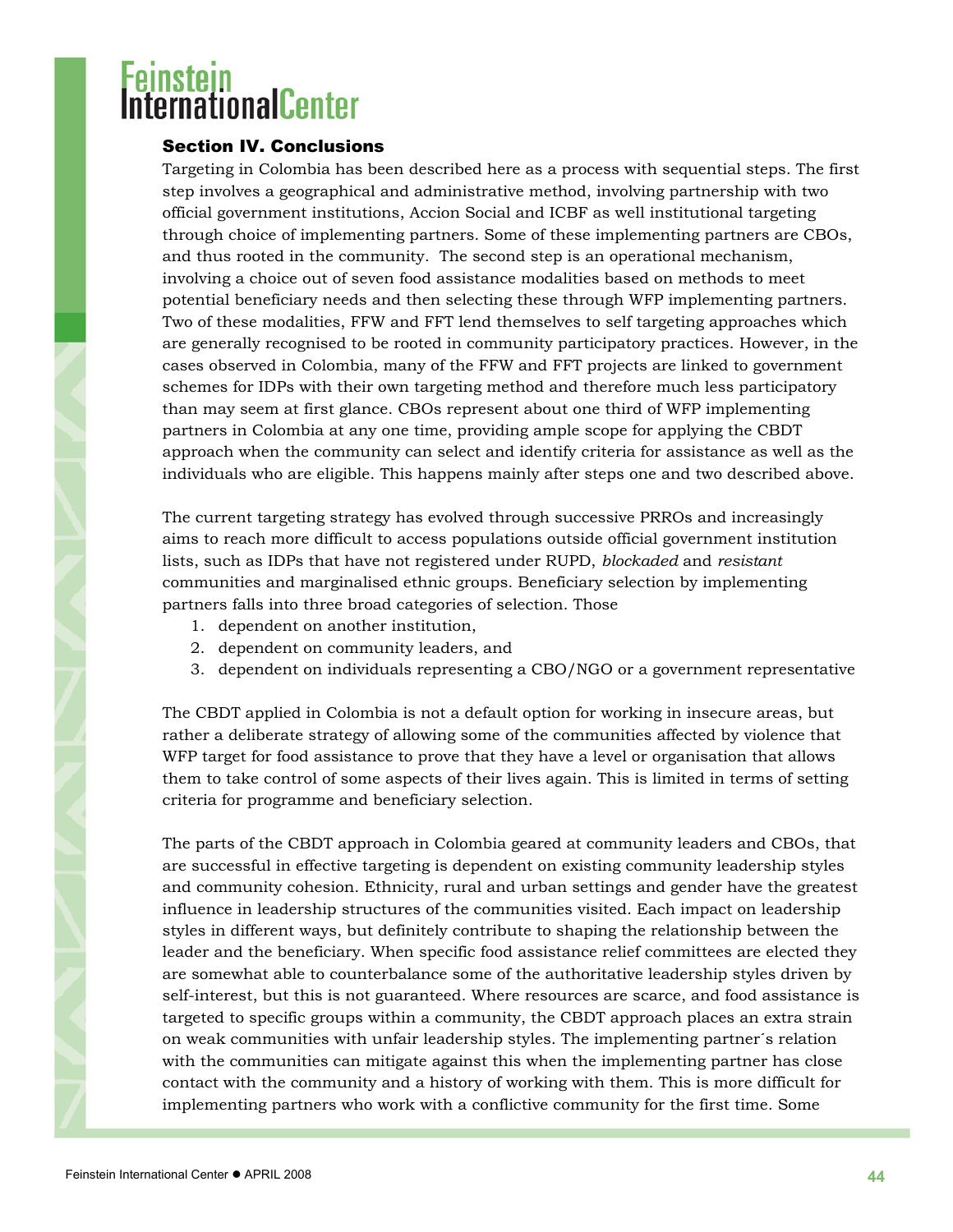## Section IV. Conclusions

Targeting in Colombia has been described here as a process with sequential steps. The first step involves a geographical and administrative method, involving partnership with two official government institutions, Accion Social and ICBF as well institutional targeting through choice of implementing partners. Some of these implementing partners are CBOs, and thus rooted in the community. The second step is an operational mechanism, involving a choice out of seven food assistance modalities based on methods to meet potential beneficiary needs and then selecting these through WFP implementing partners. Two of these modalities, FFW and FFT lend themselves to self targeting approaches which are generally recognised to be rooted in community participatory practices. However, in the cases observed in Colombia, many of the FFW and FFT projects are linked to government schemes for IDPs with their own targeting method and therefore much less participatory than may seem at first glance. CBOs represent about one third of WFP implementing partners in Colombia at any one time, providing ample scope for applying the CBDT approach when the community can select and identify criteria for assistance as well as the individuals who are eligible. This happens mainly after steps one and two described above.

The current targeting strategy has evolved through successive PRROs and increasingly aims to reach more difficult to access populations outside official government institution lists, such as IDPs that have not registered under RUPD, *blockaded* and *resistant* communities and marginalised ethnic groups. Beneficiary selection by implementing partners falls into three broad categories of selection. Those

1. dependent on another institution,
2. dependent on community leaders, and
3. dependent on individuals representing a CBO/NGO or a government representative

The CBDT applied in Colombia is not a default option for working in insecure areas, but rather a deliberate strategy of allowing some of the communities affected by violence that WFP target for food assistance to prove that they have a level or organisation that allows them to take control of some aspects of their lives again. This is limited in terms of setting criteria for programme and beneficiary selection.

The parts of the CBDT approach in Colombia geared at community leaders and CBOs, that are successful in effective targeting is dependent on existing community leadership styles and community cohesion. Ethnicity, rural and urban settings and gender have the greatest influence in leadership structures of the communities visited. Each impact on leadership styles in different ways, but definitely contribute to shaping the relationship between the leader and the beneficiary. When specific food assistance relief committees are elected they are somewhat able to counterbalance some of the authoritative leadership styles driven by self-interest, but this is not guaranteed. Where resources are scarce, and food assistance is targeted to specific groups within a community, the CBDT approach places an extra strain on weak communities with unfair leadership styles. The implementing partner´s relation with the communities can mitigate against this when the implementing partner has close contact with the community and a history of working with them. This is more difficult for implementing partners who work with a conflictive community for the first time. Some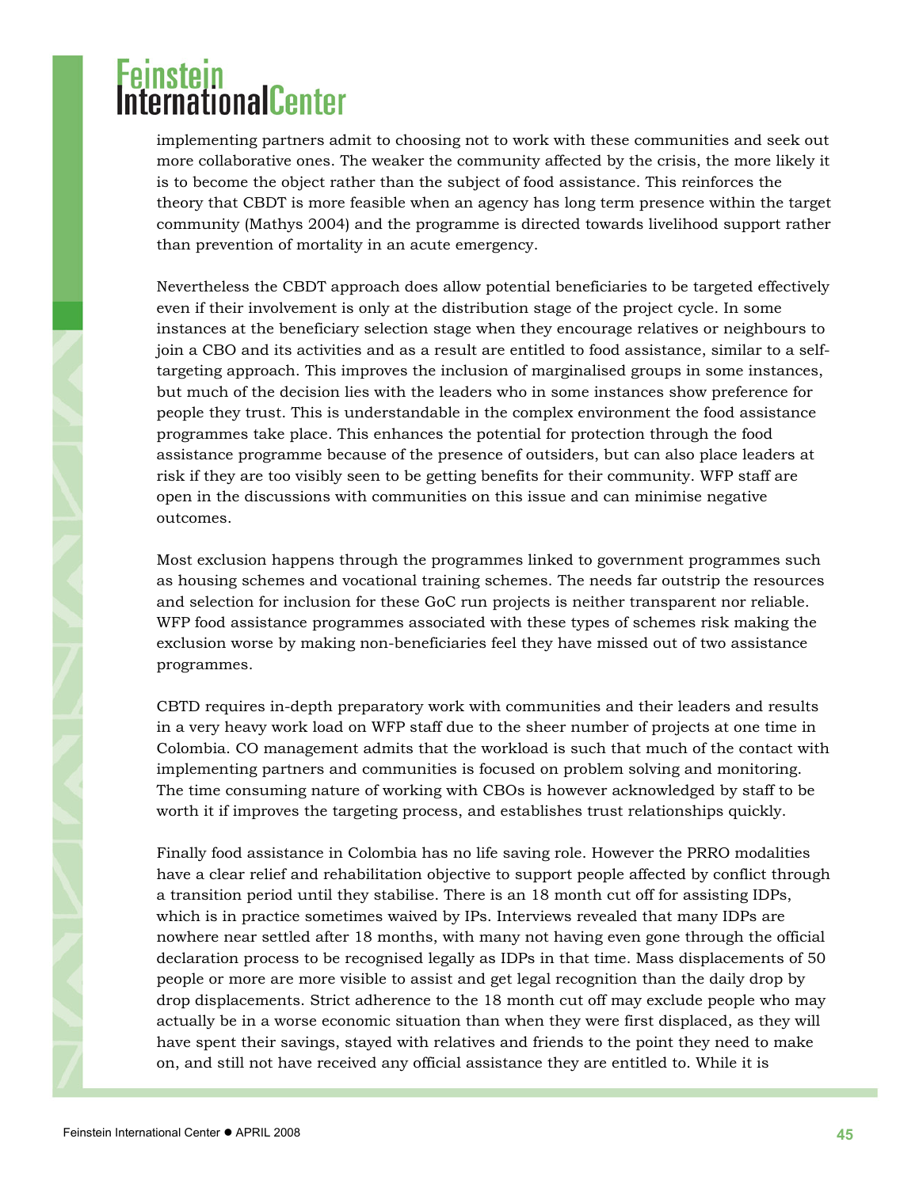implementing partners admit to choosing not to work with these communities and seek out more collaborative ones. The weaker the community affected by the crisis, the more likely it is to become the object rather than the subject of food assistance. This reinforces the theory that CBDT is more feasible when an agency has long term presence within the target community (Mathys 2004) and the programme is directed towards livelihood support rather than prevention of mortality in an acute emergency.

Nevertheless the CBDT approach does allow potential beneficiaries to be targeted effectively even if their involvement is only at the distribution stage of the project cycle. In some instances at the beneficiary selection stage when they encourage relatives or neighbours to join a CBO and its activities and as a result are entitled to food assistance, similar to a self-targeting approach. This improves the inclusion of marginalised groups in some instances, but much of the decision lies with the leaders who in some instances show preference for people they trust. This is understandable in the complex environment the food assistance programmes take place. This enhances the potential for protection through the food assistance programme because of the presence of outsiders, but can also place leaders at risk if they are too visibly seen to be getting benefits for their community. WFP staff are open in the discussions with communities on this issue and can minimise negative outcomes.

Most exclusion happens through the programmes linked to government programmes such as housing schemes and vocational training schemes. The needs far outstrip the resources and selection for inclusion for these GoC run projects is neither transparent nor reliable. WFP food assistance programmes associated with these types of schemes risk making the exclusion worse by making non-beneficiaries feel they have missed out of two assistance programmes.

CBTD requires in-depth preparatory work with communities and their leaders and results in a very heavy work load on WFP staff due to the sheer number of projects at one time in Colombia. CO management admits that the workload is such that much of the contact with implementing partners and communities is focused on problem solving and monitoring. The time consuming nature of working with CBOs is however acknowledged by staff to be worth it if improves the targeting process, and establishes trust relationships quickly.

Finally food assistance in Colombia has no life saving role. However the PRRO modalities have a clear relief and rehabilitation objective to support people affected by conflict through a transition period until they stabilise. There is an 18 month cut off for assisting IDPs, which is in practice sometimes waived by IPs. Interviews revealed that many IDPs are nowhere near settled after 18 months, with many not having even gone through the official declaration process to be recognised legally as IDPs in that time. Mass displacements of 50 people or more are more visible to assist and get legal recognition than the daily drop by drop displacements. Strict adherence to the 18 month cut off may exclude people who may actually be in a worse economic situation than when they were first displaced, as they will have spent their savings, stayed with relatives and friends to the point they need to make on, and still not have received any official assistance they are entitled to. While it is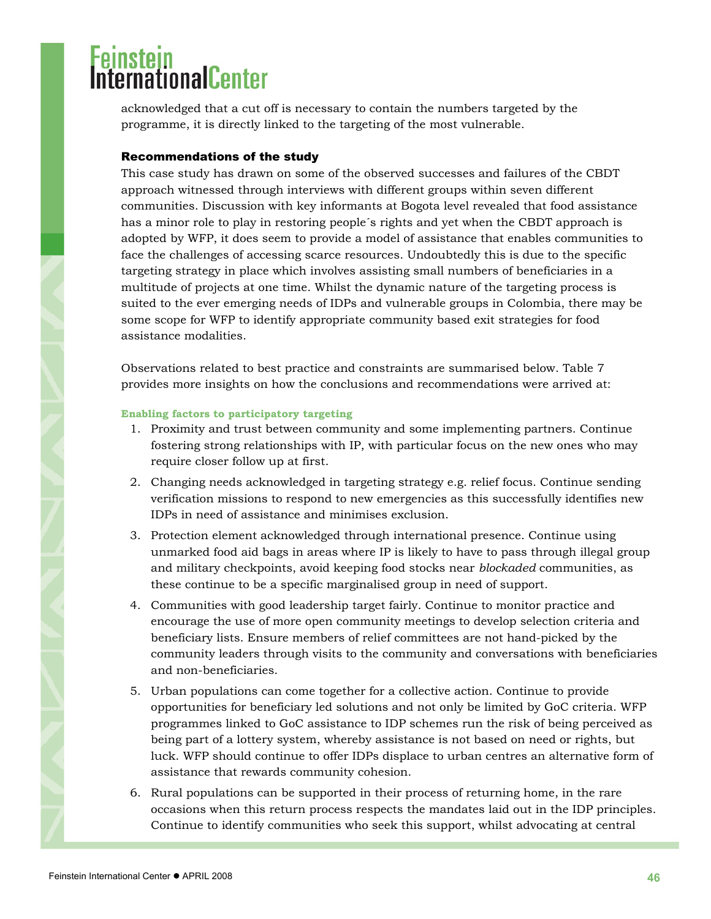acknowledged that a cut off is necessary to contain the numbers targeted by the programme, it is directly linked to the targeting of the most vulnerable.

### Recommendations of the study

This case study has drawn on some of the observed successes and failures of the CBDT approach witnessed through interviews with different groups within seven different communities. Discussion with key informants at Bogota level revealed that food assistance has a minor role to play in restoring people´s rights and yet when the CBDT approach is adopted by WFP, it does seem to provide a model of assistance that enables communities to face the challenges of accessing scarce resources. Undoubtedly this is due to the specific targeting strategy in place which involves assisting small numbers of beneficiaries in a multitude of projects at one time. Whilst the dynamic nature of the targeting process is suited to the ever emerging needs of IDPs and vulnerable groups in Colombia, there may be some scope for WFP to identify appropriate community based exit strategies for food assistance modalities.

Observations related to best practice and constraints are summarised below. Table 7 provides more insights on how the conclusions and recommendations were arrived at:

#### Enabling factors to participatory targeting

1. Proximity and trust between community and some implementing partners. Continue fostering strong relationships with IP, with particular focus on the new ones who may require closer follow up at first.
2. Changing needs acknowledged in targeting strategy e.g. relief focus. Continue sending verification missions to respond to new emergencies as this successfully identifies new IDPs in need of assistance and minimises exclusion.
3. Protection element acknowledged through international presence. Continue using unmarked food aid bags in areas where IP is likely to have to pass through illegal group and military checkpoints, avoid keeping food stocks near *blockaded* communities, as these continue to be a specific marginalised group in need of support.
4. Communities with good leadership target fairly. Continue to monitor practice and encourage the use of more open community meetings to develop selection criteria and beneficiary lists. Ensure members of relief committees are not hand-picked by the community leaders through visits to the community and conversations with beneficiaries and non-beneficiaries.
5. Urban populations can come together for a collective action. Continue to provide opportunities for beneficiary led solutions and not only be limited by GoC criteria. WFP programmes linked to GoC assistance to IDP schemes run the risk of being perceived as being part of a lottery system, whereby assistance is not based on need or rights, but luck. WFP should continue to offer IDPs displace to urban centres an alternative form of assistance that rewards community cohesion.
6. Rural populations can be supported in their process of returning home, in the rare occasions when this return process respects the mandates laid out in the IDP principles. Continue to identify communities who seek this support, whilst advocating at central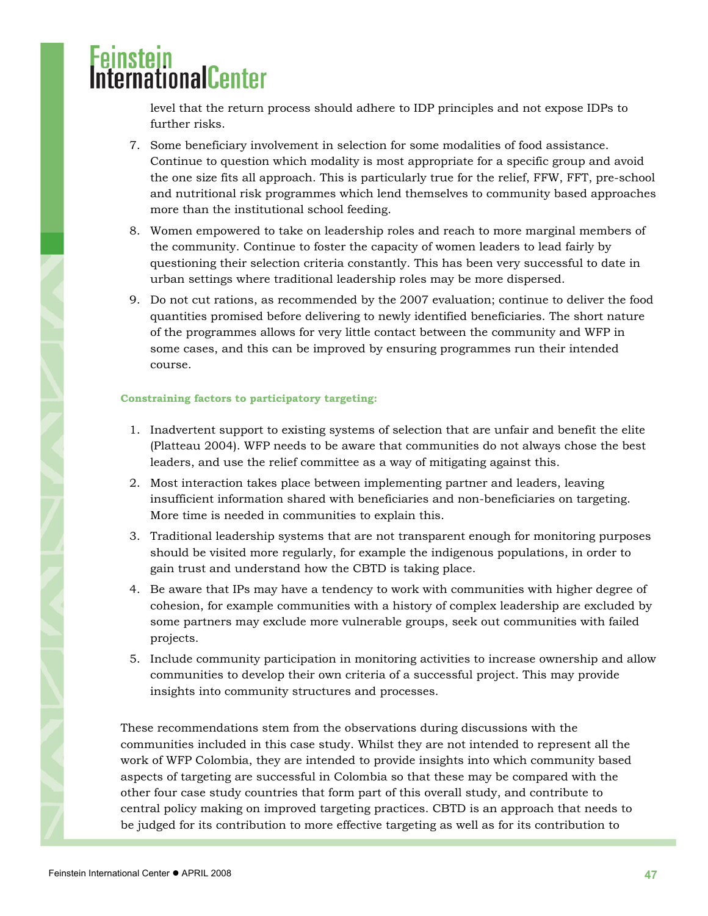level that the return process should adhere to IDP principles and not expose IDPs to further risks.

7. Some beneficiary involvement in selection for some modalities of food assistance. Continue to question which modality is most appropriate for a specific group and avoid the one size fits all approach. This is particularly true for the relief, FFW, FFT, pre-school and nutritional risk programmes which lend themselves to community based approaches more than the institutional school feeding.
8. Women empowered to take on leadership roles and reach to more marginal members of the community. Continue to foster the capacity of women leaders to lead fairly by questioning their selection criteria constantly. This has been very successful to date in urban settings where traditional leadership roles may be more dispersed.
9. Do not cut rations, as recommended by the 2007 evaluation; continue to deliver the food quantities promised before delivering to newly identified beneficiaries. The short nature of the programmes allows for very little contact between the community and WFP in some cases, and this can be improved by ensuring programmes run their intended course.

**Constraining factors to participatory targeting:**

1. Inadvertent support to existing systems of selection that are unfair and benefit the elite (Platteau 2004). WFP needs to be aware that communities do not always chose the best leaders, and use the relief committee as a way of mitigating against this.
2. Most interaction takes place between implementing partner and leaders, leaving insufficient information shared with beneficiaries and non-beneficiaries on targeting. More time is needed in communities to explain this.
3. Traditional leadership systems that are not transparent enough for monitoring purposes should be visited more regularly, for example the indigenous populations, in order to gain trust and understand how the CBTD is taking place.
4. Be aware that IPs may have a tendency to work with communities with higher degree of cohesion, for example communities with a history of complex leadership are excluded by some partners may exclude more vulnerable groups, seek out communities with failed projects.
5. Include community participation in monitoring activities to increase ownership and allow communities to develop their own criteria of a successful project. This may provide insights into community structures and processes.

These recommendations stem from the observations during discussions with the communities included in this case study. Whilst they are not intended to represent all the work of WFP Colombia, they are intended to provide insights into which community based aspects of targeting are successful in Colombia so that these may be compared with the other four case study countries that form part of this overall study, and contribute to central policy making on improved targeting practices. CBTD is an approach that needs to be judged for its contribution to more effective targeting as well as for its contribution to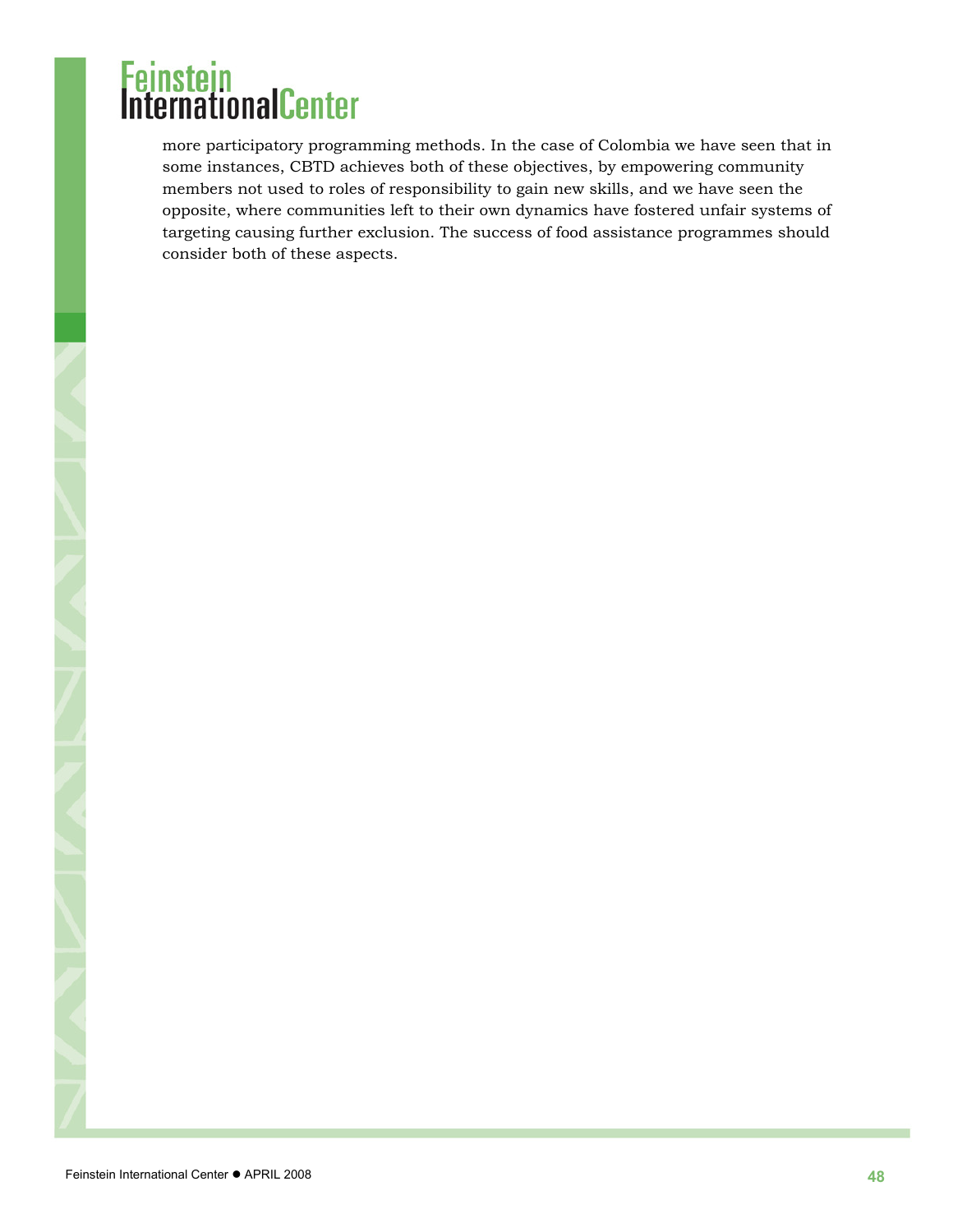more participatory programming methods. In the case of Colombia we have seen that in some instances, CBTD achieves both of these objectives, by empowering community members not used to roles of responsibility to gain new skills, and we have seen the opposite, where communities left to their own dynamics have fostered unfair systems of targeting causing further exclusion. The success of food assistance programmes should consider both of these aspects.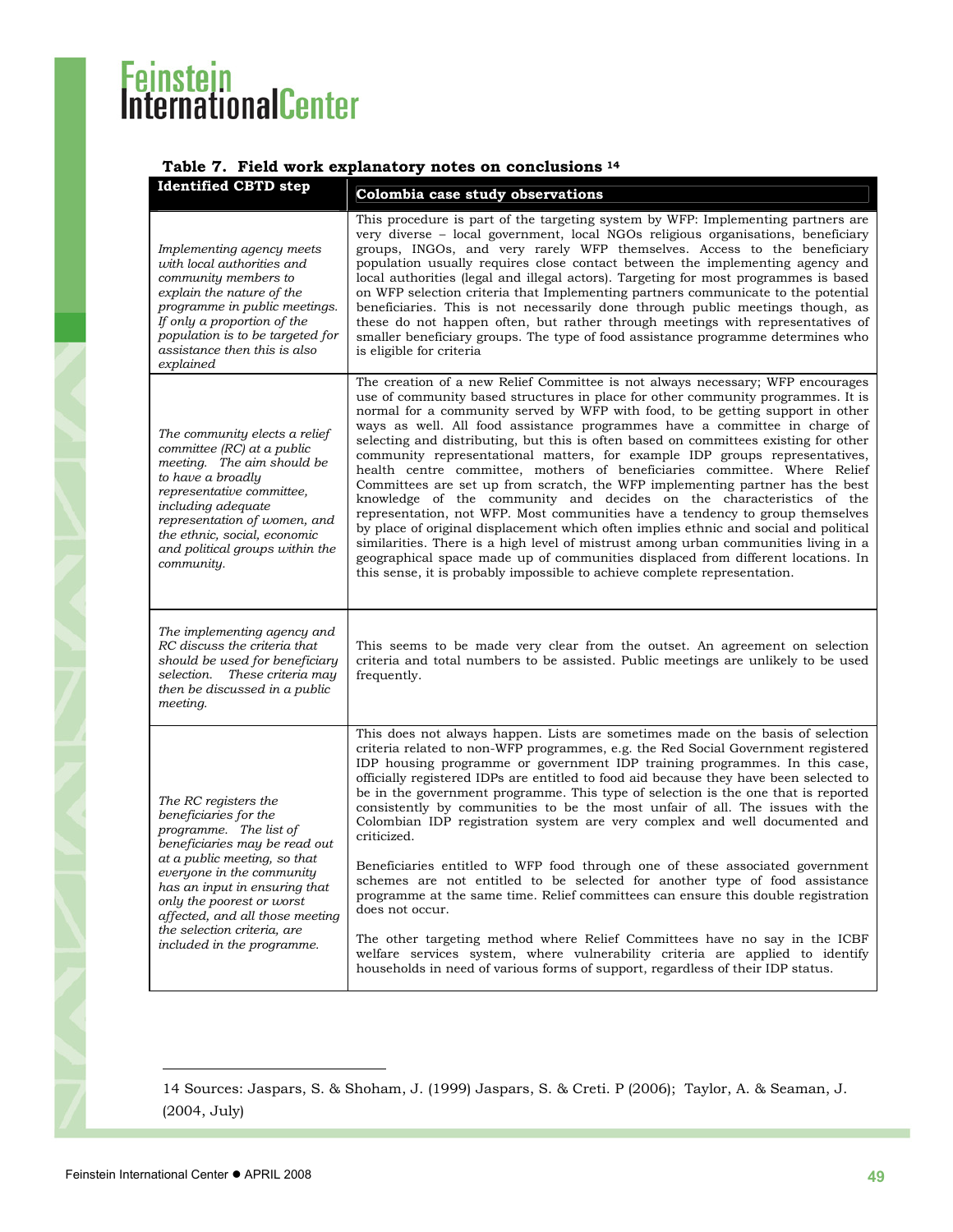**Table 7. Field work explanatory notes on conclusions [14]**

| Identified CBTD step | Colombia case study observations |
| --- | --- |
| *Implementing agency meets with local authorities and community members to explain the nature of the programme in public meetings. If only a proportion of the population is to be targeted for assistance then this is also explained* | This procedure is part of the targeting system by WFP: Implementing partners are very diverse – local government, local NGOs religious organisations, beneficiary groups, INGOs, and very rarely WFP themselves. Access to the beneficiary population usually requires close contact between the implementing agency and local authorities (legal and illegal actors). Targeting for most programmes is based on WFP selection criteria that Implementing partners communicate to the potential beneficiaries. This is not necessarily done through public meetings though, as these do not happen often, but rather through meetings with representatives of smaller beneficiary groups. The type of food assistance programme determines who is eligible for criteria |
| *The community elects a relief committee (RC) at a public meeting. The aim should be to have a broadly representative committee, including adequate representation of women, and the ethnic, social, economic and political groups within the community.* | The creation of a new Relief Committee is not always necessary; WFP encourages use of community based structures in place for other community programmes. It is normal for a community served by WFP with food, to be getting support in other ways as well. All food assistance programmes have a committee in charge of selecting and distributing, but this is often based on committees existing for other community representational matters, for example IDP groups representatives, health centre committee, mothers of beneficiaries committee. Where Relief Committees are set up from scratch, the WFP implementing partner has the best knowledge of the community and decides on the characteristics of the representation, not WFP. Most communities have a tendency to group themselves by place of original displacement which often implies ethnic and social and political similarities. There is a high level of mistrust among urban communities living in a geographical space made up of communities displaced from different locations. In this sense, it is probably impossible to achieve complete representation. |
| *The implementing agency and RC discuss the criteria that should be used for beneficiary selection. These criteria may then be discussed in a public meeting.* | This seems to be made very clear from the outset. An agreement on selection criteria and total numbers to be assisted. Public meetings are unlikely to be used frequently. |
| *The RC registers the beneficiaries for the programme. The list of beneficiaries may be read out at a public meeting, so that everyone in the community has an input in ensuring that only the poorest or worst affected, and all those meeting the selection criteria, are included in the programme.* | This does not always happen. Lists are sometimes made on the basis of selection criteria related to non-WFP programmes, e.g. the Red Social Government registered IDP housing programme or government IDP training programmes. In this case, officially registered IDPs are entitled to food aid because they have been selected to be in the government programme. This type of selection is the one that is reported consistently by communities to be the most unfair of all. The issues with the Colombian IDP registration system are very complex and well documented and criticized.<br><br>Beneficiaries entitled to WFP food through one of these associated government schemes are not entitled to be selected for another type of food assistance programme at the same time. Relief committees can ensure this double registration does not occur.<br><br>The other targeting method where Relief Committees have no say in the ICBF welfare services system, where vulnerability criteria are applied to identify households in need of various forms of support, regardless of their IDP status. |

[14] Sources: Jaspars, S. & Shoham, J. (1999) Jaspars, S. & Creti. P (2006); Taylor, A. & Seaman, J. (2004, July)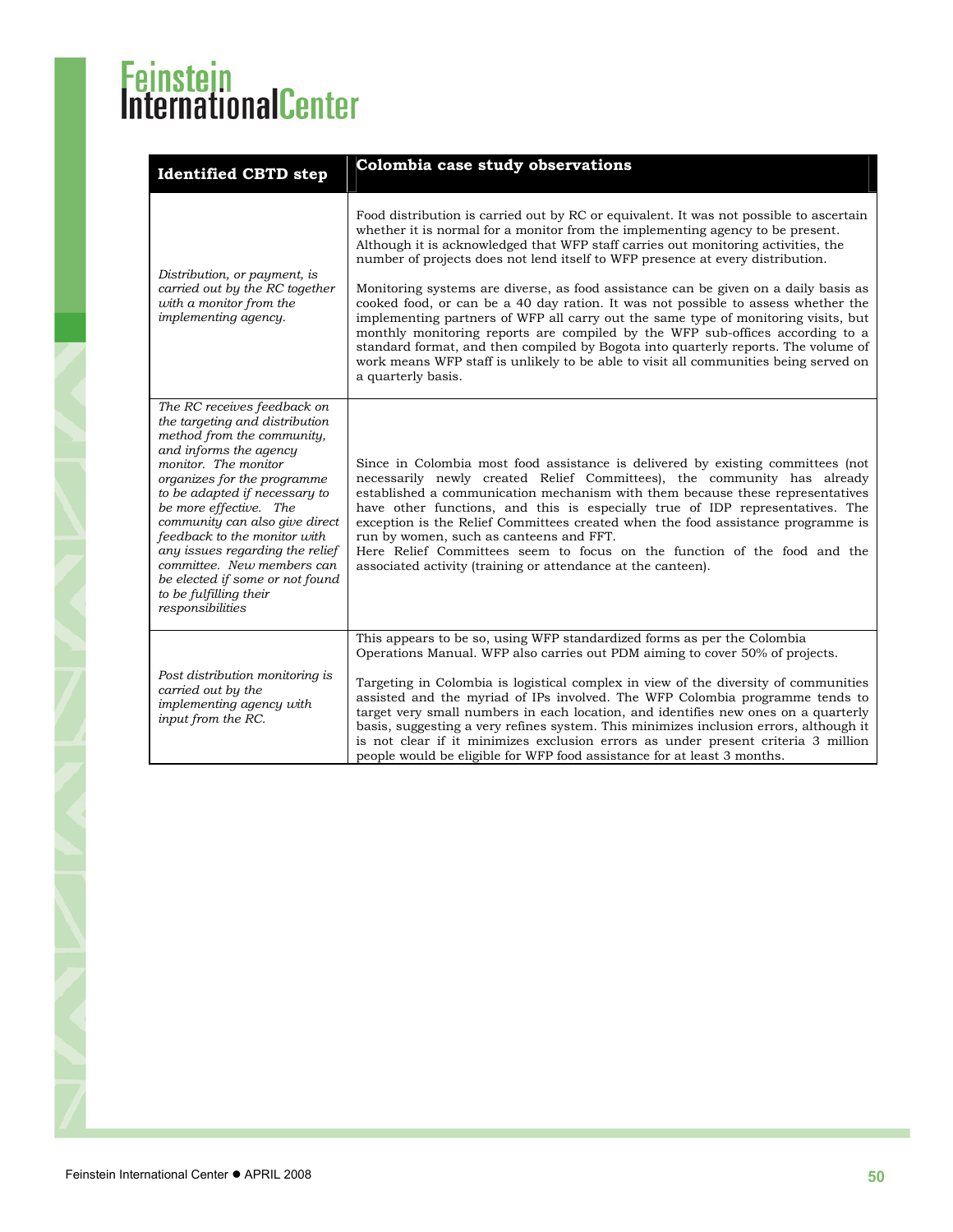| Identified CBTD step | Colombia case study observations |
|---|---|
| *Distribution, or payment, is carried out by the RC together with a monitor from the implementing agency.* | Food distribution is carried out by RC or equivalent. It was not possible to ascertain whether it is normal for a monitor from the implementing agency to be present. Although it is acknowledged that WFP staff carries out monitoring activities, the number of projects does not lend itself to WFP presence at every distribution.<br><br>Monitoring systems are diverse, as food assistance can be given on a daily basis as cooked food, or can be a 40 day ration. It was not possible to assess whether the implementing partners of WFP all carry out the same type of monitoring visits, but monthly monitoring reports are compiled by the WFP sub-offices according to a standard format, and then compiled by Bogota into quarterly reports. The volume of work means WFP staff is unlikely to be able to visit all communities being served on a quarterly basis. |
| *The RC receives feedback on the targeting and distribution method from the community, and informs the agency monitor. The monitor organizes for the programme to be adapted if necessary to be more effective. The community can also give direct feedback to the monitor with any issues regarding the relief committee. New members can be elected if some or not found to be fulfilling their responsibilities* | Since in Colombia most food assistance is delivered by existing committees (not necessarily newly created Relief Committees), the community has already established a communication mechanism with them because these representatives have other functions, and this is especially true of IDP representatives. The exception is the Relief Committees created when the food assistance programme is run by women, such as canteens and FFT.<br>Here Relief Committees seem to focus on the function of the food and the associated activity (training or attendance at the canteen). |
| *Post distribution monitoring is carried out by the implementing agency with input from the RC.* | This appears to be so, using WFP standardized forms as per the Colombia Operations Manual. WFP also carries out PDM aiming to cover 50% of projects.<br><br>Targeting in Colombia is logistical complex in view of the diversity of communities assisted and the myriad of IPs involved. The WFP Colombia programme tends to target very small numbers in each location, and identifies new ones on a quarterly basis, suggesting a very refines system. This minimizes inclusion errors, although it is not clear if it minimizes exclusion errors as under present criteria 3 million people would be eligible for WFP food assistance for at least 3 months. |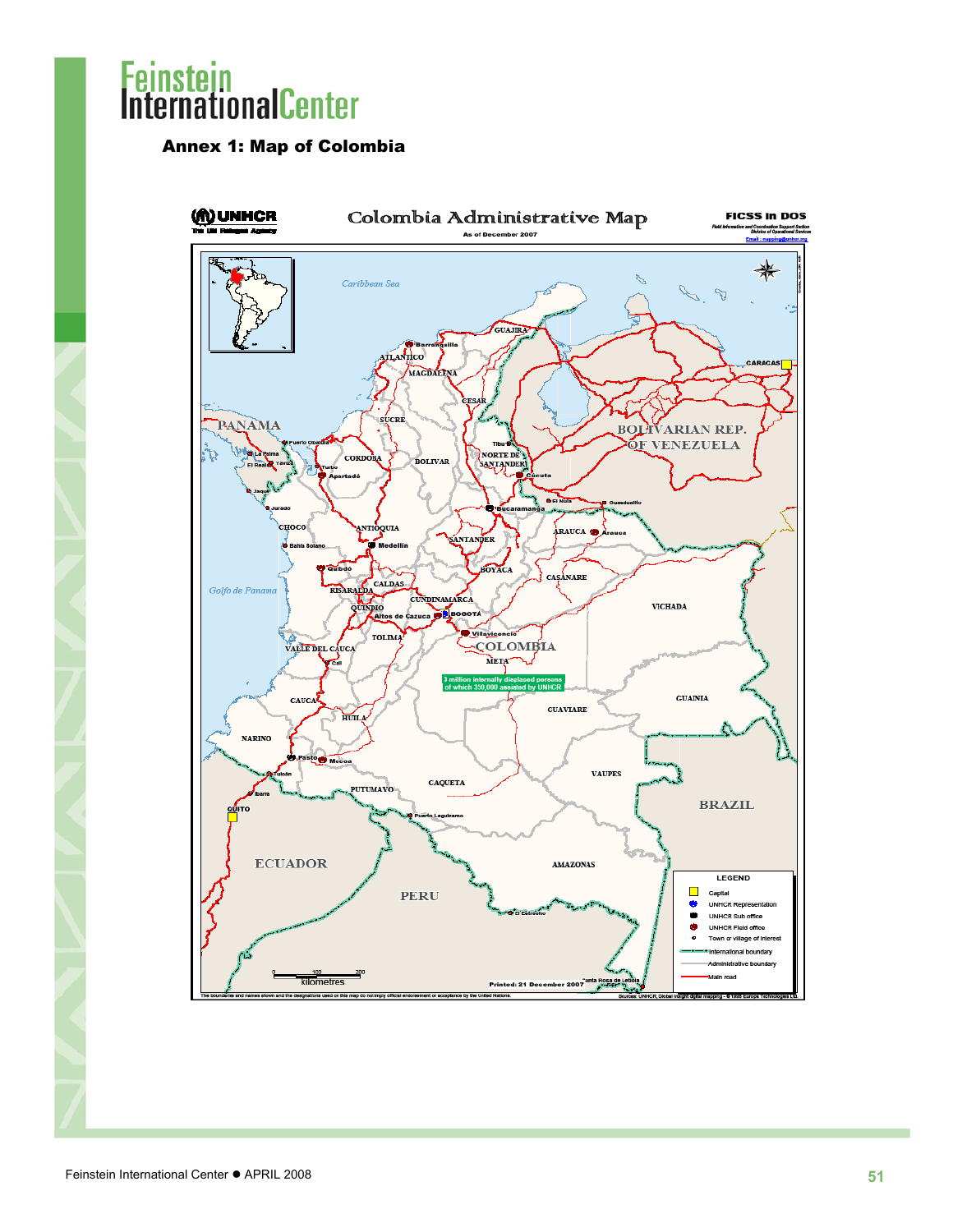## Annex 1: Map of Colombia

Colombia Administrative Map

As of December 2007

UNHCR
The UN Refugee Agency

FICSS in DOS
Field Information and Coordination Support Section
Division of Operational Services
Email : mapping@unhcr.org

3 million internally displaced persons of which 350,000 assisted by UNHCR

LEGEND
- Capital
- UNHCR Representation
- UNHCR Sub office
- UNHCR Field office
- Town or village of interest
- International boundary
- Administrative boundary
- Main road

Printed: 21 December 2007

The boundaries and names shown and the designations used on this map do not imply official endorsement or acceptance by the United Nations.

Sources: UNHCR, Global Insight digital mapping - © 1998 Europa Technologies Ltd.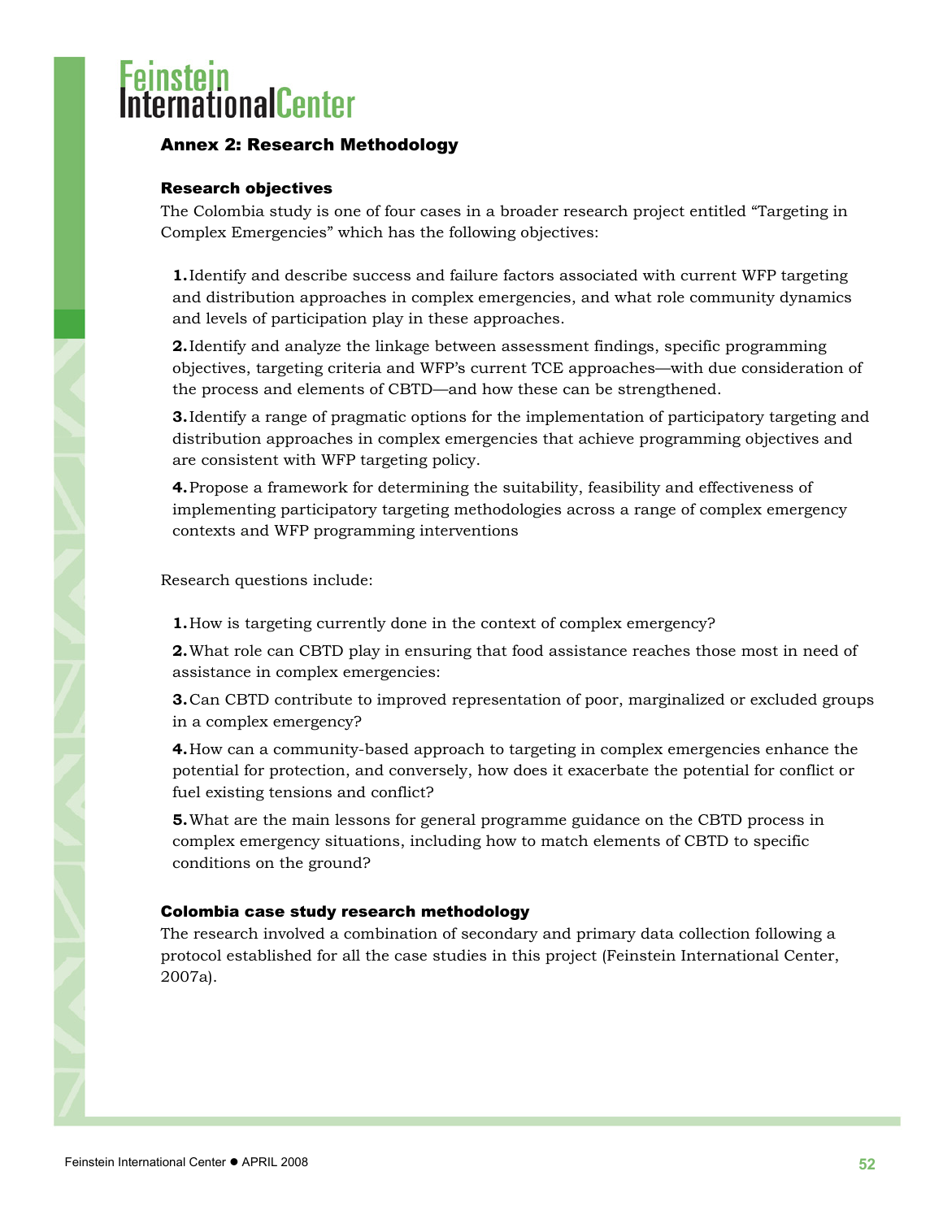## Annex 2: Research Methodology

### Research objectives

The Colombia study is one of four cases in a broader research project entitled "Targeting in Complex Emergencies" which has the following objectives:

1. Identify and describe success and failure factors associated with current WFP targeting and distribution approaches in complex emergencies, and what role community dynamics and levels of participation play in these approaches.
2. Identify and analyze the linkage between assessment findings, specific programming objectives, targeting criteria and WFP's current TCE approaches—with due consideration of the process and elements of CBTD—and how these can be strengthened.
3. Identify a range of pragmatic options for the implementation of participatory targeting and distribution approaches in complex emergencies that achieve programming objectives and are consistent with WFP targeting policy.
4. Propose a framework for determining the suitability, feasibility and effectiveness of implementing participatory targeting methodologies across a range of complex emergency contexts and WFP programming interventions

Research questions include:

1. How is targeting currently done in the context of complex emergency?
2. What role can CBTD play in ensuring that food assistance reaches those most in need of assistance in complex emergencies:
3. Can CBTD contribute to improved representation of poor, marginalized or excluded groups in a complex emergency?
4. How can a community-based approach to targeting in complex emergencies enhance the potential for protection, and conversely, how does it exacerbate the potential for conflict or fuel existing tensions and conflict?
5. What are the main lessons for general programme guidance on the CBTD process in complex emergency situations, including how to match elements of CBTD to specific conditions on the ground?

### Colombia case study research methodology

The research involved a combination of secondary and primary data collection following a protocol established for all the case studies in this project (Feinstein International Center, 2007a).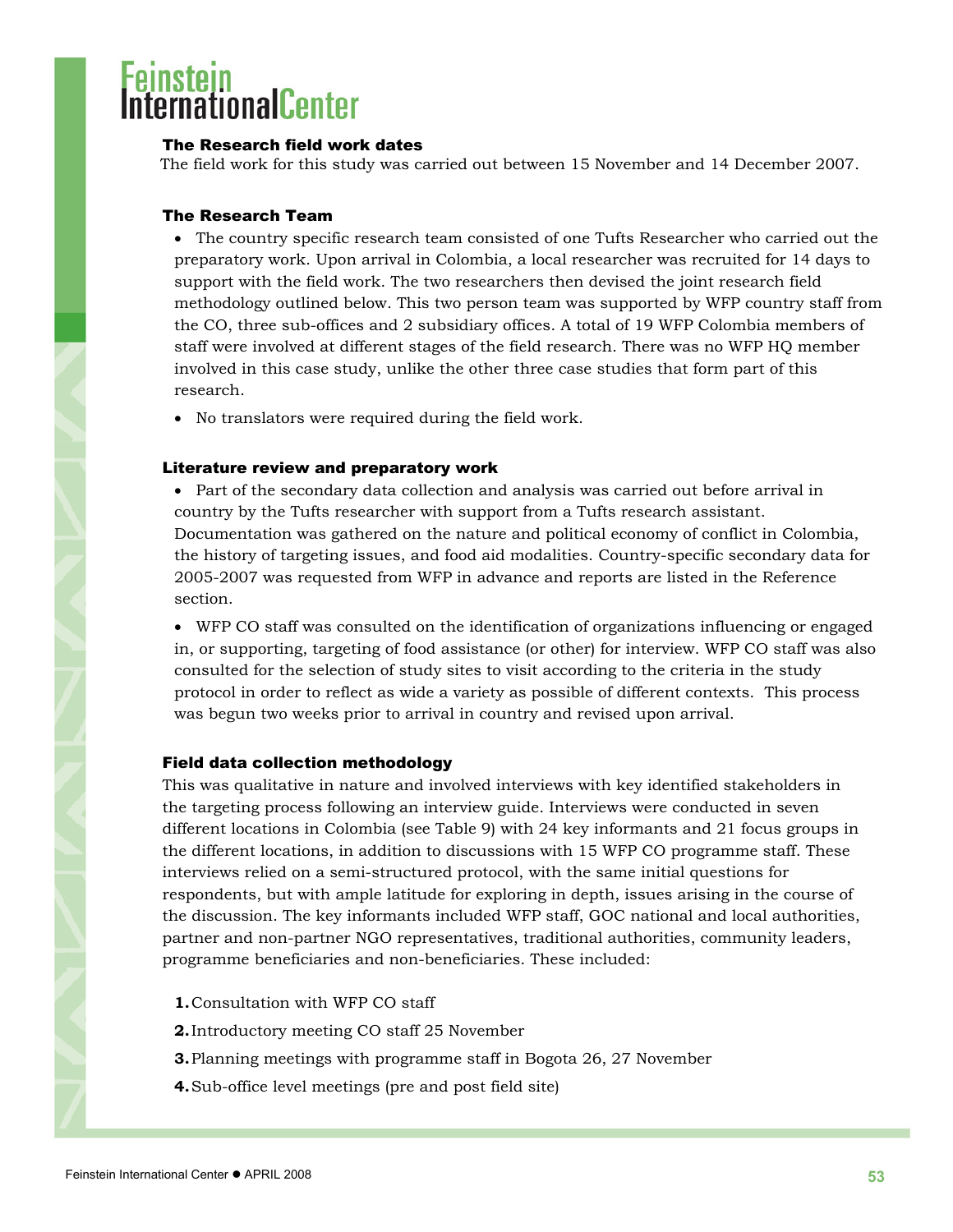### The Research field work dates

The field work for this study was carried out between 15 November and 14 December 2007.

### The Research Team

- The country specific research team consisted of one Tufts Researcher who carried out the preparatory work. Upon arrival in Colombia, a local researcher was recruited for 14 days to support with the field work. The two researchers then devised the joint research field methodology outlined below. This two person team was supported by WFP country staff from the CO, three sub-offices and 2 subsidiary offices. A total of 19 WFP Colombia members of staff were involved at different stages of the field research. There was no WFP HQ member involved in this case study, unlike the other three case studies that form part of this research.
- No translators were required during the field work.

### Literature review and preparatory work

- Part of the secondary data collection and analysis was carried out before arrival in country by the Tufts researcher with support from a Tufts research assistant. Documentation was gathered on the nature and political economy of conflict in Colombia, the history of targeting issues, and food aid modalities. Country-specific secondary data for 2005-2007 was requested from WFP in advance and reports are listed in the Reference section.
- WFP CO staff was consulted on the identification of organizations influencing or engaged in, or supporting, targeting of food assistance (or other) for interview. WFP CO staff was also consulted for the selection of study sites to visit according to the criteria in the study protocol in order to reflect as wide a variety as possible of different contexts. This process was begun two weeks prior to arrival in country and revised upon arrival.

### Field data collection methodology

This was qualitative in nature and involved interviews with key identified stakeholders in the targeting process following an interview guide. Interviews were conducted in seven different locations in Colombia (see Table 9) with 24 key informants and 21 focus groups in the different locations, in addition to discussions with 15 WFP CO programme staff. These interviews relied on a semi-structured protocol, with the same initial questions for respondents, but with ample latitude for exploring in depth, issues arising in the course of the discussion. The key informants included WFP staff, GOC national and local authorities, partner and non-partner NGO representatives, traditional authorities, community leaders, programme beneficiaries and non-beneficiaries. These included:

1. Consultation with WFP CO staff
2. Introductory meeting CO staff 25 November
3. Planning meetings with programme staff in Bogota 26, 27 November
4. Sub-office level meetings (pre and post field site)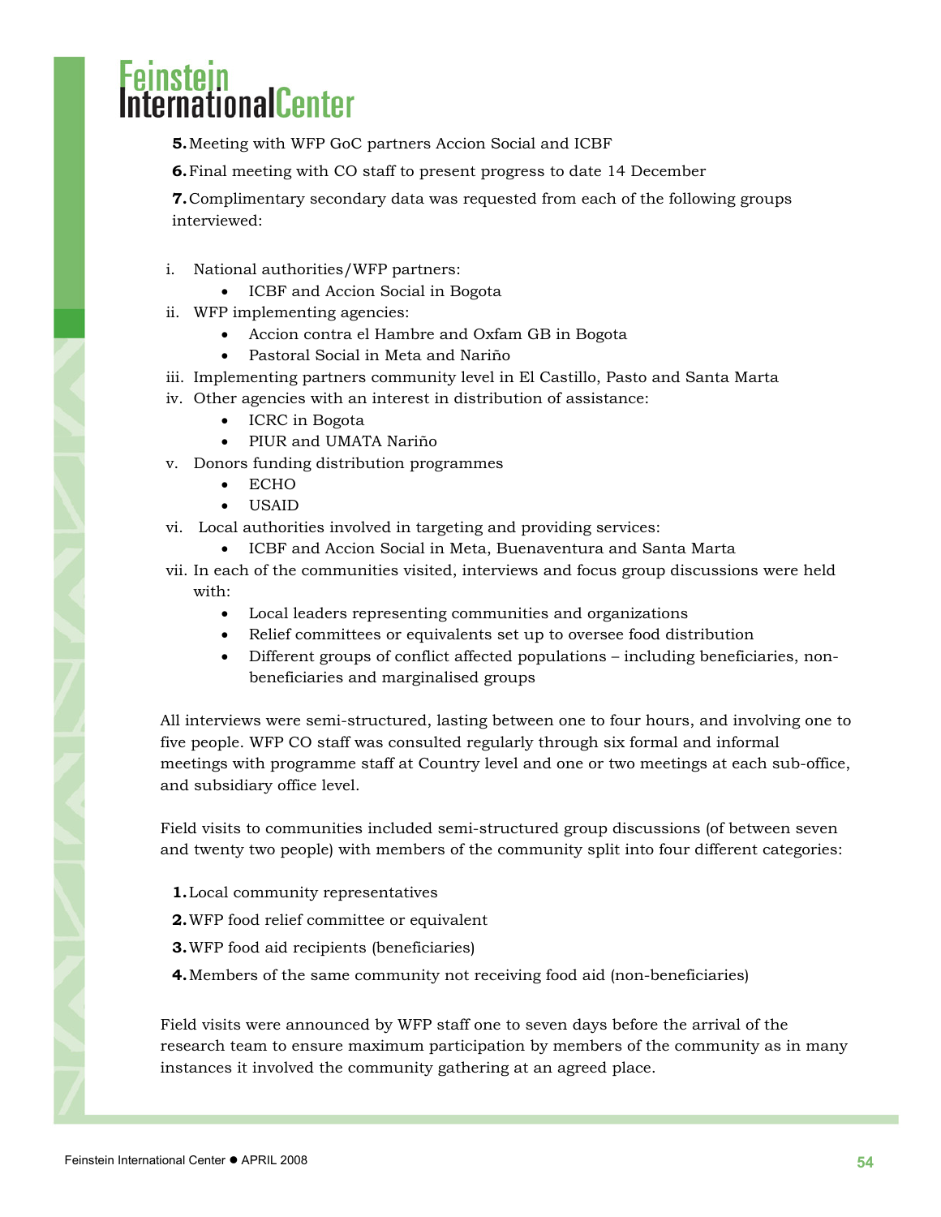5. Meeting with WFP GoC partners Accion Social and ICBF

6. Final meeting with CO staff to present progress to date 14 December

7. Complimentary secondary data was requested from each of the following groups interviewed:

i. National authorities/WFP partners:
   - ICBF and Accion Social in Bogota
ii. WFP implementing agencies:
   - Accion contra el Hambre and Oxfam GB in Bogota
   - Pastoral Social in Meta and Nariño
iii. Implementing partners community level in El Castillo, Pasto and Santa Marta
iv. Other agencies with an interest in distribution of assistance:
   - ICRC in Bogota
   - PIUR and UMATA Nariño
v. Donors funding distribution programmes
   - ECHO
   - USAID
vi. Local authorities involved in targeting and providing services:
   - ICBF and Accion Social in Meta, Buenaventura and Santa Marta
vii. In each of the communities visited, interviews and focus group discussions were held with:
   - Local leaders representing communities and organizations
   - Relief committees or equivalents set up to oversee food distribution
   - Different groups of conflict affected populations – including beneficiaries, non-beneficiaries and marginalised groups

All interviews were semi-structured, lasting between one to four hours, and involving one to five people. WFP CO staff was consulted regularly through six formal and informal meetings with programme staff at Country level and one or two meetings at each sub-office, and subsidiary office level.

Field visits to communities included semi-structured group discussions (of between seven and twenty two people) with members of the community split into four different categories:

1. Local community representatives
2. WFP food relief committee or equivalent
3. WFP food aid recipients (beneficiaries)
4. Members of the same community not receiving food aid (non-beneficiaries)

Field visits were announced by WFP staff one to seven days before the arrival of the research team to ensure maximum participation by members of the community as in many instances it involved the community gathering at an agreed place.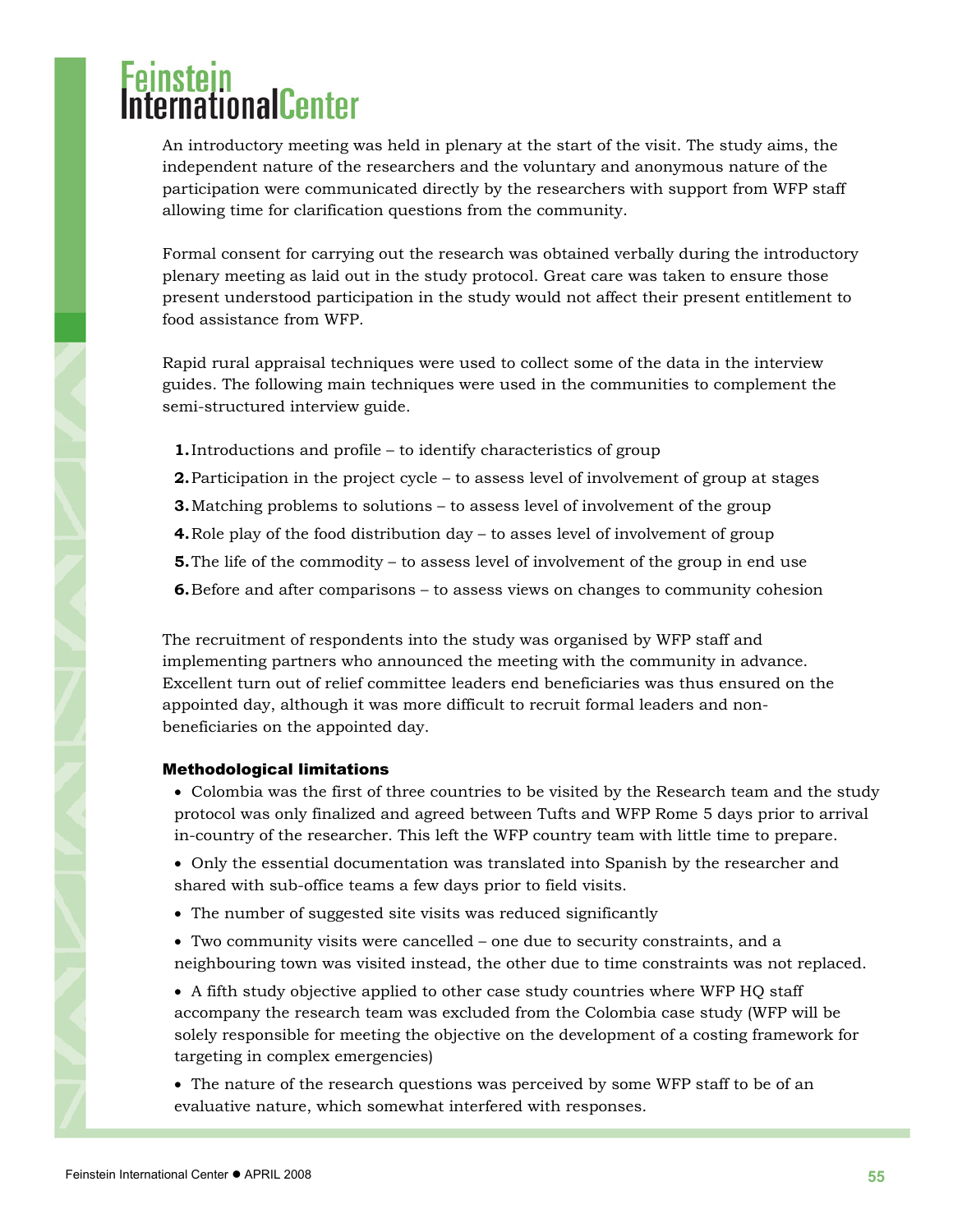An introductory meeting was held in plenary at the start of the visit. The study aims, the independent nature of the researchers and the voluntary and anonymous nature of the participation were communicated directly by the researchers with support from WFP staff allowing time for clarification questions from the community.

Formal consent for carrying out the research was obtained verbally during the introductory plenary meeting as laid out in the study protocol. Great care was taken to ensure those present understood participation in the study would not affect their present entitlement to food assistance from WFP.

Rapid rural appraisal techniques were used to collect some of the data in the interview guides. The following main techniques were used in the communities to complement the semi-structured interview guide.

1. Introductions and profile – to identify characteristics of group
2. Participation in the project cycle – to assess level of involvement of group at stages
3. Matching problems to solutions – to assess level of involvement of the group
4. Role play of the food distribution day – to asses level of involvement of group
5. The life of the commodity – to assess level of involvement of the group in end use
6. Before and after comparisons – to assess views on changes to community cohesion

The recruitment of respondents into the study was organised by WFP staff and implementing partners who announced the meeting with the community in advance. Excellent turn out of relief committee leaders end beneficiaries was thus ensured on the appointed day, although it was more difficult to recruit formal leaders and non-beneficiaries on the appointed day.

**Methodological limitations**

- Colombia was the first of three countries to be visited by the Research team and the study protocol was only finalized and agreed between Tufts and WFP Rome 5 days prior to arrival in-country of the researcher. This left the WFP country team with little time to prepare.
- Only the essential documentation was translated into Spanish by the researcher and shared with sub-office teams a few days prior to field visits.
- The number of suggested site visits was reduced significantly
- Two community visits were cancelled – one due to security constraints, and a neighbouring town was visited instead, the other due to time constraints was not replaced.
- A fifth study objective applied to other case study countries where WFP HQ staff accompany the research team was excluded from the Colombia case study (WFP will be solely responsible for meeting the objective on the development of a costing framework for targeting in complex emergencies)
- The nature of the research questions was perceived by some WFP staff to be of an evaluative nature, which somewhat interfered with responses.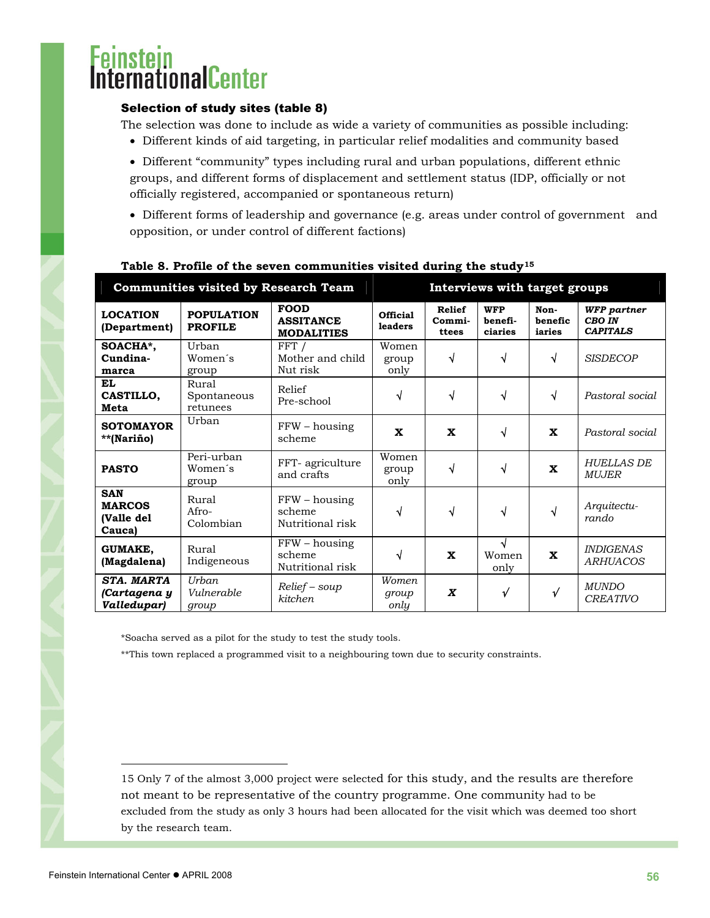### Selection of study sites (table 8)

The selection was done to include as wide a variety of communities as possible including:

- Different kinds of aid targeting, in particular relief modalities and community based
- Different "community" types including rural and urban populations, different ethnic groups, and different forms of displacement and settlement status (IDP, officially or not officially registered, accompanied or spontaneous return)
- Different forms of leadership and governance (e.g. areas under control of government and opposition, or under control of different factions)

**Table 8. Profile of the seven communities visited during the study**[15]

| Communities visited by Research Team | | | Interviews with target groups | | | | |
|---|---|---|---|---|---|---|---|
| **LOCATION (Department)** | **POPULATION PROFILE** | **FOOD ASSITANCE MODALITIES** | **Official leaders** | **Relief Committees** | **WFP beneficiaries** | **Non-beneficiaries** | ***WFP partner CBO IN CAPITALS*** |
| **SOACHA*, Cundinamarca** | Urban Women´s group | FFT / Mother and child Nut risk | Women group only | √ | √ | √ | *SISDECOP* |
| **EL CASTILLO, Meta** | Rural Spontaneous retunees | Relief Pre-school | √ | √ | √ | √ | *Pastoral social* |
| **SOTOMAYOR **(Nariño)** | Urban | FFW – housing scheme | **X** | **X** | √ | **X** | *Pastoral social* |
| **PASTO** | Peri-urban Women´s group | FFT- agriculture and crafts | Women group only | √ | √ | **X** | *HUELLAS DE MUJER* |
| **SAN MARCOS (Valle del Cauca)** | Rural Afro-Colombian | FFW – housing scheme Nutritional risk | √ | √ | √ | √ | *Arquitecturando* |
| **GUMAKE, (Magdalena)** | Rural Indigeneous | FFW – housing scheme Nutritional risk | √ | **X** | √ Women only | **X** | *INDIGENAS ARHUACOS* |
| ***STA. MARTA (Cartagena y Valledupar)*** | *Urban Vulnerable group* | *Relief – soup kitchen* | *Women group only* | ***X*** | √ | √ | *MUNDO CREATIVO* |

*Soacha served as a pilot for the study to test the study tools.

**This town replaced a programmed visit to a neighbouring town due to security constraints.

15 Only 7 of the almost 3,000 project were selected for this study, and the results are therefore not meant to be representative of the country programme. One community had to be excluded from the study as only 3 hours had been allocated for the visit which was deemed too short by the research team.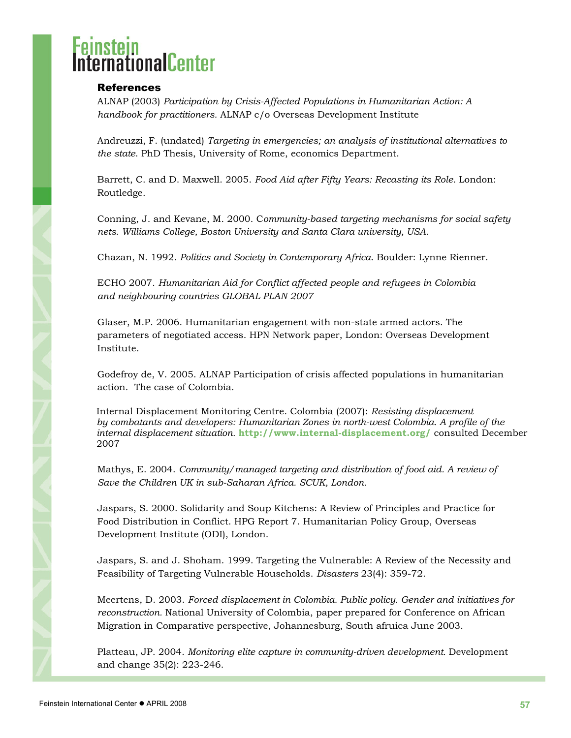## References

ALNAP (2003) *Participation by Crisis-Affected Populations in Humanitarian Action: A handbook for practitioners.* ALNAP c/o Overseas Development Institute

Andreuzzi, F. (undated) *Targeting in emergencies; an analysis of institutional alternatives to the state.* PhD Thesis, University of Rome, economics Department.

Barrett, C. and D. Maxwell. 2005. *Food Aid after Fifty Years: Recasting its Role*. London: Routledge.

Conning, J. and Kevane, M. 2000. C*ommunity-based targeting mechanisms for social safety nets. Williams College, Boston University and Santa Clara university, USA.*

Chazan, N. 1992. *Politics and Society in Contemporary Africa*. Boulder: Lynne Rienner.

ECHO 2007. *Humanitarian Aid for Conflict affected people and refugees in Colombia and neighbouring countries GLOBAL PLAN 2007*

Glaser, M.P. 2006. Humanitarian engagement with non-state armed actors. The parameters of negotiated access. HPN Network paper, London: Overseas Development Institute.

Godefroy de, V. 2005. ALNAP Participation of crisis affected populations in humanitarian action. The case of Colombia.

Internal Displacement Monitoring Centre. Colombia (2007): *Resisting displacement by combatants and developers: Humanitarian Zones in north-west Colombia. A profile of the internal displacement situation.* **http://www.internal-displacement.org/** consulted December 2007

Mathys, E. 2004. *Community/managed targeting and distribution of food aid. A review of Save the Children UK in sub-Saharan Africa. SCUK, London.*

Jaspars, S. 2000. Solidarity and Soup Kitchens: A Review of Principles and Practice for Food Distribution in Conflict. HPG Report 7. Humanitarian Policy Group, Overseas Development Institute (ODI), London.

Jaspars, S. and J. Shoham. 1999. Targeting the Vulnerable: A Review of the Necessity and Feasibility of Targeting Vulnerable Households. *Disasters* 23(4): 359-72.

Meertens, D. 2003. *Forced displacement in Colombia. Public policy. Gender and initiatives for reconstruction.* National University of Colombia, paper prepared for Conference on African Migration in Comparative perspective, Johannesburg, South afruica June 2003.

Platteau, JP. 2004. *Monitoring elite capture in community-driven development.* Development and change 35(2): 223-246.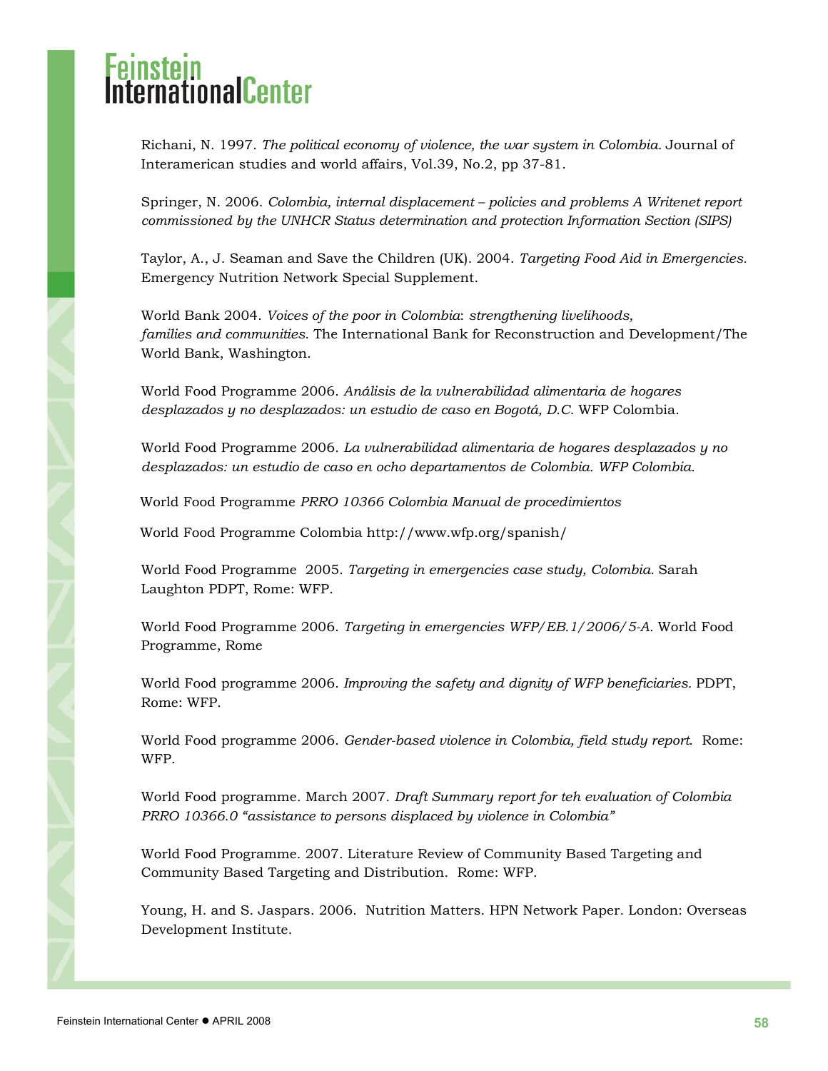Richani, N. 1997. *The political economy of violence, the war system in Colombia.* Journal of Interamerican studies and world affairs, Vol.39, No.2, pp 37-81.

Springer, N. 2006. *Colombia, internal displacement – policies and problems A Writenet report commissioned by the UNHCR Status determination and protection Information Section (SIPS)*

Taylor, A., J. Seaman and Save the Children (UK). 2004. *Targeting Food Aid in Emergencies.* Emergency Nutrition Network Special Supplement.

World Bank 2004. *Voices of the poor in Colombia*: *strengthening livelihoods, families and communities*. The International Bank for Reconstruction and Development/The World Bank, Washington.

World Food Programme 2006. *Análisis de la vulnerabilidad alimentaria de hogares desplazados y no desplazados: un estudio de caso en Bogotá, D.C.* WFP Colombia.

World Food Programme 2006. *La vulnerabilidad alimentaria de hogares desplazados y no desplazados: un estudio de caso en ocho departamentos de Colombia. WFP Colombia.*

World Food Programme *PRRO 10366 Colombia Manual de procedimientos*

World Food Programme Colombia http://www.wfp.org/spanish/

World Food Programme 2005. *Targeting in emergencies case study, Colombia.* Sarah Laughton PDPT, Rome: WFP.

World Food Programme 2006. *Targeting in emergencies WFP/EB.1/2006/5-A.* World Food Programme, Rome

World Food programme 2006. *Improving the safety and dignity of WFP beneficiaries.* PDPT, Rome: WFP.

World Food programme 2006. *Gender-based violence in Colombia, field study report.* Rome: WFP.

World Food programme. March 2007. *Draft Summary report for teh evaluation of Colombia PRRO 10366.0 "assistance to persons displaced by violence in Colombia"*

World Food Programme. 2007. Literature Review of Community Based Targeting and Community Based Targeting and Distribution. Rome: WFP.

Young, H. and S. Jaspars. 2006. Nutrition Matters. HPN Network Paper. London: Overseas Development Institute.